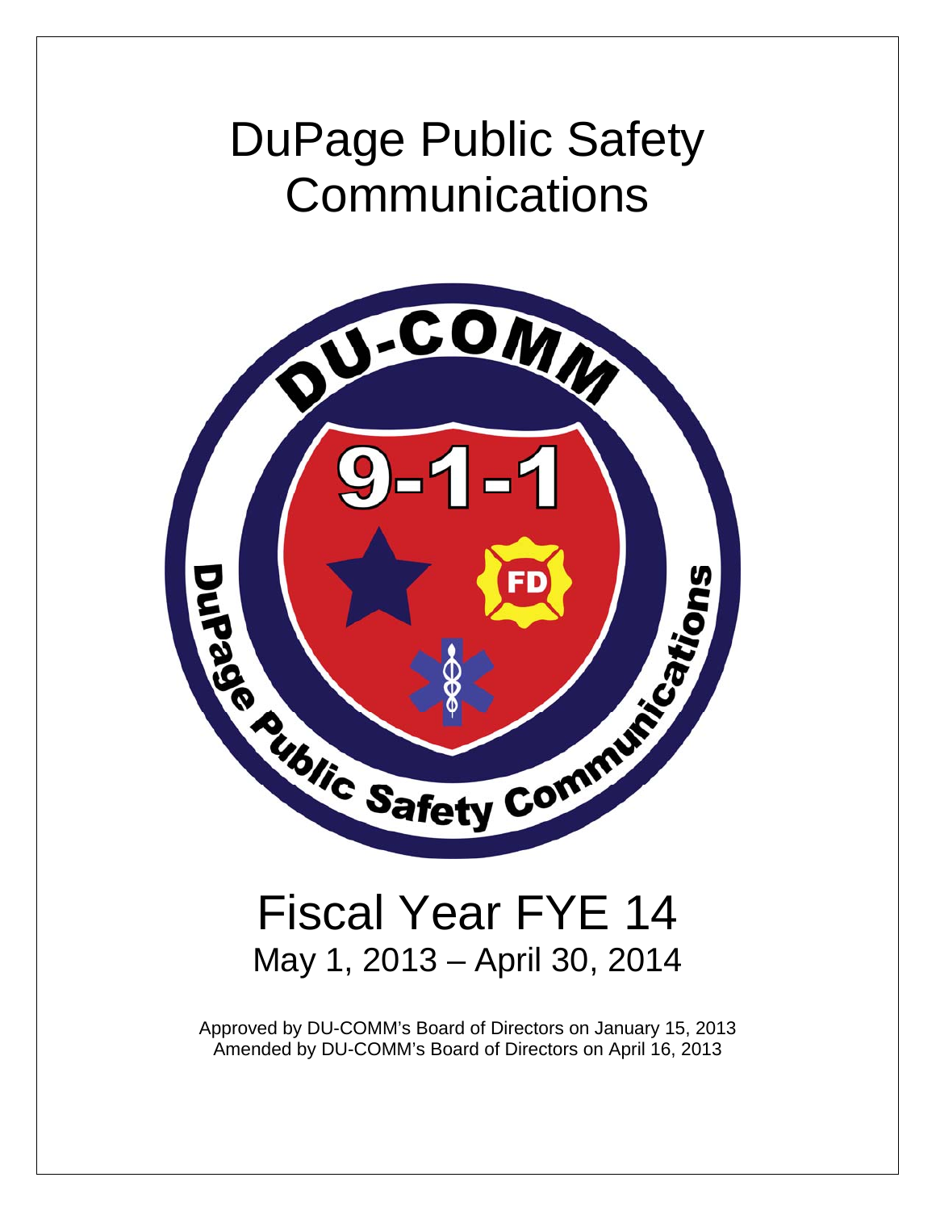# DuPage Public Safety Communications

# Fiscal Year FYE 14

## May 1, 2013 – April 30, 2014

Approved by DU-COMM's Board of Directors on January 15, 2013
Amended by DU-COMM's Board of Directors on April 16, 2013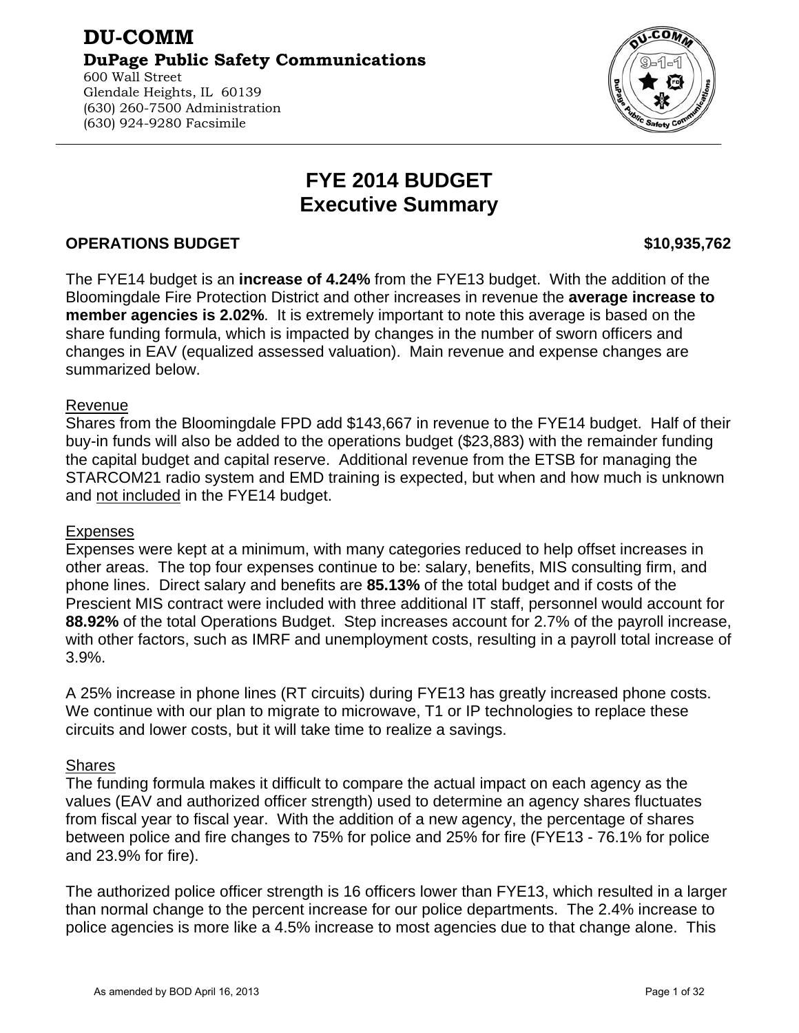# DU-COMM

## DuPage Public Safety Communications

600 Wall Street
Glendale Heights, IL 60139
(630) 260-7500 Administration
(630) 924-9280 Facsimile

---

# FYE 2014 BUDGET
# Executive Summary

**OPERATIONS BUDGET** **$10,935,762**

The FYE14 budget is an **increase of 4.24%** from the FYE13 budget. With the addition of the Bloomingdale Fire Protection District and other increases in revenue the **average increase to member agencies is 2.02%**. It is extremely important to note this average is based on the share funding formula, which is impacted by changes in the number of sworn officers and changes in EAV (equalized assessed valuation). Main revenue and expense changes are summarized below.

<u>Revenue</u>
Shares from the Bloomingdale FPD add $143,667 in revenue to the FYE14 budget. Half of their buy-in funds will also be added to the operations budget ($23,883) with the remainder funding the capital budget and capital reserve. Additional revenue from the ETSB for managing the STARCOM21 radio system and EMD training is expected, but when and how much is unknown and <u>not included</u> in the FYE14 budget.

<u>Expenses</u>
Expenses were kept at a minimum, with many categories reduced to help offset increases in other areas. The top four expenses continue to be: salary, benefits, MIS consulting firm, and phone lines. Direct salary and benefits are **85.13%** of the total budget and if costs of the Prescient MIS contract were included with three additional IT staff, personnel would account for **88.92%** of the total Operations Budget. Step increases account for 2.7% of the payroll increase, with other factors, such as IMRF and unemployment costs, resulting in a payroll total increase of 3.9%.

A 25% increase in phone lines (RT circuits) during FYE13 has greatly increased phone costs. We continue with our plan to migrate to microwave, T1 or IP technologies to replace these circuits and lower costs, but it will take time to realize a savings.

<u>Shares</u>
The funding formula makes it difficult to compare the actual impact on each agency as the values (EAV and authorized officer strength) used to determine an agency shares fluctuates from fiscal year to fiscal year. With the addition of a new agency, the percentage of shares between police and fire changes to 75% for police and 25% for fire (FYE13 - 76.1% for police and 23.9% for fire).

The authorized police officer strength is 16 officers lower than FYE13, which resulted in a larger than normal change to the percent increase for our police departments. The 2.4% increase to police agencies is more like a 4.5% increase to most agencies due to that change alone. This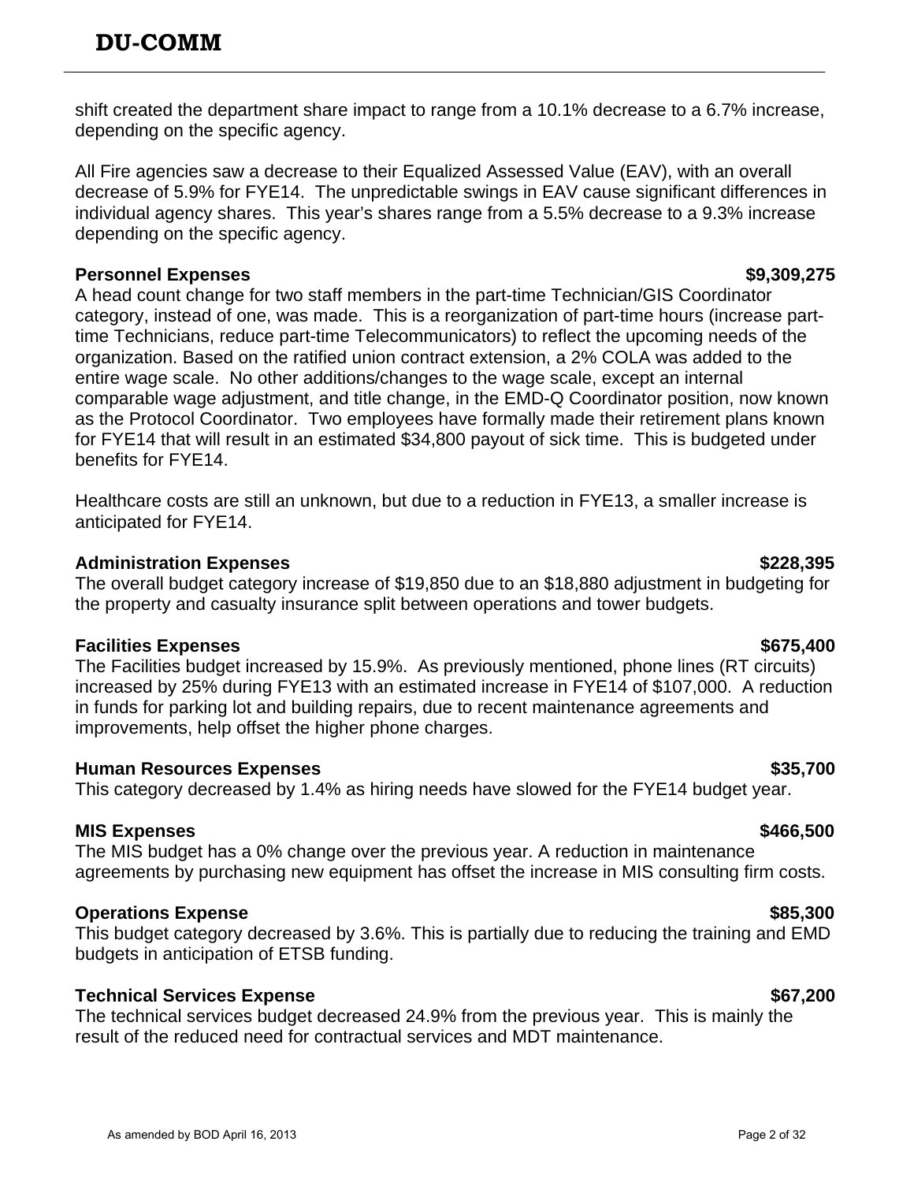shift created the department share impact to range from a 10.1% decrease to a 6.7% increase, depending on the specific agency.

All Fire agencies saw a decrease to their Equalized Assessed Value (EAV), with an overall decrease of 5.9% for FYE14. The unpredictable swings in EAV cause significant differences in individual agency shares. This year's shares range from a 5.5% decrease to a 9.3% increase depending on the specific agency.

**Personnel Expenses** **$9,309,275**

A head count change for two staff members in the part-time Technician/GIS Coordinator category, instead of one, was made. This is a reorganization of part-time hours (increase part-time Technicians, reduce part-time Telecommunicators) to reflect the upcoming needs of the organization. Based on the ratified union contract extension, a 2% COLA was added to the entire wage scale. No other additions/changes to the wage scale, except an internal comparable wage adjustment, and title change, in the EMD-Q Coordinator position, now known as the Protocol Coordinator. Two employees have formally made their retirement plans known for FYE14 that will result in an estimated $34,800 payout of sick time. This is budgeted under benefits for FYE14.

Healthcare costs are still an unknown, but due to a reduction in FYE13, a smaller increase is anticipated for FYE14.

**Administration Expenses** **$228,395**

The overall budget category increase of $19,850 due to an $18,880 adjustment in budgeting for the property and casualty insurance split between operations and tower budgets.

**Facilities Expenses** **$675,400**

The Facilities budget increased by 15.9%. As previously mentioned, phone lines (RT circuits) increased by 25% during FYE13 with an estimated increase in FYE14 of $107,000. A reduction in funds for parking lot and building repairs, due to recent maintenance agreements and improvements, help offset the higher phone charges.

**Human Resources Expenses** **$35,700**

This category decreased by 1.4% as hiring needs have slowed for the FYE14 budget year.

**MIS Expenses** **$466,500**

The MIS budget has a 0% change over the previous year. A reduction in maintenance agreements by purchasing new equipment has offset the increase in MIS consulting firm costs.

**Operations Expense** **$85,300**

This budget category decreased by 3.6%. This is partially due to reducing the training and EMD budgets in anticipation of ETSB funding.

**Technical Services Expense** **$67,200**

The technical services budget decreased 24.9% from the previous year. This is mainly the result of the reduced need for contractual services and MDT maintenance.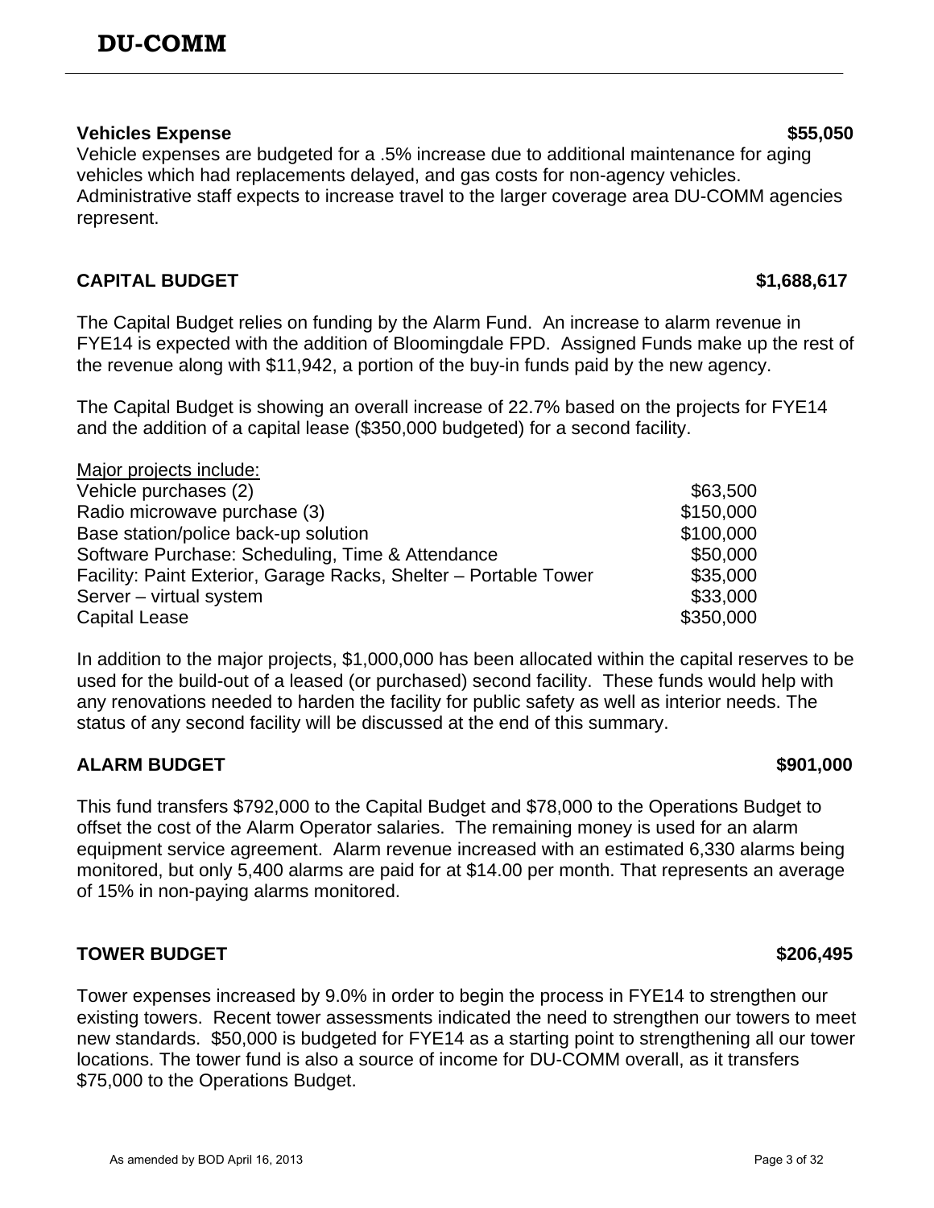**Vehicles Expense** **$55,050**

Vehicle expenses are budgeted for a .5% increase due to additional maintenance for aging vehicles which had replacements delayed, and gas costs for non-agency vehicles. Administrative staff expects to increase travel to the larger coverage area DU-COMM agencies represent.

## CAPITAL BUDGET $1,688,617

The Capital Budget relies on funding by the Alarm Fund. An increase to alarm revenue in FYE14 is expected with the addition of Bloomingdale FPD. Assigned Funds make up the rest of the revenue along with $11,942, a portion of the buy-in funds paid by the new agency.

The Capital Budget is showing an overall increase of 22.7% based on the projects for FYE14 and the addition of a capital lease ($350,000 budgeted) for a second facility.

<u>Major projects include:</u>

| | |
|---|---|
| Vehicle purchases (2) | $63,500 |
| Radio microwave purchase (3) | $150,000 |
| Base station/police back-up solution | $100,000 |
| Software Purchase: Scheduling, Time & Attendance | $50,000 |
| Facility: Paint Exterior, Garage Racks, Shelter – Portable Tower | $35,000 |
| Server – virtual system | $33,000 |
| Capital Lease | $350,000 |

In addition to the major projects, $1,000,000 has been allocated within the capital reserves to be used for the build-out of a leased (or purchased) second facility. These funds would help with any renovations needed to harden the facility for public safety as well as interior needs. The status of any second facility will be discussed at the end of this summary.

## ALARM BUDGET $901,000

This fund transfers $792,000 to the Capital Budget and $78,000 to the Operations Budget to offset the cost of the Alarm Operator salaries. The remaining money is used for an alarm equipment service agreement. Alarm revenue increased with an estimated 6,330 alarms being monitored, but only 5,400 alarms are paid for at $14.00 per month. That represents an average of 15% in non-paying alarms monitored.

## TOWER BUDGET $206,495

Tower expenses increased by 9.0% in order to begin the process in FYE14 to strengthen our existing towers. Recent tower assessments indicated the need to strengthen our towers to meet new standards. $50,000 is budgeted for FYE14 as a starting point to strengthening all our tower locations. The tower fund is also a source of income for DU-COMM overall, as it transfers $75,000 to the Operations Budget.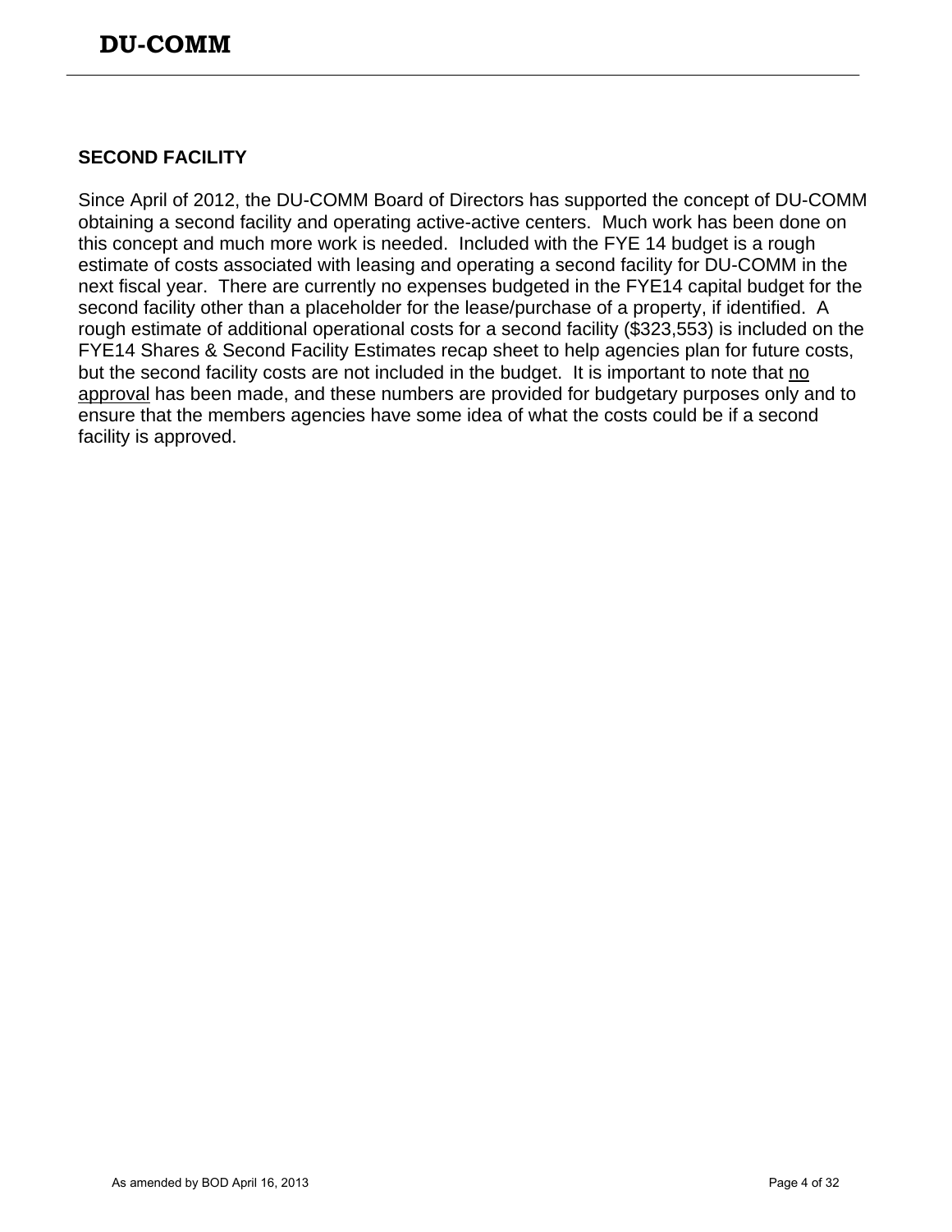## SECOND FACILITY

Since April of 2012, the DU-COMM Board of Directors has supported the concept of DU-COMM obtaining a second facility and operating active-active centers. Much work has been done on this concept and much more work is needed. Included with the FYE 14 budget is a rough estimate of costs associated with leasing and operating a second facility for DU-COMM in the next fiscal year. There are currently no expenses budgeted in the FYE14 capital budget for the second facility other than a placeholder for the lease/purchase of a property, if identified. A rough estimate of additional operational costs for a second facility ($323,553) is included on the FYE14 Shares & Second Facility Estimates recap sheet to help agencies plan for future costs, but the second facility costs are not included in the budget. It is important to note that <u>no approval</u> has been made, and these numbers are provided for budgetary purposes only and to ensure that the members agencies have some idea of what the costs could be if a second facility is approved.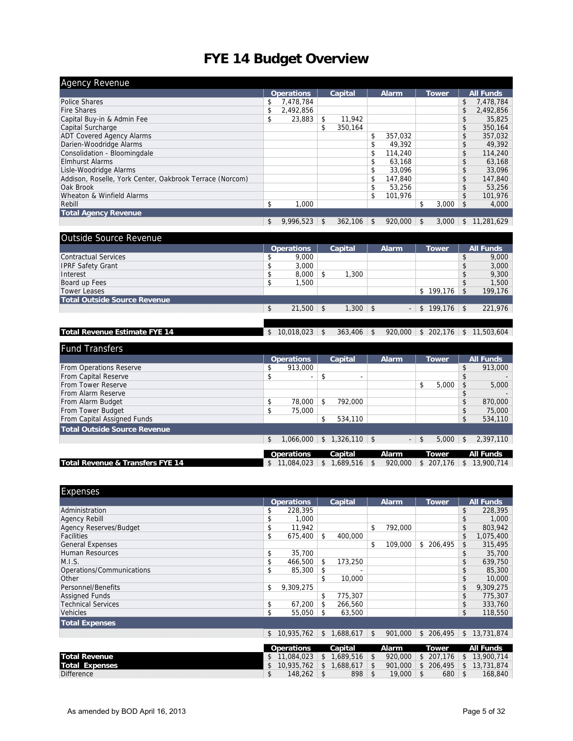# FYE 14 Budget Overview

## Agency Revenue

| | Operations | Capital | Alarm | Tower | All Funds |
|---|---|---|---|---|---|
| Police Shares | $ 7,478,784 | | | | $ 7,478,784 |
| Fire Shares | $ 2,492,856 | | | | $ 2,492,856 |
| Capital Buy-in & Admin Fee | $ 23,883 | $ 11,942 | | | $ 35,825 |
| Capital Surcharge | | $ 350,164 | | | $ 350,164 |
| ADT Covered Agency Alarms | | | $ 357,032 | | $ 357,032 |
| Darien-Woodridge Alarms | | | $ 49,392 | | $ 49,392 |
| Consolidation - Bloomingdale | | | $ 114,240 | | $ 114,240 |
| Elmhurst Alarms | | | $ 63,168 | | $ 63,168 |
| Lisle-Woodridge Alarms | | | $ 33,096 | | $ 33,096 |
| Addison, Roselle, York Center, Oakbrook Terrace (Norcom) | | | $ 147,840 | | $ 147,840 |
| Oak Brook | | | $ 53,256 | | $ 53,256 |
| Wheaton & Winfield Alarms | | | $ 101,976 | | $ 101,976 |
| Rebill | $ 1,000 | | | $ 3,000 | $ 4,000 |
| **Total Agency Revenue** | $ 9,996,523 | $ 362,106 | $ 920,000 | $ 3,000 | $ 11,281,629 |

## Outside Source Revenue

| | Operations | Capital | Alarm | Tower | All Funds |
|---|---|---|---|---|---|
| Contractual Services | $ 9,000 | | | | $ 9,000 |
| IPRF Safety Grant | $ 3,000 | | | | $ 3,000 |
| Interest | $ 8,000 | $ 1,300 | | | $ 9,300 |
| Board up Fees | $ 1,500 | | | | $ 1,500 |
| Tower Leases | | | | $ 199,176 | $ 199,176 |
| **Total Outside Source Revenue** | $ 21,500 | $ 1,300 | $ - | $ 199,176 | $ 221,976 |

| | Operations | Capital | Alarm | Tower | All Funds |
|---|---|---|---|---|---|
| **Total Revenue Estimate FYE 14** | $ 10,018,023 | $ 363,406 | $ 920,000 | $ 202,176 | $ 11,503,604 |

## Fund Transfers

| | Operations | Capital | Alarm | Tower | All Funds |
|---|---|---|---|---|---|
| From Operations Reserve | $ 913,000 | | | | $ 913,000 |
| From Capital Reserve | $ - | $ - | | | $ - |
| From Tower Reserve | | | | $ 5,000 | $ 5,000 |
| From Alarm Reserve | | | | | $ - |
| From Alarm Budget | $ 78,000 | $ 792,000 | | | $ 870,000 |
| From Tower Budget | $ 75,000 | | | | $ 75,000 |
| From Capital Assigned Funds | | $ 534,110 | | | $ 534,110 |
| **Total Outside Source Revenue** | $ 1,066,000 | $ 1,326,110 | $ - | $ 5,000 | $ 2,397,110 |

| | Operations | Capital | Alarm | Tower | All Funds |
|---|---|---|---|---|---|
| **Total Revenue & Transfers FYE 14** | $ 11,084,023 | $ 1,689,516 | $ 920,000 | $ 207,176 | $ 13,900,714 |

## Expenses

| | Operations | Capital | Alarm | Tower | All Funds |
|---|---|---|---|---|---|
| Administration | $ 228,395 | | | | $ 228,395 |
| Agency Rebill | $ 1,000 | | | | $ 1,000 |
| Agency Reserves/Budget | $ 11,942 | | $ 792,000 | | $ 803,942 |
| Facilities | $ 675,400 | $ 400,000 | | | $ 1,075,400 |
| General Expenses | | | $ 109,000 | $ 206,495 | $ 315,495 |
| Human Resources | $ 35,700 | | | | $ 35,700 |
| M.I.S. | $ 466,500 | $ 173,250 | | | $ 639,750 |
| Operations/Communications | $ 85,300 | $ - | | | $ 85,300 |
| Other | | $ 10,000 | | | $ 10,000 |
| Personnel/Benefits | $ 9,309,275 | | | | $ 9,309,275 |
| Assigned Funds | | $ 775,307 | | | $ 775,307 |
| Technical Services | $ 67,200 | $ 266,560 | | | $ 333,760 |
| Vehicles | $ 55,050 | $ 63,500 | | | $ 118,550 |
| **Total Expenses** | $ 10,935,762 | $ 1,688,617 | $ 901,000 | $ 206,495 | $ 13,731,874 |

| | Operations | Capital | Alarm | Tower | All Funds |
|---|---|---|---|---|---|
| **Total Revenue** | $ 11,084,023 | $ 1,689,516 | $ 920,000 | $ 207,176 | $ 13,900,714 |
| **Total Expenses** | $ 10,935,762 | $ 1,688,617 | $ 901,000 | $ 206,495 | $ 13,731,874 |
| Difference | $ 148,262 | $ 898 | $ 19,000 | $ 680 | $ 168,840 |

As amended by BOD April 16, 2013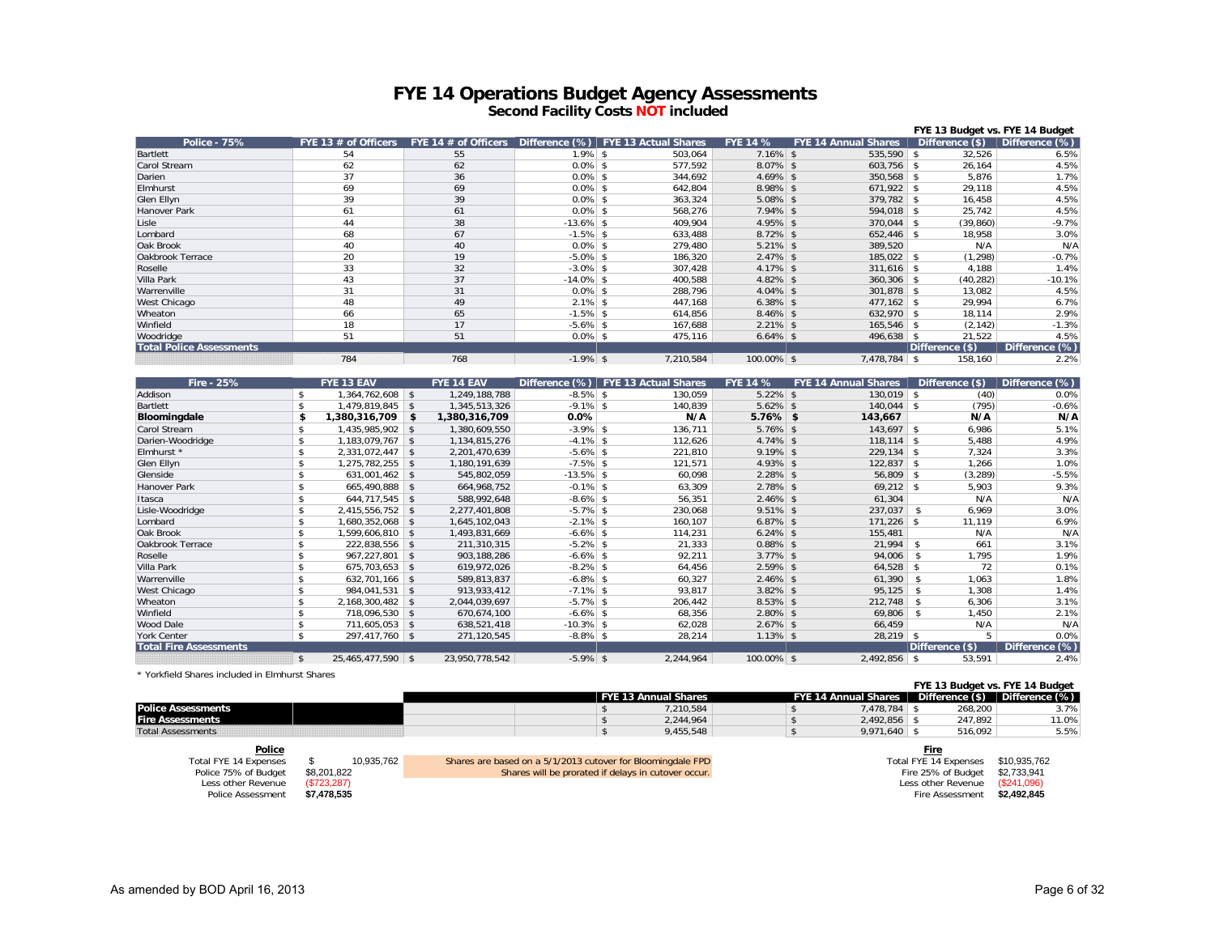# FYE 14 Operations Budget Agency Assessments

**Second Facility Costs NOT included**

| Police - 75% | FYE 13 # of Officers | FYE 14 # of Officers | Difference (%) | FYE 13 Actual Shares | FYE 14 % | FYE 14 Annual Shares | FYE 13 Budget vs. FYE 14 Budget Difference ($) | Difference (%) |
|---|---|---|---|---|---|---|---|---|
| Bartlett | 54 | 55 | 1.9% | $ 503,064 | 7.16% | $ 535,590 | $ 32,526 | 6.5% |
| Carol Stream | 62 | 62 | 0.0% | $ 577,592 | 8.07% | $ 603,756 | $ 26,164 | 4.5% |
| Darien | 37 | 36 | 0.0% | $ 344,692 | 4.69% | $ 350,568 | $ 5,876 | 1.7% |
| Elmhurst | 69 | 69 | 0.0% | $ 642,804 | 8.98% | $ 671,922 | $ 29,118 | 4.5% |
| Glen Ellyn | 39 | 39 | 0.0% | $ 363,324 | 5.08% | $ 379,782 | $ 16,458 | 4.5% |
| Hanover Park | 61 | 61 | 0.0% | $ 568,276 | 7.94% | $ 594,018 | $ 25,742 | 4.5% |
| Lisle | 44 | 38 | -13.6% | $ 409,904 | 4.95% | $ 370,044 | $ (39,860) | -9.7% |
| Lombard | 68 | 67 | -1.5% | $ 633,488 | 8.72% | $ 652,446 | $ 18,958 | 3.0% |
| Oak Brook | 40 | 40 | 0.0% | $ 279,480 | 5.21% | $ 389,520 | N/A | N/A |
| Oakbrook Terrace | 20 | 19 | -5.0% | $ 186,320 | 2.47% | $ 185,022 | $ (1,298) | -0.7% |
| Roselle | 33 | 32 | -3.0% | $ 307,428 | 4.17% | $ 311,616 | $ 4,188 | 1.4% |
| Villa Park | 43 | 37 | -14.0% | $ 400,588 | 4.82% | $ 360,306 | $ (40,282) | -10.1% |
| Warrenville | 31 | 31 | 0.0% | $ 288,796 | 4.04% | $ 301,878 | $ 13,082 | 4.5% |
| West Chicago | 48 | 49 | 2.1% | $ 447,168 | 6.38% | $ 477,162 | $ 29,994 | 6.7% |
| Wheaton | 66 | 65 | -1.5% | $ 614,856 | 8.46% | $ 632,970 | $ 18,114 | 2.9% |
| Winfield | 18 | 17 | -5.6% | $ 167,688 | 2.21% | $ 165,546 | $ (2,142) | -1.3% |
| Woodridge | 51 | 51 | 0.0% | $ 475,116 | 6.64% | $ 496,638 | $ 21,522 | 4.5% |
| **Total Police Assessments** | | | | | | | Difference ($) | Difference (%) |
| | 784 | 768 | -1.9% | $ 7,210,584 | 100.00% | $ 7,478,784 | $ 158,160 | 2.2% |

| Fire - 25% | FYE 13 EAV | FYE 14 EAV | Difference (%) | FYE 13 Actual Shares | FYE 14 % | FYE 14 Annual Shares | Difference ($) | Difference (%) |
|---|---|---|---|---|---|---|---|---|
| Addison | $ 1,364,762,608 | $ 1,249,188,788 | -8.5% | $ 130,059 | 5.22% | $ 130,019 | $ (40) | 0.0% |
| Bartlett | $ 1,479,819,845 | $ 1,345,513,326 | -9.1% | $ 140,839 | 5.62% | $ 140,044 | $ (795) | -0.6% |
| **Bloomingdale** | **$ 1,380,316,709** | **$ 1,380,316,709** | **0.0%** | **N/A** | **5.76%** | **$ 143,667** | **N/A** | **N/A** |
| Carol Stream | $ 1,435,985,902 | $ 1,380,609,550 | -3.9% | $ 136,711 | 5.76% | $ 143,697 | $ 6,986 | 5.1% |
| Darien-Woodridge | $ 1,183,079,767 | $ 1,134,815,276 | -4.1% | $ 112,626 | 4.74% | $ 118,114 | $ 5,488 | 4.9% |
| Elmhurst * | $ 2,331,072,447 | $ 2,201,470,639 | -5.6% | $ 221,810 | 9.19% | $ 229,134 | $ 7,324 | 3.3% |
| Glen Ellyn | $ 1,275,782,255 | $ 1,180,191,639 | -7.5% | $ 121,571 | 4.93% | $ 122,837 | $ 1,266 | 1.0% |
| Glenside | $ 631,001,462 | $ 545,802,059 | -13.5% | $ 60,098 | 2.28% | $ 56,809 | $ (3,289) | -5.5% |
| Hanover Park | $ 665,490,888 | $ 664,968,752 | -0.1% | $ 63,309 | 2.78% | $ 69,212 | $ 5,903 | 9.3% |
| Itasca | $ 644,717,545 | $ 588,992,648 | -8.6% | $ 56,351 | 2.46% | $ 61,304 | N/A | N/A |
| Lisle-Woodridge | $ 2,415,556,752 | $ 2,277,401,808 | -5.7% | $ 230,068 | 9.51% | $ 237,037 | $ 6,969 | 3.0% |
| Lombard | $ 1,680,352,068 | $ 1,645,102,043 | -2.1% | $ 160,107 | 6.87% | $ 171,226 | $ 11,119 | 6.9% |
| Oak Brook | $ 1,599,606,810 | $ 1,493,831,669 | -6.6% | $ 114,231 | 6.24% | $ 155,481 | N/A | N/A |
| Oakbrook Terrace | $ 222,838,556 | $ 211,310,315 | -5.2% | $ 21,333 | 0.88% | $ 21,994 | $ 661 | 3.1% |
| Roselle | $ 967,227,801 | $ 903,188,286 | -6.6% | $ 92,211 | 3.77% | $ 94,006 | $ 1,795 | 1.9% |
| Villa Park | $ 675,703,653 | $ 619,972,026 | -8.2% | $ 64,456 | 2.59% | $ 64,528 | $ 72 | 0.1% |
| Warrenville | $ 632,701,166 | $ 589,813,837 | -6.8% | $ 60,327 | 2.46% | $ 61,390 | $ 1,063 | 1.8% |
| West Chicago | $ 984,041,531 | $ 913,933,412 | -7.1% | $ 93,817 | 3.82% | $ 95,125 | $ 1,308 | 1.4% |
| Wheaton | $ 2,168,300,482 | $ 2,044,039,697 | -5.7% | $ 206,442 | 8.53% | $ 212,748 | $ 6,306 | 3.1% |
| Winfield | $ 718,096,530 | $ 670,674,100 | -6.6% | $ 68,356 | 2.80% | $ 69,806 | $ 1,450 | 2.1% |
| Wood Dale | $ 711,605,053 | $ 638,521,418 | -10.3% | $ 62,028 | 2.67% | $ 66,459 | N/A | N/A |
| York Center | $ 297,417,760 | $ 271,120,545 | -8.8% | $ 28,214 | 1.13% | $ 28,219 | $ 5 | 0.0% |
| **Total Fire Assessments** | | | | | | | Difference ($) | Difference (%) |
| | $ 25,465,477,590 | $ 23,950,778,542 | -5.9% | $ 2,244,964 | 100.00% | $ 2,492,856 | $ 53,591 | 2.4% |

* Yorkfield Shares included in Elmhurst Shares

| | FYE 13 Annual Shares | FYE 14 Annual Shares | FYE 13 Budget vs. FYE 14 Budget Difference ($) | Difference (%) |
|---|---|---|---|---|
| **Police Assessments** | $ 7,210,584 | $ 7,478,784 | $ 268,200 | 3.7% |
| **Fire Assessments** | $ 2,244,964 | $ 2,492,856 | $ 247,892 | 11.0% |
| Total Assessments | $ 9,455,548 | $ 9,971,640 | $ 516,092 | 5.5% |

**Police**

| | |
|---|---|
| Total FYE 14 Expenses | $ 10,935,762 |
| Police 75% of Budget | $8,201,822 |
| Less other Revenue | ($723,287) |
| Police Assessment | **$7,478,535** |

Shares are based on a 5/1/2013 cutover for Bloomingdale FPD
Shares will be prorated if delays in cutover occur.

**Fire**

| | |
|---|---|
| Total FYE 14 Expenses | $10,935,762 |
| Fire 25% of Budget | $2,733,941 |
| Less other Revenue | ($241,096) |
| Fire Assessment | **$2,492,845** |

As amended by BOD April 16, 2013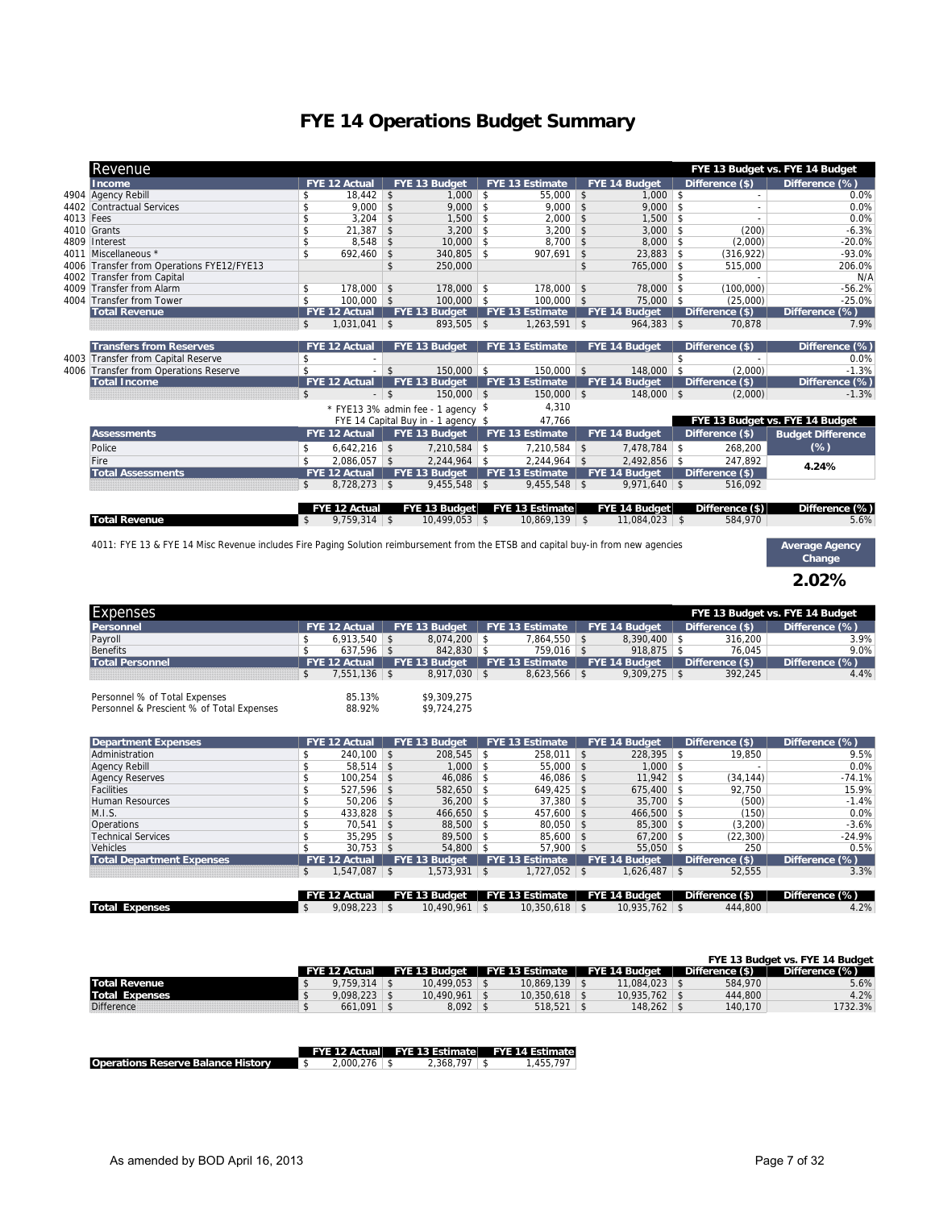# FYE 14 Operations Budget Summary

## Revenue

| | Income | FYE 12 Actual | FYE 13 Budget | FYE 13 Estimate | FYE 14 Budget | Difference ($) | Difference (%) |
|---|---|---|---|---|---|---|---|
| 4904 | Agency Rebill | $ 18,442 | $ 1,000 | $ 55,000 | $ 1,000 | $ - | 0.0% |
| 4402 | Contractual Services | $ 9,000 | $ 9,000 | $ 9,000 | $ 9,000 | $ - | 0.0% |
| 4013 | Fees | $ 3,204 | $ 1,500 | $ 2,000 | $ 1,500 | $ - | 0.0% |
| 4010 | Grants | $ 21,387 | $ 3,200 | $ 3,200 | $ 3,000 | $ (200) | -6.3% |
| 4809 | Interest | $ 8,548 | $ 10,000 | $ 8,700 | $ 8,000 | $ (2,000) | -20.0% |
| 4011 | Miscellaneous * | $ 692,460 | $ 340,805 | $ 907,691 | $ 23,883 | $ (316,922) | -93.0% |
| 4006 | Transfer from Operations FYE12/FYE13 | | $ 250,000 | | $ 765,000 | $ 515,000 | 206.0% |
| 4002 | Transfer from Capital | | | | | $ - | N/A |
| 4009 | Transfer from Alarm | $ 178,000 | $ 178,000 | $ 178,000 | $ 78,000 | $ (100,000) | -56.2% |
| 4004 | Transfer from Tower | $ 100,000 | $ 100,000 | $ 100,000 | $ 75,000 | $ (25,000) | -25.0% |
| | **Total Revenue** | $ 1,031,041 | $ 893,505 | $ 1,263,591 | $ 964,383 | $ 70,878 | 7.9% |

| | Transfers from Reserves | FYE 12 Actual | FYE 13 Budget | FYE 13 Estimate | FYE 14 Budget | Difference ($) | Difference (%) |
|---|---|---|---|---|---|---|---|
| 4003 | Transfer from Capital Reserve | $ - | | | | $ - | 0.0% |
| 4006 | Transfer from Operations Reserve | $ - | $ 150,000 | $ 150,000 | $ 148,000 | $ (2,000) | -1.3% |
| | **Total Income** | $ - | $ 150,000 | $ 150,000 | $ 148,000 | $ (2,000) | -1.3% |

\* FYE13 3% admin fee - 1 agency $ 4,310
FYE 14 Capital Buy in - 1 agency $ 47,766

| Assessments | FYE 12 Actual | FYE 13 Budget | FYE 13 Estimate | FYE 14 Budget | Difference ($) | Budget Difference (%) |
|---|---|---|---|---|---|---|
| Police | $ 6,642,216 | $ 7,210,584 | $ 7,210,584 | $ 7,478,784 | $ 268,200 | |
| Fire | $ 2,086,057 | $ 2,244,964 | $ 2,244,964 | $ 2,492,856 | $ 247,892 | 4.24% |
| **Total Assessments** | $ 8,728,273 | $ 9,455,548 | $ 9,455,548 | $ 9,971,640 | $ 516,092 | |

| | FYE 12 Actual | FYE 13 Budget | FYE 13 Estimate | FYE 14 Budget | Difference ($) | Difference (%) |
|---|---|---|---|---|---|---|
| **Total Revenue** | $ 9,759,314 | $ 10,499,053 | $ 10,869,139 | $ 11,084,023 | $ 584,970 | 5.6% |

4011: FYE 13 & FYE 14 Misc Revenue includes Fire Paging Solution reimbursement from the ETSB and capital buy-in from new agencies

**Average Agency Change**

**2.02%**

## Expenses

| Personnel | FYE 12 Actual | FYE 13 Budget | FYE 13 Estimate | FYE 14 Budget | Difference ($) | Difference (%) |
|---|---|---|---|---|---|---|
| Payroll | $ 6,913,540 | $ 8,074,200 | $ 7,864,550 | $ 8,390,400 | $ 316,200 | 3.9% |
| Benefits | $ 637,596 | $ 842,830 | $ 759,016 | $ 918,875 | $ 76,045 | 9.0% |
| **Total Personnel** | $ 7,551,136 | $ 8,917,030 | $ 8,623,566 | $ 9,309,275 | $ 392,245 | 4.4% |

| | | |
|---|---|---|
| Personnel % of Total Expenses | 85.13% | $9,309,275 |
| Personnel & Prescient % of Total Expenses | 88.92% | $9,724,275 |

| Department Expenses | FYE 12 Actual | FYE 13 Budget | FYE 13 Estimate | FYE 14 Budget | Difference ($) | Difference (%) |
|---|---|---|---|---|---|---|
| Administration | $ 240,100 | $ 208,545 | $ 258,011 | $ 228,395 | $ 19,850 | 9.5% |
| Agency Rebill | $ 58,514 | $ 1,000 | $ 55,000 | $ 1,000 | $ - | 0.0% |
| Agency Reserves | $ 100,254 | $ 46,086 | $ 46,086 | $ 11,942 | $ (34,144) | -74.1% |
| Facilities | $ 527,596 | $ 582,650 | $ 649,425 | $ 675,400 | $ 92,750 | 15.9% |
| Human Resources | $ 50,206 | $ 36,200 | $ 37,380 | $ 35,700 | $ (500) | -1.4% |
| M.I.S. | $ 433,828 | $ 466,650 | $ 457,600 | $ 466,500 | $ (150) | 0.0% |
| Operations | $ 70,541 | $ 88,500 | $ 80,050 | $ 85,300 | $ (3,200) | -3.6% |
| Technical Services | $ 35,295 | $ 89,500 | $ 85,600 | $ 67,200 | $ (22,300) | -24.9% |
| Vehicles | $ 30,753 | $ 54,800 | $ 57,900 | $ 55,050 | $ 250 | 0.5% |
| **Total Department Expenses** | $ 1,547,087 | $ 1,573,931 | $ 1,727,052 | $ 1,626,487 | $ 52,555 | 3.3% |

| | FYE 12 Actual | FYE 13 Budget | FYE 13 Estimate | FYE 14 Budget | Difference ($) | Difference (%) |
|---|---|---|---|---|---|---|
| **Total Expenses** | $ 9,098,223 | $ 10,490,961 | $ 10,350,618 | $ 10,935,762 | $ 444,800 | 4.2% |

FYE 13 Budget vs. FYE 14 Budget

| | FYE 12 Actual | FYE 13 Budget | FYE 13 Estimate | FYE 14 Budget | Difference ($) | Difference (%) |
|---|---|---|---|---|---|---|
| **Total Revenue** | $ 9,759,314 | $ 10,499,053 | $ 10,869,139 | $ 11,084,023 | $ 584,970 | 5.6% |
| **Total Expenses** | $ 9,098,223 | $ 10,490,961 | $ 10,350,618 | $ 10,935,762 | $ 444,800 | 4.2% |
| Difference | $ 661,091 | $ 8,092 | $ 518,521 | $ 148,262 | $ 140,170 | 1732.3% |

| | FYE 12 Actual | FYE 13 Estimate | FYE 14 Estimate |
|---|---|---|---|
| **Operations Reserve Balance History** | $ 2,000,276 | $ 2,368,797 | $ 1,455,797 |

As amended by BOD April 16, 2013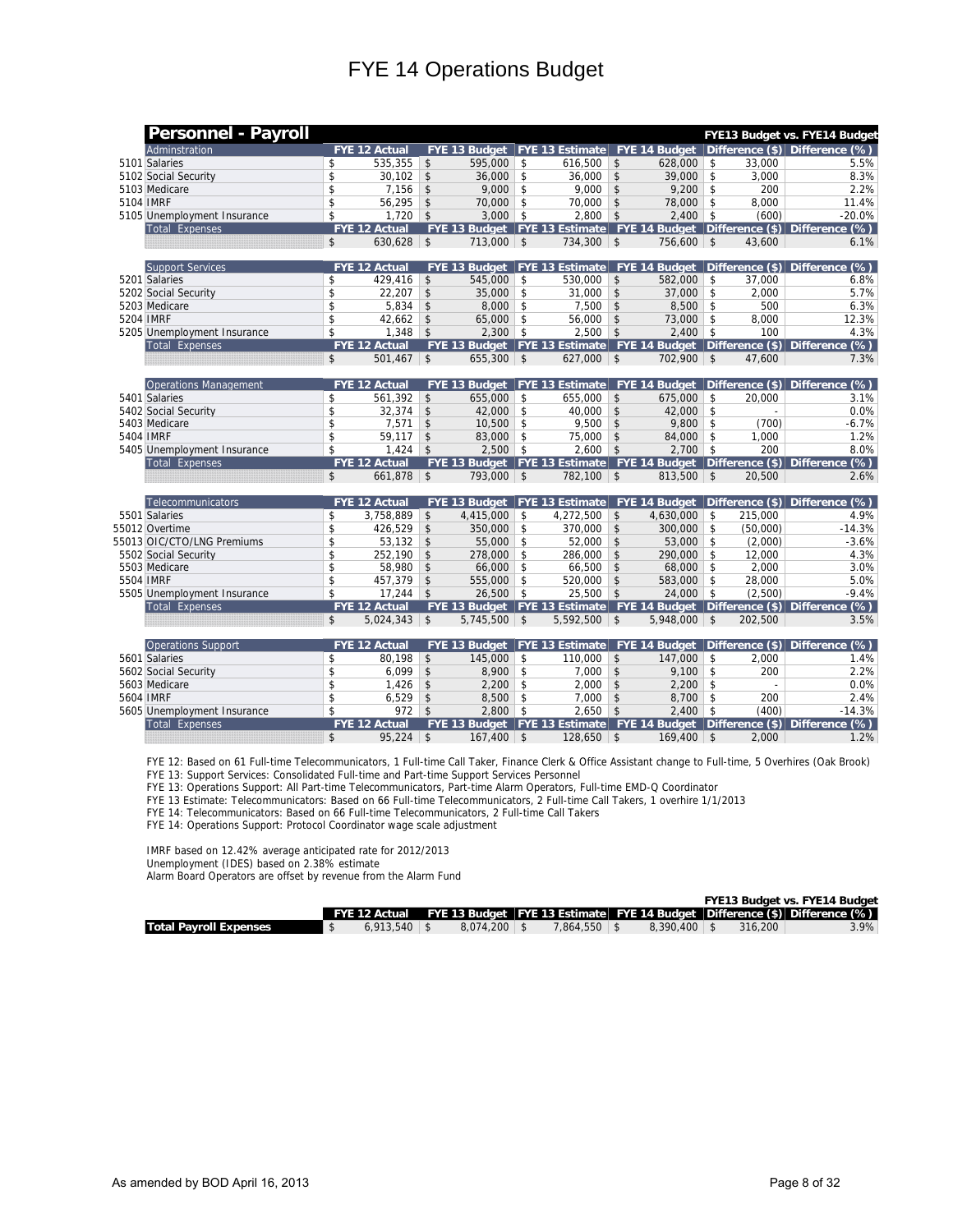# FYE 14 Operations Budget

## Personnel - Payroll

FYE13 Budget vs. FYE14 Budget

| Adminstration | FYE 12 Actual | FYE 13 Budget | FYE 13 Estimate | FYE 14 Budget | Difference ($) | Difference (%) |
|---|---|---|---|---|---|---|
| 5101 Salaries | $ 535,355 | $ 595,000 | $ 616,500 | $ 628,000 | $ 33,000 | 5.5% |
| 5102 Social Security | $ 30,102 | $ 36,000 | $ 36,000 | $ 39,000 | $ 3,000 | 8.3% |
| 5103 Medicare | $ 7,156 | $ 9,000 | $ 9,000 | $ 9,200 | $ 200 | 2.2% |
| 5104 IMRF | $ 56,295 | $ 70,000 | $ 70,000 | $ 78,000 | $ 8,000 | 11.4% |
| 5105 Unemployment Insurance | $ 1,720 | $ 3,000 | $ 2,800 | $ 2,400 | $ (600) | -20.0% |
| Total Expenses | FYE 12 Actual | FYE 13 Budget | FYE 13 Estimate | FYE 14 Budget | Difference ($) | Difference (%) |
| | $ 630,628 | $ 713,000 | $ 734,300 | $ 756,600 | $ 43,600 | 6.1% |

| Support Services | FYE 12 Actual | FYE 13 Budget | FYE 13 Estimate | FYE 14 Budget | Difference ($) | Difference (%) |
|---|---|---|---|---|---|---|
| 5201 Salaries | $ 429,416 | $ 545,000 | $ 530,000 | $ 582,000 | $ 37,000 | 6.8% |
| 5202 Social Security | $ 22,207 | $ 35,000 | $ 31,000 | $ 37,000 | $ 2,000 | 5.7% |
| 5203 Medicare | $ 5,834 | $ 8,000 | $ 7,500 | $ 8,500 | $ 500 | 6.3% |
| 5204 IMRF | $ 42,662 | $ 65,000 | $ 56,000 | $ 73,000 | $ 8,000 | 12.3% |
| 5205 Unemployment Insurance | $ 1,348 | $ 2,300 | $ 2,500 | $ 2,400 | $ 100 | 4.3% |
| Total Expenses | FYE 12 Actual | FYE 13 Budget | FYE 13 Estimate | FYE 14 Budget | Difference ($) | Difference (%) |
| | $ 501,467 | $ 655,300 | $ 627,000 | $ 702,900 | $ 47,600 | 7.3% |

| Operations Management | FYE 12 Actual | FYE 13 Budget | FYE 13 Estimate | FYE 14 Budget | Difference ($) | Difference (%) |
|---|---|---|---|---|---|---|
| 5401 Salaries | $ 561,392 | $ 655,000 | $ 655,000 | $ 675,000 | $ 20,000 | 3.1% |
| 5402 Social Security | $ 32,374 | $ 42,000 | $ 40,000 | $ 42,000 | $ - | 0.0% |
| 5403 Medicare | $ 7,571 | $ 10,500 | $ 9,500 | $ 9,800 | $ (700) | -6.7% |
| 5404 IMRF | $ 59,117 | $ 83,000 | $ 75,000 | $ 84,000 | $ 1,000 | 1.2% |
| 5405 Unemployment Insurance | $ 1,424 | $ 2,500 | $ 2,600 | $ 2,700 | $ 200 | 8.0% |
| Total Expenses | FYE 12 Actual | FYE 13 Budget | FYE 13 Estimate | FYE 14 Budget | Difference ($) | Difference (%) |
| | $ 661,878 | $ 793,000 | $ 782,100 | $ 813,500 | $ 20,500 | 2.6% |

| Telecommunicators | FYE 12 Actual | FYE 13 Budget | FYE 13 Estimate | FYE 14 Budget | Difference ($) | Difference (%) |
|---|---|---|---|---|---|---|
| 5501 Salaries | $ 3,758,889 | $ 4,415,000 | $ 4,272,500 | $ 4,630,000 | $ 215,000 | 4.9% |
| 55012 Overtime | $ 426,529 | $ 350,000 | $ 370,000 | $ 300,000 | $ (50,000) | -14.3% |
| 55013 OIC/CTO/LNG Premiums | $ 53,132 | $ 55,000 | $ 52,000 | $ 53,000 | $ (2,000) | -3.6% |
| 5502 Social Security | $ 252,190 | $ 278,000 | $ 286,000 | $ 290,000 | $ 12,000 | 4.3% |
| 5503 Medicare | $ 58,980 | $ 66,000 | $ 66,500 | $ 68,000 | $ 2,000 | 3.0% |
| 5504 IMRF | $ 457,379 | $ 555,000 | $ 520,000 | $ 583,000 | $ 28,000 | 5.0% |
| 5505 Unemployment Insurance | $ 17,244 | $ 26,500 | $ 25,500 | $ 24,000 | $ (2,500) | -9.4% |
| Total Expenses | FYE 12 Actual | FYE 13 Budget | FYE 13 Estimate | FYE 14 Budget | Difference ($) | Difference (%) |
| | $ 5,024,343 | $ 5,745,500 | $ 5,592,500 | $ 5,948,000 | $ 202,500 | 3.5% |

| Operations Support | FYE 12 Actual | FYE 13 Budget | FYE 13 Estimate | FYE 14 Budget | Difference ($) | Difference (%) |
|---|---|---|---|---|---|---|
| 5601 Salaries | $ 80,198 | $ 145,000 | $ 110,000 | $ 147,000 | $ 2,000 | 1.4% |
| 5602 Social Security | $ 6,099 | $ 8,900 | $ 7,000 | $ 9,100 | $ 200 | 2.2% |
| 5603 Medicare | $ 1,426 | $ 2,200 | $ 2,000 | $ 2,200 | $ - | 0.0% |
| 5604 IMRF | $ 6,529 | $ 8,500 | $ 7,000 | $ 8,700 | $ 200 | 2.4% |
| 5605 Unemployment Insurance | $ 972 | $ 2,800 | $ 2,650 | $ 2,400 | $ (400) | -14.3% |
| Total Expenses | FYE 12 Actual | FYE 13 Budget | FYE 13 Estimate | FYE 14 Budget | Difference ($) | Difference (%) |
| | $ 95,224 | $ 167,400 | $ 128,650 | $ 169,400 | $ 2,000 | 1.2% |

FYE 12: Based on 61 Full-time Telecommunicators, 1 Full-time Call Taker, Finance Clerk & Office Assistant change to Full-time, 5 Overhires (Oak Brook)
FYE 13: Support Services: Consolidated Full-time and Part-time Support Services Personnel
FYE 13: Operations Support: All Part-time Telecommunicators, Part-time Alarm Operators, Full-time EMD-Q Coordinator
FYE 13 Estimate: Telecommunicators: Based on 66 Full-time Telecommunicators, 2 Full-time Call Takers, 1 overhire 1/1/2013
FYE 14: Telecommunicators: Based on 66 Full-time Telecommunicators, 2 Full-time Call Takers
FYE 14: Operations Support: Protocol Coordinator wage scale adjustment

IMRF based on 12.42% average anticipated rate for 2012/2013
Unemployment (IDES) based on 2.38% estimate
Alarm Board Operators are offset by revenue from the Alarm Fund

FYE13 Budget vs. FYE14 Budget

| | FYE 12 Actual | FYE 13 Budget | FYE 13 Estimate | FYE 14 Budget | Difference ($) | Difference (%) |
|---|---|---|---|---|---|---|
| **Total Payroll Expenses** | $ 6,913,540 | $ 8,074,200 | $ 7,864,550 | $ 8,390,400 | $ 316,200 | 3.9% |

As amended by BOD April 16, 2013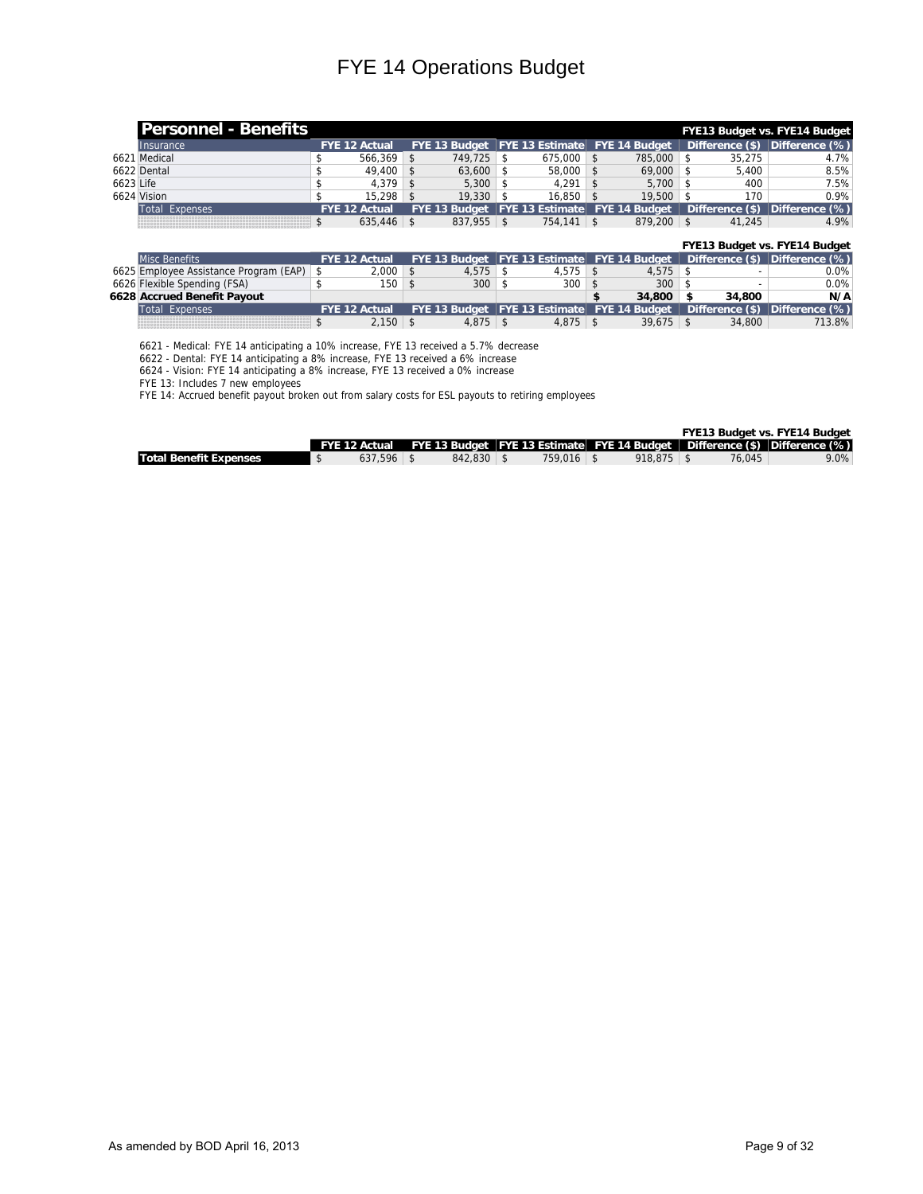# FYE 14 Operations Budget

## Personnel - Benefits

| | Insurance | FYE 12 Actual | FYE 13 Budget | FYE 13 Estimate | FYE 14 Budget | Difference ($) | Difference (%) |
|---|---|---|---|---|---|---|---|
| | | | | | | FYE13 Budget vs. FYE14 Budget | |
| 6621 | Medical | $ 566,369 | $ 749,725 | $ 675,000 | $ 785,000 | $ 35,275 | 4.7% |
| 6622 | Dental | $ 49,400 | $ 63,600 | $ 58,000 | $ 69,000 | $ 5,400 | 8.5% |
| 6623 | Life | $ 4,379 | $ 5,300 | $ 4,291 | $ 5,700 | $ 400 | 7.5% |
| 6624 | Vision | $ 15,298 | $ 19,330 | $ 16,850 | $ 19,500 | $ 170 | 0.9% |
| | Total Expenses | $ 635,446 | $ 837,955 | $ 754,141 | $ 879,200 | $ 41,245 | 4.9% |

| | Misc Benefits | FYE 12 Actual | FYE 13 Budget | FYE 13 Estimate | FYE 14 Budget | Difference ($) | Difference (%) |
|---|---|---|---|---|---|---|---|
| | | | | | | FYE13 Budget vs. FYE14 Budget | |
| 6625 | Employee Assistance Program (EAP) | $ 2,000 | $ 4,575 | $ 4,575 | $ 4,575 | $ - | 0.0% |
| 6626 | Flexible Spending (FSA) | $ 150 | $ 300 | $ 300 | $ 300 | $ - | 0.0% |
| **6628** | **Accrued Benefit Payout** | | | | **$ 34,800** | **$ 34,800** | **N/A** |
| | Total Expenses | $ 2,150 | $ 4,875 | $ 4,875 | $ 39,675 | $ 34,800 | 713.8% |

6621 - Medical: FYE 14 anticipating a 10% increase, FYE 13 received a 5.7% decrease
6622 - Dental: FYE 14 anticipating a 8% increase, FYE 13 received a 6% increase
6624 - Vision: FYE 14 anticipating a 8% increase, FYE 13 received a 0% increase
FYE 13: Includes 7 new employees
FYE 14: Accrued benefit payout broken out from salary costs for ESL payouts to retiring employees

| | FYE 12 Actual | FYE 13 Budget | FYE 13 Estimate | FYE 14 Budget | Difference ($) | Difference (%) |
|---|---|---|---|---|---|---|
| | | | | | FYE13 Budget vs. FYE14 Budget | |
| **Total Benefit Expenses** | $ 637,596 | $ 842,830 | $ 759,016 | $ 918,875 | $ 76,045 | 9.0% |

As amended by BOD April 16, 2013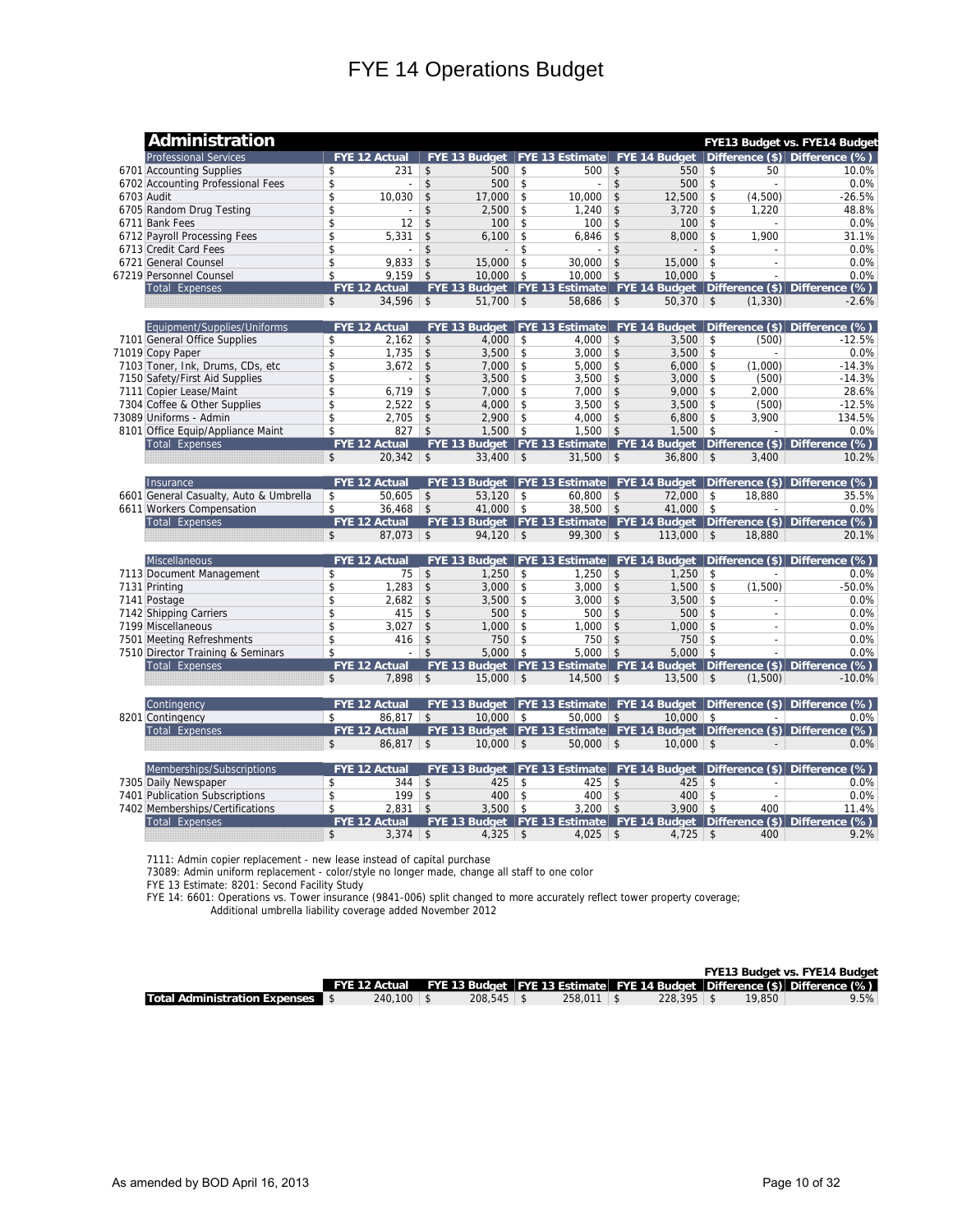# FYE 14 Operations Budget

## Administration

**FYE13 Budget vs. FYE14 Budget**

| Professional Services | FYE 12 Actual | FYE 13 Budget | FYE 13 Estimate | FYE 14 Budget | Difference ($) | Difference (%) |
|---|---|---|---|---|---|---|
| 6701 Accounting Supplies | $ 231 | $ 500 | $ 500 | $ 550 | $ 50 | 10.0% |
| 6702 Accounting Professional Fees | $ - | $ 500 | $ - | $ 500 | $ - | 0.0% |
| 6703 Audit | $ 10,030 | $ 17,000 | $ 10,000 | $ 12,500 | $ (4,500) | -26.5% |
| 6705 Random Drug Testing | $ - | $ 2,500 | $ 1,240 | $ 3,720 | $ 1,220 | 48.8% |
| 6711 Bank Fees | $ 12 | $ 100 | $ 100 | $ 100 | $ - | 0.0% |
| 6712 Payroll Processing Fees | $ 5,331 | $ 6,100 | $ 6,846 | $ 8,000 | $ 1,900 | 31.1% |
| 6713 Credit Card Fees | $ - | $ - | $ - | $ - | $ - | 0.0% |
| 6721 General Counsel | $ 9,833 | $ 15,000 | $ 30,000 | $ 15,000 | $ - | 0.0% |
| 67219 Personnel Counsel | $ 9,159 | $ 10,000 | $ 10,000 | $ 10,000 | $ - | 0.0% |
| **Total Expenses** | $ 34,596 | $ 51,700 | $ 58,686 | $ 50,370 | $ (1,330) | -2.6% |

| Equipment/Supplies/Uniforms | FYE 12 Actual | FYE 13 Budget | FYE 13 Estimate | FYE 14 Budget | Difference ($) | Difference (%) |
|---|---|---|---|---|---|---|
| 7101 General Office Supplies | $ 2,162 | $ 4,000 | $ 4,000 | $ 3,500 | $ (500) | -12.5% |
| 71019 Copy Paper | $ 1,735 | $ 3,500 | $ 3,000 | $ 3,500 | $ - | 0.0% |
| 7103 Toner, Ink, Drums, CDs, etc | $ 3,672 | $ 7,000 | $ 5,000 | $ 6,000 | $ (1,000) | -14.3% |
| 7150 Safety/First Aid Supplies | $ - | $ 3,500 | $ 3,500 | $ 3,000 | $ (500) | -14.3% |
| 7111 Copier Lease/Maint | $ 6,719 | $ 7,000 | $ 7,000 | $ 9,000 | $ 2,000 | 28.6% |
| 7304 Coffee & Other Supplies | $ 2,522 | $ 4,000 | $ 3,500 | $ 3,500 | $ (500) | -12.5% |
| 73089 Uniforms - Admin | $ 2,705 | $ 2,900 | $ 4,000 | $ 6,800 | $ 3,900 | 134.5% |
| 8101 Office Equip/Appliance Maint | $ 827 | $ 1,500 | $ 1,500 | $ 1,500 | $ - | 0.0% |
| **Total Expenses** | $ 20,342 | $ 33,400 | $ 31,500 | $ 36,800 | $ 3,400 | 10.2% |

| Insurance | FYE 12 Actual | FYE 13 Budget | FYE 13 Estimate | FYE 14 Budget | Difference ($) | Difference (%) |
|---|---|---|---|---|---|---|
| 6601 General Casualty, Auto & Umbrella | $ 50,605 | $ 53,120 | $ 60,800 | $ 72,000 | $ 18,880 | 35.5% |
| 6611 Workers Compensation | $ 36,468 | $ 41,000 | $ 38,500 | $ 41,000 | $ - | 0.0% |
| **Total Expenses** | $ 87,073 | $ 94,120 | $ 99,300 | $ 113,000 | $ 18,880 | 20.1% |

| Miscellaneous | FYE 12 Actual | FYE 13 Budget | FYE 13 Estimate | FYE 14 Budget | Difference ($) | Difference (%) |
|---|---|---|---|---|---|---|
| 7113 Document Management | $ 75 | $ 1,250 | $ 1,250 | $ 1,250 | $ - | 0.0% |
| 7131 Printing | $ 1,283 | $ 3,000 | $ 3,000 | $ 1,500 | $ (1,500) | -50.0% |
| 7141 Postage | $ 2,682 | $ 3,500 | $ 3,000 | $ 3,500 | $ - | 0.0% |
| 7142 Shipping Carriers | $ 415 | $ 500 | $ 500 | $ 500 | $ - | 0.0% |
| 7199 Miscellaneous | $ 3,027 | $ 1,000 | $ 1,000 | $ 1,000 | $ - | 0.0% |
| 7501 Meeting Refreshments | $ 416 | $ 750 | $ 750 | $ 750 | $ - | 0.0% |
| 7510 Director Training & Seminars | $ - | $ 5,000 | $ 5,000 | $ 5,000 | $ - | 0.0% |
| **Total Expenses** | $ 7,898 | $ 15,000 | $ 14,500 | $ 13,500 | $ (1,500) | -10.0% |

| Contingency | FYE 12 Actual | FYE 13 Budget | FYE 13 Estimate | FYE 14 Budget | Difference ($) | Difference (%) |
|---|---|---|---|---|---|---|
| 8201 Contingency | $ 86,817 | $ 10,000 | $ 50,000 | $ 10,000 | $ - | 0.0% |
| **Total Expenses** | $ 86,817 | $ 10,000 | $ 50,000 | $ 10,000 | $ - | 0.0% |

| Memberships/Subscriptions | FYE 12 Actual | FYE 13 Budget | FYE 13 Estimate | FYE 14 Budget | Difference ($) | Difference (%) |
|---|---|---|---|---|---|---|
| 7305 Daily Newspaper | $ 344 | $ 425 | $ 425 | $ 425 | $ - | 0.0% |
| 7401 Publication Subscriptions | $ 199 | $ 400 | $ 400 | $ 400 | $ - | 0.0% |
| 7402 Memberships/Certifications | $ 2,831 | $ 3,500 | $ 3,200 | $ 3,900 | $ 400 | 11.4% |
| **Total Expenses** | $ 3,374 | $ 4,325 | $ 4,025 | $ 4,725 | $ 400 | 9.2% |

7111: Admin copier replacement - new lease instead of capital purchase
73089: Admin uniform replacement - color/style no longer made, change all staff to one color
FYE 13 Estimate: 8201: Second Facility Study
FYE 14: 6601: Operations vs. Tower insurance (9841-006) split changed to more accurately reflect tower property coverage;
Additional umbrella liability coverage added November 2012

**FYE13 Budget vs. FYE14 Budget**

| | FYE 12 Actual | FYE 13 Budget | FYE 13 Estimate | FYE 14 Budget | Difference ($) | Difference (%) |
|---|---|---|---|---|---|---|
| **Total Administration Expenses** | $ 240,100 | $ 208,545 | $ 258,011 | $ 228,395 | $ 19,850 | 9.5% |

As amended by BOD April 16, 2013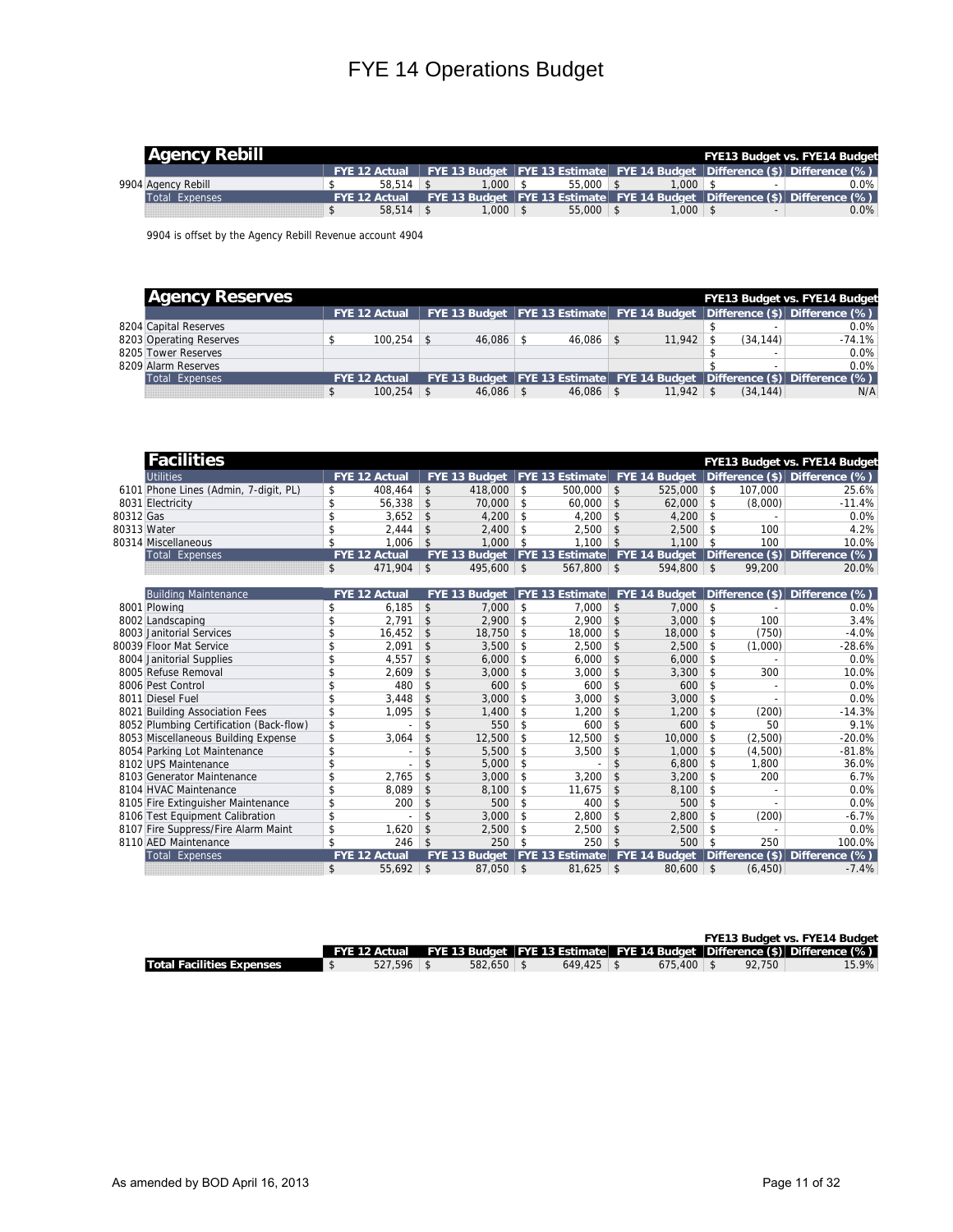# FYE 14 Operations Budget

## Agency Rebill

| | | FYE 12 Actual | FYE 13 Budget | FYE 13 Estimate | FYE 14 Budget | FYE13 Budget vs. FYE14 Budget Difference ($) | Difference (%) |
|---|---|---|---|---|---|---|---|
| 9904 | Agency Rebill | $ 58,514 | $ 1,000 | $ 55,000 | $ 1,000 | $ - | 0.0% |
| | Total Expenses | $ 58,514 | $ 1,000 | $ 55,000 | $ 1,000 | $ - | 0.0% |

9904 is offset by the Agency Rebill Revenue account 4904

## Agency Reserves

| | | FYE 12 Actual | FYE 13 Budget | FYE 13 Estimate | FYE 14 Budget | FYE13 Budget vs. FYE14 Budget Difference ($) | Difference (%) |
|---|---|---|---|---|---|---|---|
| 8204 | Capital Reserves | | | | | $ - | 0.0% |
| 8203 | Operating Reserves | $ 100,254 | $ 46,086 | $ 46,086 | $ 11,942 | $ (34,144) | -74.1% |
| 8205 | Tower Reserves | | | | | $ - | 0.0% |
| 8209 | Alarm Reserves | | | | | $ - | 0.0% |
| | Total Expenses | $ 100,254 | $ 46,086 | $ 46,086 | $ 11,942 | $ (34,144) | N/A |

## Facilities

| | Utilities | FYE 12 Actual | FYE 13 Budget | FYE 13 Estimate | FYE 14 Budget | FYE13 Budget vs. FYE14 Budget Difference ($) | Difference (%) |
|---|---|---|---|---|---|---|---|
| 6101 | Phone Lines (Admin, 7-digit, PL) | $ 408,464 | $ 418,000 | $ 500,000 | $ 525,000 | $ 107,000 | 25.6% |
| 8031 | Electricity | $ 56,338 | $ 70,000 | $ 60,000 | $ 62,000 | $ (8,000) | -11.4% |
| 80312 | Gas | $ 3,652 | $ 4,200 | $ 4,200 | $ 4,200 | $ - | 0.0% |
| 80313 | Water | $ 2,444 | $ 2,400 | $ 2,500 | $ 2,500 | $ 100 | 4.2% |
| 80314 | Miscellaneous | $ 1,006 | $ 1,000 | $ 1,100 | $ 1,100 | $ 100 | 10.0% |
| | Total Expenses | $ 471,904 | $ 495,600 | $ 567,800 | $ 594,800 | $ 99,200 | 20.0% |

| | Building Maintenance | FYE 12 Actual | FYE 13 Budget | FYE 13 Estimate | FYE 14 Budget | Difference ($) | Difference (%) |
|---|---|---|---|---|---|---|---|
| 8001 | Plowing | $ 6,185 | $ 7,000 | $ 7,000 | $ 7,000 | $ - | 0.0% |
| 8002 | Landscaping | $ 2,791 | $ 2,900 | $ 2,900 | $ 3,000 | $ 100 | 3.4% |
| 8003 | Janitorial Services | $ 16,452 | $ 18,750 | $ 18,000 | $ 18,000 | $ (750) | -4.0% |
| 80039 | Floor Mat Service | $ 2,091 | $ 3,500 | $ 2,500 | $ 2,500 | $ (1,000) | -28.6% |
| 8004 | Janitorial Supplies | $ 4,557 | $ 6,000 | $ 6,000 | $ 6,000 | $ - | 0.0% |
| 8005 | Refuse Removal | $ 2,609 | $ 3,000 | $ 3,000 | $ 3,300 | $ 300 | 10.0% |
| 8006 | Pest Control | $ 480 | $ 600 | $ 600 | $ 600 | $ - | 0.0% |
| 8011 | Diesel Fuel | $ 3,448 | $ 3,000 | $ 3,000 | $ 3,000 | $ - | 0.0% |
| 8021 | Building Association Fees | $ 1,095 | $ 1,400 | $ 1,200 | $ 1,200 | $ (200) | -14.3% |
| 8052 | Plumbing Certification (Back-flow) | $ - | $ 550 | $ 600 | $ 600 | $ 50 | 9.1% |
| 8053 | Miscellaneous Building Expense | $ 3,064 | $ 12,500 | $ 12,500 | $ 10,000 | $ (2,500) | -20.0% |
| 8054 | Parking Lot Maintenance | $ - | $ 5,500 | $ 3,500 | $ 1,000 | $ (4,500) | -81.8% |
| 8102 | UPS Maintenance | $ - | $ 5,000 | $ - | $ 6,800 | $ 1,800 | 36.0% |
| 8103 | Generator Maintenance | $ 2,765 | $ 3,000 | $ 3,200 | $ 3,200 | $ 200 | 6.7% |
| 8104 | HVAC Maintenance | $ 8,089 | $ 8,100 | $ 11,675 | $ 8,100 | $ - | 0.0% |
| 8105 | Fire Extinguisher Maintenance | $ 200 | $ 500 | $ 400 | $ 500 | $ - | 0.0% |
| 8106 | Test Equipment Calibration | $ - | $ 3,000 | $ 2,800 | $ 2,800 | $ (200) | -6.7% |
| 8107 | Fire Suppress/Fire Alarm Maint | $ 1,620 | $ 2,500 | $ 2,500 | $ 2,500 | $ - | 0.0% |
| 8110 | AED Maintenance | $ 246 | $ 250 | $ 250 | $ 500 | $ 250 | 100.0% |
| | Total Expenses | $ 55,692 | $ 87,050 | $ 81,625 | $ 80,600 | $ (6,450) | -7.4% |

| | FYE 12 Actual | FYE 13 Budget | FYE 13 Estimate | FYE 14 Budget | FYE13 Budget vs. FYE14 Budget Difference ($) | Difference (%) |
|---|---|---|---|---|---|---|
| **Total Facilities Expenses** | $ 527,596 | $ 582,650 | $ 649,425 | $ 675,400 | $ 92,750 | 15.9% |

As amended by BOD April 16, 2013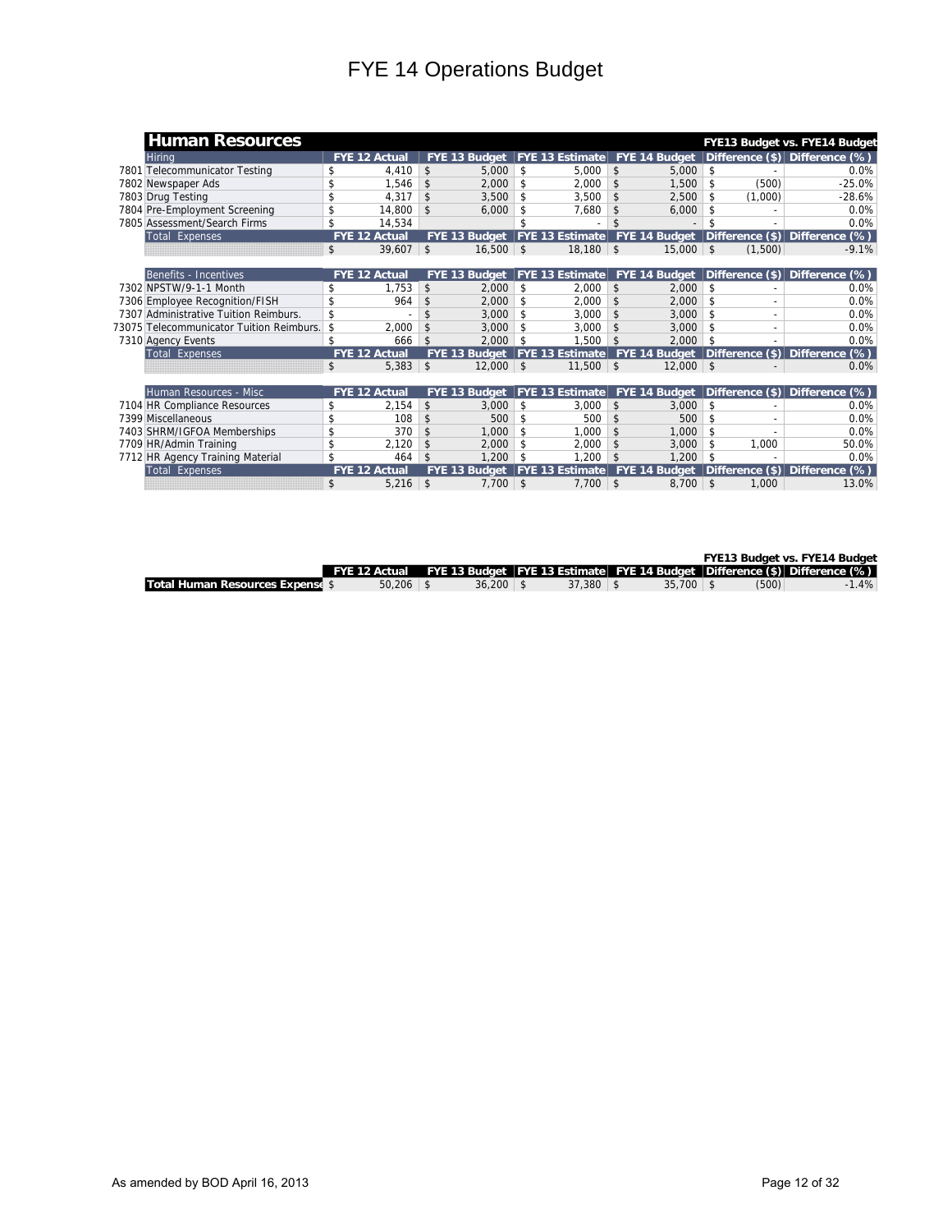# FYE 14 Operations Budget

## Human Resources

**FYE13 Budget vs. FYE14 Budget**

| | Hiring | FYE 12 Actual | FYE 13 Budget | FYE 13 Estimate | FYE 14 Budget | Difference ($) | Difference (%) |
|---|---|---|---|---|---|---|---|
| 7801 | Telecommunicator Testing | $ 4,410 | $ 5,000 | $ 5,000 | $ 5,000 | $ - | 0.0% |
| 7802 | Newspaper Ads | $ 1,546 | $ 2,000 | $ 2,000 | $ 1,500 | $ (500) | -25.0% |
| 7803 | Drug Testing | $ 4,317 | $ 3,500 | $ 3,500 | $ 2,500 | $ (1,000) | -28.6% |
| 7804 | Pre-Employment Screening | $ 14,800 | $ 6,000 | $ 7,680 | $ 6,000 | $ - | 0.0% |
| 7805 | Assessment/Search Firms | $ 14,534 | | $ - | $ - | $ - | 0.0% |
| | Total Expenses | $ 39,607 | $ 16,500 | $ 18,180 | $ 15,000 | $ (1,500) | -9.1% |

| | Benefits - Incentives | FYE 12 Actual | FYE 13 Budget | FYE 13 Estimate | FYE 14 Budget | Difference ($) | Difference (%) |
|---|---|---|---|---|---|---|---|
| 7302 | NPSTW/9-1-1 Month | $ 1,753 | $ 2,000 | $ 2,000 | $ 2,000 | $ - | 0.0% |
| 7306 | Employee Recognition/FISH | $ 964 | $ 2,000 | $ 2,000 | $ 2,000 | $ - | 0.0% |
| 7307 | Administrative Tuition Reimburs. | $ - | $ 3,000 | $ 3,000 | $ 3,000 | $ - | 0.0% |
| 73075 | Telecommunicator Tuition Reimburs. | $ 2,000 | $ 3,000 | $ 3,000 | $ 3,000 | $ - | 0.0% |
| 7310 | Agency Events | $ 666 | $ 2,000 | $ 1,500 | $ 2,000 | $ - | 0.0% |
| | Total Expenses | $ 5,383 | $ 12,000 | $ 11,500 | $ 12,000 | $ - | 0.0% |

| | Human Resources - Misc | FYE 12 Actual | FYE 13 Budget | FYE 13 Estimate | FYE 14 Budget | Difference ($) | Difference (%) |
|---|---|---|---|---|---|---|---|
| 7104 | HR Compliance Resources | $ 2,154 | $ 3,000 | $ 3,000 | $ 3,000 | $ - | 0.0% |
| 7399 | Miscellaneous | $ 108 | $ 500 | $ 500 | $ 500 | $ - | 0.0% |
| 7403 | SHRM/IGFOA Memberships | $ 370 | $ 1,000 | $ 1,000 | $ 1,000 | $ - | 0.0% |
| 7709 | HR/Admin Training | $ 2,120 | $ 2,000 | $ 2,000 | $ 3,000 | $ 1,000 | 50.0% |
| 7712 | HR Agency Training Material | $ 464 | $ 1,200 | $ 1,200 | $ 1,200 | $ - | 0.0% |
| | Total Expenses | $ 5,216 | $ 7,700 | $ 7,700 | $ 8,700 | $ 1,000 | 13.0% |

**FYE13 Budget vs. FYE14 Budget**

| | FYE 12 Actual | FYE 13 Budget | FYE 13 Estimate | FYE 14 Budget | Difference ($) | Difference (%) |
|---|---|---|---|---|---|---|
| **Total Human Resources Expense** | $ 50,206 | $ 36,200 | $ 37,380 | $ 35,700 | $ (500) | -1.4% |

As amended by BOD April 16, 2013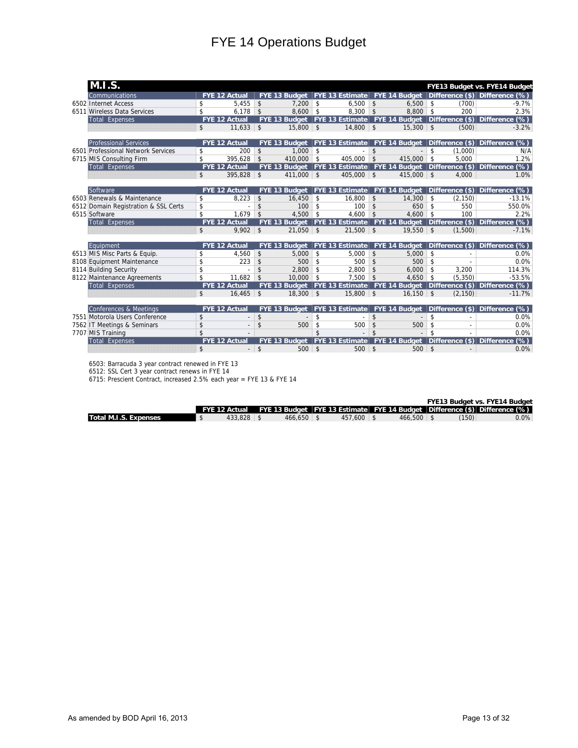# FYE 14 Operations Budget

## M.I.S.

**FYE13 Budget vs. FYE14 Budget**

| | Communications | FYE 12 Actual | FYE 13 Budget | FYE 13 Estimate | FYE 14 Budget | Difference ($) | Difference (%) |
|---|---|---|---|---|---|---|---|
| 6502 | Internet Access | $ 5,455 | $ 7,200 | $ 6,500 | $ 6,500 | $ (700) | -9.7% |
| 6511 | Wireless Data Services | $ 6,178 | $ 8,600 | $ 8,300 | $ 8,800 | $ 200 | 2.3% |
| | Total Expenses | $ 11,633 | $ 15,800 | $ 14,800 | $ 15,300 | $ (500) | -3.2% |

| | Professional Services | FYE 12 Actual | FYE 13 Budget | FYE 13 Estimate | FYE 14 Budget | Difference ($) | Difference (%) |
|---|---|---|---|---|---|---|---|
| 6501 | Professional Network Services | $ 200 | $ 1,000 | $ - | $ - | $ (1,000) | N/A |
| 6715 | MIS Consulting Firm | $ 395,628 | $ 410,000 | $ 405,000 | $ 415,000 | $ 5,000 | 1.2% |
| | Total Expenses | $ 395,828 | $ 411,000 | $ 405,000 | $ 415,000 | $ 4,000 | 1.0% |

| | Software | FYE 12 Actual | FYE 13 Budget | FYE 13 Estimate | FYE 14 Budget | Difference ($) | Difference (%) |
|---|---|---|---|---|---|---|---|
| 6503 | Renewals & Maintenance | $ 8,223 | $ 16,450 | $ 16,800 | $ 14,300 | $ (2,150) | -13.1% |
| 6512 | Domain Registration & SSL Certs | $ - | $ 100 | $ 100 | $ 650 | $ 550 | 550.0% |
| 6515 | Software | $ 1,679 | $ 4,500 | $ 4,600 | $ 4,600 | $ 100 | 2.2% |
| | Total Expenses | $ 9,902 | $ 21,050 | $ 21,500 | $ 19,550 | $ (1,500) | -7.1% |

| | Equipment | FYE 12 Actual | FYE 13 Budget | FYE 13 Estimate | FYE 14 Budget | Difference ($) | Difference (%) |
|---|---|---|---|---|---|---|---|
| 6513 | MIS Misc Parts & Equip. | $ 4,560 | $ 5,000 | $ 5,000 | $ 5,000 | $ - | 0.0% |
| 8108 | Equipment Maintenance | $ 223 | $ 500 | $ 500 | $ 500 | $ - | 0.0% |
| 8114 | Building Security | $ - | $ 2,800 | $ 2,800 | $ 6,000 | $ 3,200 | 114.3% |
| 8122 | Maintenance Agreements | $ 11,682 | $ 10,000 | $ 7,500 | $ 4,650 | $ (5,350) | -53.5% |
| | Total Expenses | $ 16,465 | $ 18,300 | $ 15,800 | $ 16,150 | $ (2,150) | -11.7% |

| | Conferences & Meetings | FYE 12 Actual | FYE 13 Budget | FYE 13 Estimate | FYE 14 Budget | Difference ($) | Difference (%) |
|---|---|---|---|---|---|---|---|
| 7551 | Motorola Users Conference | $ - | $ - | $ - | $ - | $ - | 0.0% |
| 7562 | IT Meetings & Seminars | $ - | $ 500 | $ 500 | $ 500 | $ - | 0.0% |
| 7707 | MIS Training | $ - | | $ - | $ - | $ - | 0.0% |
| | Total Expenses | $ - | $ 500 | $ 500 | $ 500 | $ - | 0.0% |

6503: Barracuda 3 year contract renewed in FYE 13
6512: SSL Cert 3 year contract renews in FYE 14
6715: Prescient Contract, increased 2.5% each year = FYE 13 & FYE 14

**FYE13 Budget vs. FYE14 Budget**

| | FYE 12 Actual | FYE 13 Budget | FYE 13 Estimate | FYE 14 Budget | Difference ($) | Difference (%) |
|---|---|---|---|---|---|---|
| **Total M.I.S. Expenses** | $ 433,828 | $ 466,650 | $ 457,600 | $ 466,500 | $ (150) | 0.0% |

As amended by BOD April 16, 2013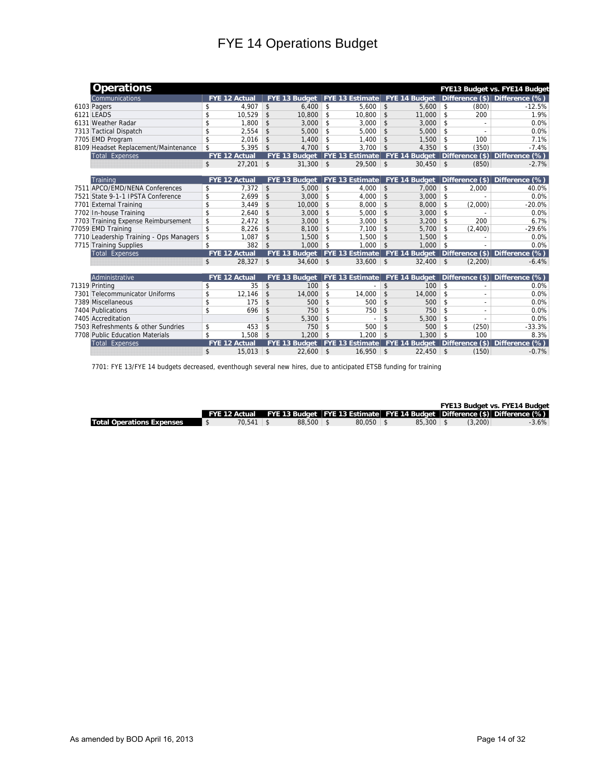# FYE 14 Operations Budget

## Operations

**FYE13 Budget vs. FYE14 Budget**

| Communications | FYE 12 Actual | FYE 13 Budget | FYE 13 Estimate | FYE 14 Budget | Difference ($) | Difference (%) |
|---|---|---|---|---|---|---|
| 6103 Pagers | $ 4,907 | $ 6,400 | $ 5,600 | $ 5,600 | $ (800) | -12.5% |
| 6121 LEADS | $ 10,529 | $ 10,800 | $ 10,800 | $ 11,000 | $ 200 | 1.9% |
| 6131 Weather Radar | $ 1,800 | $ 3,000 | $ 3,000 | $ 3,000 | $ - | 0.0% |
| 7313 Tactical Dispatch | $ 2,554 | $ 5,000 | $ 5,000 | $ 5,000 | $ - | 0.0% |
| 7705 EMD Program | $ 2,016 | $ 1,400 | $ 1,400 | $ 1,500 | $ 100 | 7.1% |
| 8109 Headset Replacement/Maintenance | $ 5,395 | $ 4,700 | $ 3,700 | $ 4,350 | $ (350) | -7.4% |
| **Total Expenses** | **FYE 12 Actual** | **FYE 13 Budget** | **FYE 13 Estimate** | **FYE 14 Budget** | **Difference ($)** | **Difference (%)** |
| | $ 27,201 | $ 31,300 | $ 29,500 | $ 30,450 | $ (850) | -2.7% |

| Training | FYE 12 Actual | FYE 13 Budget | FYE 13 Estimate | FYE 14 Budget | Difference ($) | Difference (%) |
|---|---|---|---|---|---|---|
| 7511 APCO/EMD/NENA Conferences | $ 7,372 | $ 5,000 | $ 4,000 | $ 7,000 | $ 2,000 | 40.0% |
| 7521 State 9-1-1 IPSTA Conference | $ 2,699 | $ 3,000 | $ 4,000 | $ 3,000 | $ - | 0.0% |
| 7701 External Training | $ 3,449 | $ 10,000 | $ 8,000 | $ 8,000 | $ (2,000) | -20.0% |
| 7702 In-house Training | $ 2,640 | $ 3,000 | $ 5,000 | $ 3,000 | $ - | 0.0% |
| 7703 Training Expense Reimbursement | $ 2,472 | $ 3,000 | $ 3,000 | $ 3,200 | $ 200 | 6.7% |
| 77059 EMD Training | $ 8,226 | $ 8,100 | $ 7,100 | $ 5,700 | $ (2,400) | -29.6% |
| 7710 Leadership Training - Ops Managers | $ 1,087 | $ 1,500 | $ 1,500 | $ 1,500 | $ - | 0.0% |
| 7715 Training Supplies | $ 382 | $ 1,000 | $ 1,000 | $ 1,000 | $ - | 0.0% |
| **Total Expenses** | **FYE 12 Actual** | **FYE 13 Budget** | **FYE 13 Estimate** | **FYE 14 Budget** | **Difference ($)** | **Difference (%)** |
| | $ 28,327 | $ 34,600 | $ 33,600 | $ 32,400 | $ (2,200) | -6.4% |

| Administrative | FYE 12 Actual | FYE 13 Budget | FYE 13 Estimate | FYE 14 Budget | Difference ($) | Difference (%) |
|---|---|---|---|---|---|---|
| 71319 Printing | $ 35 | $ 100 | $ - | $ 100 | $ - | 0.0% |
| 7301 Telecommunicator Uniforms | $ 12,146 | $ 14,000 | $ 14,000 | $ 14,000 | $ - | 0.0% |
| 7389 Miscellaneous | $ 175 | $ 500 | $ 500 | $ 500 | $ - | 0.0% |
| 7404 Publications | $ 696 | $ 750 | $ 750 | $ 750 | $ - | 0.0% |
| 7405 Accreditation | | $ 5,300 | $ - | $ 5,300 | $ - | 0.0% |
| 7503 Refreshments & other Sundries | $ 453 | $ 750 | $ 500 | $ 500 | $ (250) | -33.3% |
| 7708 Public Education Materials | $ 1,508 | $ 1,200 | $ 1,200 | $ 1,300 | $ 100 | 8.3% |
| **Total Expenses** | **FYE 12 Actual** | **FYE 13 Budget** | **FYE 13 Estimate** | **FYE 14 Budget** | **Difference ($)** | **Difference (%)** |
| | $ 15,013 | $ 22,600 | $ 16,950 | $ 22,450 | $ (150) | -0.7% |

7701: FYE 13/FYE 14 budgets decreased, eventhough several new hires, due to anticipated ETSB funding for training

**FYE13 Budget vs. FYE14 Budget**

| | FYE 12 Actual | FYE 13 Budget | FYE 13 Estimate | FYE 14 Budget | Difference ($) | Difference (%) |
|---|---|---|---|---|---|---|
| **Total Operations Expenses** | $ 70,541 | $ 88,500 | $ 80,050 | $ 85,300 | $ (3,200) | -3.6% |

As amended by BOD April 16, 2013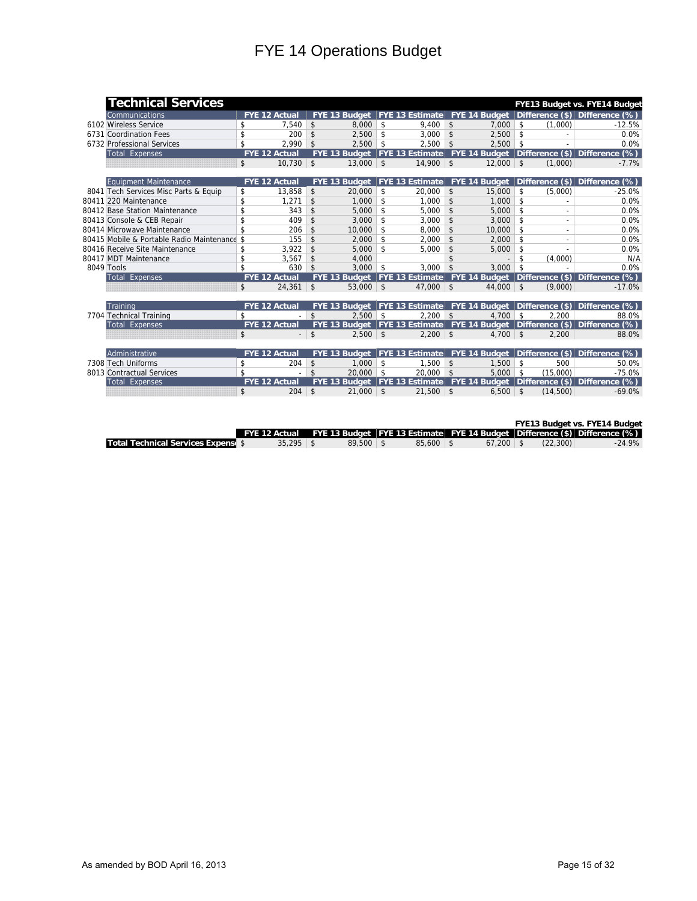# FYE 14 Operations Budget

## Technical Services

FYE13 Budget vs. FYE14 Budget

| | Communications | FYE 12 Actual | FYE 13 Budget | FYE 13 Estimate | FYE 14 Budget | Difference ($) | Difference (%) |
|---|---|---|---|---|---|---|---|
| 6102 | Wireless Service | $ 7,540 | $ 8,000 | $ 9,400 | $ 7,000 | $ (1,000) | -12.5% |
| 6731 | Coordination Fees | $ 200 | $ 2,500 | $ 3,000 | $ 2,500 | $ - | 0.0% |
| 6732 | Professional Services | $ 2,990 | $ 2,500 | $ 2,500 | $ 2,500 | $ - | 0.0% |
| | Total Expenses | $ 10,730 | $ 13,000 | $ 14,900 | $ 12,000 | $ (1,000) | -7.7% |

| | Equipment Maintenance | FYE 12 Actual | FYE 13 Budget | FYE 13 Estimate | FYE 14 Budget | Difference ($) | Difference (%) |
|---|---|---|---|---|---|---|---|
| 8041 | Tech Services Misc Parts & Equip | $ 13,858 | $ 20,000 | $ 20,000 | $ 15,000 | $ (5,000) | -25.0% |
| 80411 | 220 Maintenance | $ 1,271 | $ 1,000 | $ 1,000 | $ 1,000 | $ - | 0.0% |
| 80412 | Base Station Maintenance | $ 343 | $ 5,000 | $ 5,000 | $ 5,000 | $ - | 0.0% |
| 80413 | Console & CEB Repair | $ 409 | $ 3,000 | $ 3,000 | $ 3,000 | $ - | 0.0% |
| 80414 | Microwave Maintenance | $ 206 | $ 10,000 | $ 8,000 | $ 10,000 | $ - | 0.0% |
| 80415 | Mobile & Portable Radio Maintenance | $ 155 | $ 2,000 | $ 2,000 | $ 2,000 | $ - | 0.0% |
| 80416 | Receive Site Maintenance | $ 3,922 | $ 5,000 | $ 5,000 | $ 5,000 | $ - | 0.0% |
| 80417 | MDT Maintenance | $ 3,567 | $ 4,000 | | $ - | $ (4,000) | N/A |
| 8049 | Tools | $ 630 | $ 3,000 | $ 3,000 | $ 3,000 | $ - | 0.0% |
| | Total Expenses | $ 24,361 | $ 53,000 | $ 47,000 | $ 44,000 | $ (9,000) | -17.0% |

| | Training | FYE 12 Actual | FYE 13 Budget | FYE 13 Estimate | FYE 14 Budget | Difference ($) | Difference (%) |
|---|---|---|---|---|---|---|---|
| 7704 | Technical Training | $ - | $ 2,500 | $ 2,200 | $ 4,700 | $ 2,200 | 88.0% |
| | Total Expenses | $ - | $ 2,500 | $ 2,200 | $ 4,700 | $ 2,200 | 88.0% |

| | Administrative | FYE 12 Actual | FYE 13 Budget | FYE 13 Estimate | FYE 14 Budget | Difference ($) | Difference (%) |
|---|---|---|---|---|---|---|---|
| 7308 | Tech Uniforms | $ 204 | $ 1,000 | $ 1,500 | $ 1,500 | $ 500 | 50.0% |
| 8013 | Contractual Services | $ - | $ 20,000 | $ 20,000 | $ 5,000 | $ (15,000) | -75.0% |
| | Total Expenses | $ 204 | $ 21,000 | $ 21,500 | $ 6,500 | $ (14,500) | -69.0% |

FYE13 Budget vs. FYE14 Budget

| | FYE 12 Actual | FYE 13 Budget | FYE 13 Estimate | FYE 14 Budget | Difference ($) | Difference (%) |
|---|---|---|---|---|---|---|
| **Total Technical Services Expenses** | $ 35,295 | $ 89,500 | $ 85,600 | $ 67,200 | $ (22,300) | -24.9% |

As amended by BOD April 16, 2013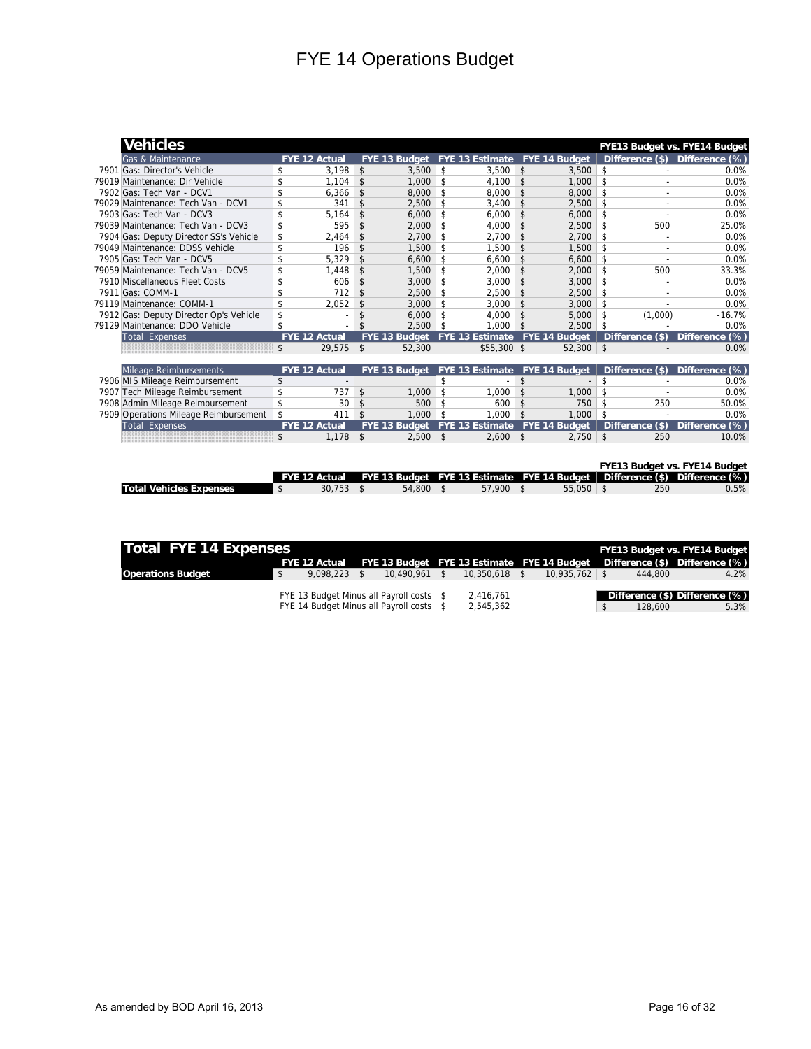# FYE 14 Operations Budget

## Vehicles

| | Gas & Maintenance | FYE 12 Actual | FYE 13 Budget | FYE 13 Estimate | FYE 14 Budget | Difference ($) | Difference (%) |
|---|---|---|---|---|---|---|---|
| | | | | | | FYE13 Budget vs. FYE14 Budget | |
| 7901 | Gas: Director's Vehicle | $ 3,198 | $ 3,500 | $ 3,500 | $ 3,500 | $ - | 0.0% |
| 79019 | Maintenance: Dir Vehicle | $ 1,104 | $ 1,000 | $ 4,100 | $ 1,000 | $ - | 0.0% |
| 7902 | Gas: Tech Van - DCV1 | $ 6,366 | $ 8,000 | $ 8,000 | $ 8,000 | $ - | 0.0% |
| 79029 | Maintenance: Tech Van - DCV1 | $ 341 | $ 2,500 | $ 3,400 | $ 2,500 | $ - | 0.0% |
| 7903 | Gas: Tech Van - DCV3 | $ 5,164 | $ 6,000 | $ 6,000 | $ 6,000 | $ - | 0.0% |
| 79039 | Maintenance: Tech Van - DCV3 | $ 595 | $ 2,000 | $ 4,000 | $ 2,500 | $ 500 | 25.0% |
| 7904 | Gas: Deputy Director SS's Vehicle | $ 2,464 | $ 2,700 | $ 2,700 | $ 2,700 | $ - | 0.0% |
| 79049 | Maintenance: DDSS Vehicle | $ 196 | $ 1,500 | $ 1,500 | $ 1,500 | $ - | 0.0% |
| 7905 | Gas: Tech Van - DCV5 | $ 5,329 | $ 6,600 | $ 6,600 | $ 6,600 | $ - | 0.0% |
| 79059 | Maintenance: Tech Van - DCV5 | $ 1,448 | $ 1,500 | $ 2,000 | $ 2,000 | $ 500 | 33.3% |
| 7910 | Miscellaneous Fleet Costs | $ 606 | $ 3,000 | $ 3,000 | $ 3,000 | $ - | 0.0% |
| 7911 | Gas: COMM-1 | $ 712 | $ 2,500 | $ 2,500 | $ 2,500 | $ - | 0.0% |
| 79119 | Maintenance: COMM-1 | $ 2,052 | $ 3,000 | $ 3,000 | $ 3,000 | $ - | 0.0% |
| 7912 | Gas: Deputy Director Op's Vehicle | $ - | $ 6,000 | $ 4,000 | $ 5,000 | $ (1,000) | -16.7% |
| 79129 | Maintenance: DDO Vehicle | $ - | $ 2,500 | $ 1,000 | $ 2,500 | $ - | 0.0% |
| | **Total Expenses** | **FYE 12 Actual** | **FYE 13 Budget** | **FYE 13 Estimate** | **FYE 14 Budget** | **Difference ($)** | **Difference (%)** |
| | | $ 29,575 | $ 52,300 | $55,300 | $ 52,300 | $ - | 0.0% |

| | Mileage Reimbursements | FYE 12 Actual | FYE 13 Budget | FYE 13 Estimate | FYE 14 Budget | Difference ($) | Difference (%) |
|---|---|---|---|---|---|---|---|
| 7906 | MIS Mileage Reimbursement | $ - | | $ - | $ - | $ - | 0.0% |
| 7907 | Tech Mileage Reimbursement | $ 737 | $ 1,000 | $ 1,000 | $ 1,000 | $ - | 0.0% |
| 7908 | Admin Mileage Reimbursement | $ 30 | $ 500 | $ 600 | $ 750 | $ 250 | 50.0% |
| 7909 | Operations Mileage Reimbursement | $ 411 | $ 1,000 | $ 1,000 | $ 1,000 | $ - | 0.0% |
| | **Total Expenses** | **FYE 12 Actual** | **FYE 13 Budget** | **FYE 13 Estimate** | **FYE 14 Budget** | **Difference ($)** | **Difference (%)** |
| | | $ 1,178 | $ 2,500 | $ 2,600 | $ 2,750 | $ 250 | 10.0% |

| | FYE 12 Actual | FYE 13 Budget | FYE 13 Estimate | FYE 14 Budget | Difference ($) | Difference (%) |
|---|---|---|---|---|---|---|
| | | | | | FYE13 Budget vs. FYE14 Budget | |
| **Total Vehicles Expenses** | $ 30,753 | $ 54,800 | $ 57,900 | $ 55,050 | $ 250 | 0.5% |

## Total FYE 14 Expenses

| | FYE 12 Actual | FYE 13 Budget | FYE 13 Estimate | FYE 14 Budget | Difference ($) | Difference (%) |
|---|---|---|---|---|---|---|
| | | | | | FYE13 Budget vs. FYE14 Budget | |
| **Operations Budget** | $ 9,098,223 | $ 10,490,961 | $ 10,350,618 | $ 10,935,762 | $ 444,800 | 4.2% |

| | | Difference ($) | Difference (%) |
|---|---|---|---|
| FYE 13 Budget Minus all Payroll costs | $ 2,416,761 | | |
| FYE 14 Budget Minus all Payroll costs | $ 2,545,362 | $ 128,600 | 5.3% |

As amended by BOD April 16, 2013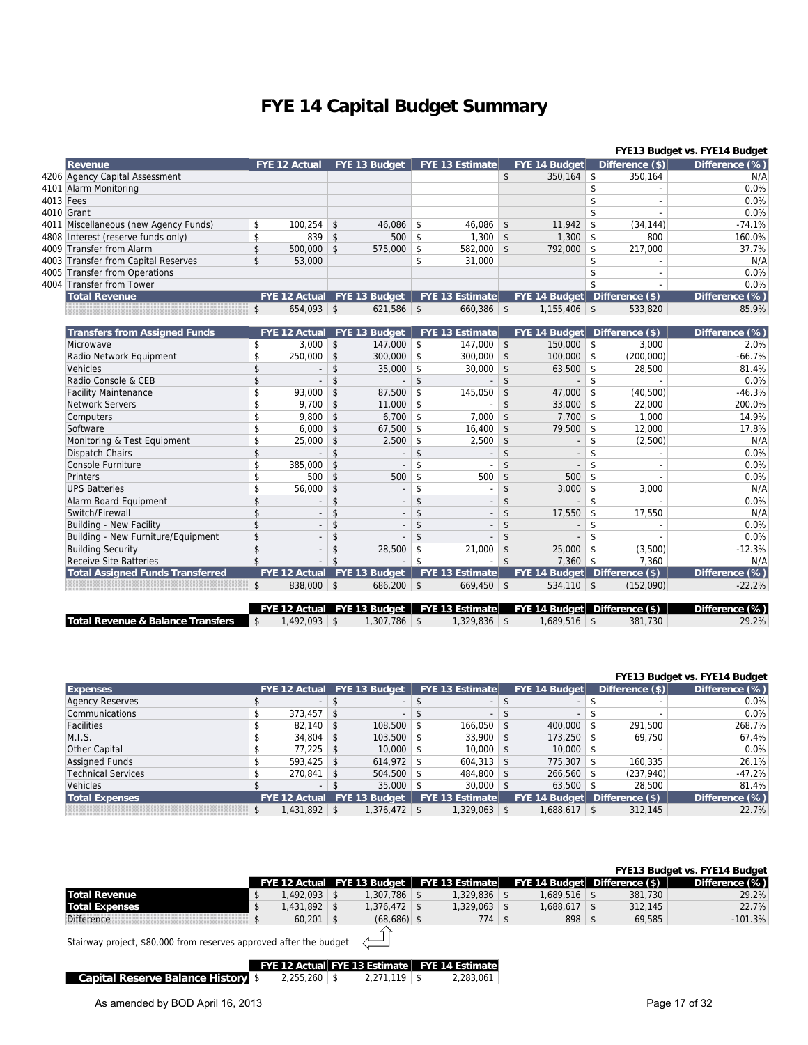# FYE 14 Capital Budget Summary

| | Revenue | FYE 12 Actual | FYE 13 Budget | FYE 13 Estimate | FYE 14 Budget | Difference ($) | Difference (%) |
|---|---|---|---|---|---|---|---|
| | | | | | | FYE13 Budget vs. FYE14 Budget | |
| 4206 | Agency Capital Assessment | | | | $ 350,164 | $ 350,164 | N/A |
| 4101 | Alarm Monitoring | | | | | $ - | 0.0% |
| 4013 | Fees | | | | | $ - | 0.0% |
| 4010 | Grant | | | | | $ - | 0.0% |
| 4011 | Miscellaneous (new Agency Funds) | $ 100,254 | $ 46,086 | $ 46,086 | $ 11,942 | $ (34,144) | -74.1% |
| 4808 | Interest (reserve funds only) | $ 839 | $ 500 | $ 1,300 | $ 1,300 | $ 800 | 160.0% |
| 4009 | Transfer from Alarm | $ 500,000 | $ 575,000 | $ 582,000 | $ 792,000 | $ 217,000 | 37.7% |
| 4003 | Transfer from Capital Reserves | $ 53,000 | | $ 31,000 | | $ - | N/A |
| 4005 | Transfer from Operations | | | | | $ - | 0.0% |
| 4004 | Transfer from Tower | | | | | $ - | 0.0% |
| | **Total Revenue** | $ 654,093 | $ 621,586 | $ 660,386 | $ 1,155,406 | $ 533,820 | 85.9% |

| Transfers from Assigned Funds | FYE 12 Actual | FYE 13 Budget | FYE 13 Estimate | FYE 14 Budget | Difference ($) | Difference (%) |
|---|---|---|---|---|---|---|
| Microwave | $ 3,000 | $ 147,000 | $ 147,000 | $ 150,000 | $ 3,000 | 2.0% |
| Radio Network Equipment | $ 250,000 | $ 300,000 | $ 300,000 | $ 100,000 | $ (200,000) | -66.7% |
| Vehicles | $ - | $ 35,000 | $ 30,000 | $ 63,500 | $ 28,500 | 81.4% |
| Radio Console & CEB | $ - | $ - | $ - | $ - | $ - | 0.0% |
| Facility Maintenance | $ 93,000 | $ 87,500 | $ 145,050 | $ 47,000 | $ (40,500) | -46.3% |
| Network Servers | $ 9,700 | $ 11,000 | $ - | $ 33,000 | $ 22,000 | 200.0% |
| Computers | $ 9,800 | $ 6,700 | $ 7,000 | $ 7,700 | $ 1,000 | 14.9% |
| Software | $ 6,000 | $ 67,500 | $ 16,400 | $ 79,500 | $ 12,000 | 17.8% |
| Monitoring & Test Equipment | $ 25,000 | $ 2,500 | $ 2,500 | $ - | $ (2,500) | N/A |
| Dispatch Chairs | $ - | $ - | $ - | $ - | $ - | 0.0% |
| Console Furniture | $ 385,000 | $ - | $ - | $ - | $ - | 0.0% |
| Printers | $ 500 | $ 500 | $ 500 | $ 500 | $ - | 0.0% |
| UPS Batteries | $ 56,000 | $ - | $ - | $ 3,000 | $ 3,000 | N/A |
| Alarm Board Equipment | $ - | $ - | $ - | $ - | $ - | 0.0% |
| Switch/Firewall | $ - | $ - | $ - | $ 17,550 | $ 17,550 | N/A |
| Building - New Facility | $ - | $ - | $ - | $ - | $ - | 0.0% |
| Building - New Furniture/Equipment | $ - | $ - | $ - | $ - | $ - | 0.0% |
| Building Security | $ - | $ 28,500 | $ 21,000 | $ 25,000 | $ (3,500) | -12.3% |
| Receive Site Batteries | $ - | $ - | $ - | $ 7,360 | $ 7,360 | N/A |
| **Total Assigned Funds Transferred** | $ 838,000 | $ 686,200 | $ 669,450 | $ 534,110 | $ (152,090) | -22.2% |

| | FYE 12 Actual | FYE 13 Budget | FYE 13 Estimate | FYE 14 Budget | Difference ($) | Difference (%) |
|---|---|---|---|---|---|---|
| **Total Revenue & Balance Transfers** | $ 1,492,093 | $ 1,307,786 | $ 1,329,836 | $ 1,689,516 | $ 381,730 | 29.2% |

| Expenses | FYE 12 Actual | FYE 13 Budget | FYE 13 Estimate | FYE 14 Budget | Difference ($) | Difference (%) |
|---|---|---|---|---|---|---|
| | | | | | FYE13 Budget vs. FYE14 Budget | |
| Agency Reserves | $ - | $ - | $ - | $ - | $ - | 0.0% |
| Communications | $ 373,457 | $ - | $ - | $ - | $ - | 0.0% |
| Facilities | $ 82,140 | $ 108,500 | $ 166,050 | $ 400,000 | $ 291,500 | 268.7% |
| M.I.S. | $ 34,804 | $ 103,500 | $ 33,900 | $ 173,250 | $ 69,750 | 67.4% |
| Other Capital | $ 77,225 | $ 10,000 | $ 10,000 | $ 10,000 | $ - | 0.0% |
| Assigned Funds | $ 593,425 | $ 614,972 | $ 604,313 | $ 775,307 | $ 160,335 | 26.1% |
| Technical Services | $ 270,841 | $ 504,500 | $ 484,800 | $ 266,560 | $ (237,940) | -47.2% |
| Vehicles | $ - | $ 35,000 | $ 30,000 | $ 63,500 | $ 28,500 | 81.4% |
| **Total Expenses** | $ 1,431,892 | $ 1,376,472 | $ 1,329,063 | $ 1,688,617 | $ 312,145 | 22.7% |

| | FYE 12 Actual | FYE 13 Budget | FYE 13 Estimate | FYE 14 Budget | Difference ($) | Difference (%) |
|---|---|---|---|---|---|---|
| | | | | | FYE13 Budget vs. FYE14 Budget | |
| **Total Revenue** | $ 1,492,093 | $ 1,307,786 | $ 1,329,836 | $ 1,689,516 | $ 381,730 | 29.2% |
| **Total Expenses** | $ 1,431,892 | $ 1,376,472 | $ 1,329,063 | $ 1,688,617 | $ 312,145 | 22.7% |
| Difference | $ 60,201 | $ (68,686) | $ 774 | $ 898 | $ 69,585 | -101.3% |

Stairway project, $80,000 from reserves approved after the budget

| | FYE 12 Actual | FYE 13 Estimate | FYE 14 Estimate |
|---|---|---|---|
| **Capital Reserve Balance History** | $ 2,255,260 | $ 2,271,119 | $ 2,283,061 |

As amended by BOD April 16, 2013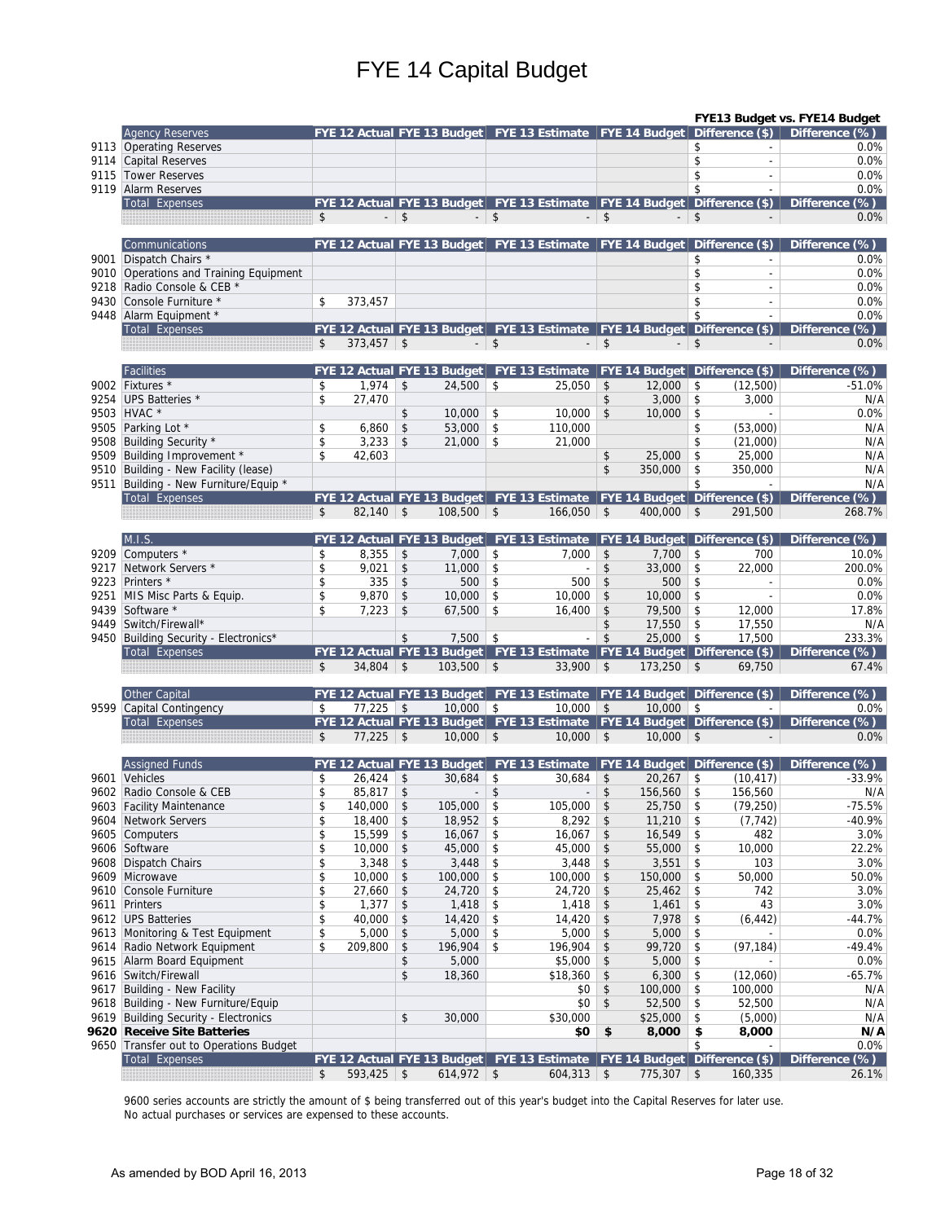# FYE 14 Capital Budget

FYE13 Budget vs. FYE14 Budget

| | Agency Reserves | FYE 12 Actual | FYE 13 Budget | FYE 13 Estimate | FYE 14 Budget | Difference ($) | Difference (%) |
|---|---|---|---|---|---|---|---|
| 9113 | Operating Reserves | | | | | $ - | 0.0% |
| 9114 | Capital Reserves | | | | | $ - | 0.0% |
| 9115 | Tower Reserves | | | | | $ - | 0.0% |
| 9119 | Alarm Reserves | | | | | $ - | 0.0% |
| | Total Expenses | $ - | $ - | $ - | $ - | $ - | 0.0% |

| | Communications | FYE 12 Actual | FYE 13 Budget | FYE 13 Estimate | FYE 14 Budget | Difference ($) | Difference (%) |
|---|---|---|---|---|---|---|---|
| 9001 | Dispatch Chairs * | | | | | $ - | 0.0% |
| 9010 | Operations and Training Equipment | | | | | $ - | 0.0% |
| 9218 | Radio Console & CEB * | | | | | $ - | 0.0% |
| 9430 | Console Furniture * | $ 373,457 | | | | $ - | 0.0% |
| 9448 | Alarm Equipment * | | | | | $ - | 0.0% |
| | Total Expenses | $ 373,457 | $ - | $ - | $ - | $ - | 0.0% |

| | Facilities | FYE 12 Actual | FYE 13 Budget | FYE 13 Estimate | FYE 14 Budget | Difference ($) | Difference (%) |
|---|---|---|---|---|---|---|---|
| 9002 | Fixtures * | $ 1,974 | $ 24,500 | $ 25,050 | $ 12,000 | $ (12,500) | -51.0% |
| 9254 | UPS Batteries * | $ 27,470 | | | $ 3,000 | $ 3,000 | N/A |
| 9503 | HVAC * | | $ 10,000 | $ 10,000 | $ 10,000 | $ - | 0.0% |
| 9505 | Parking Lot * | $ 6,860 | $ 53,000 | $ 110,000 | | $ (53,000) | N/A |
| 9508 | Building Security * | $ 3,233 | $ 21,000 | $ 21,000 | | $ (21,000) | N/A |
| 9509 | Building Improvement * | $ 42,603 | | | $ 25,000 | $ 25,000 | N/A |
| 9510 | Building - New Facility (lease) | | | | $ 350,000 | $ 350,000 | N/A |
| 9511 | Building - New Furniture/Equip * | | | | | $ - | N/A |
| | Total Expenses | $ 82,140 | $ 108,500 | $ 166,050 | $ 400,000 | $ 291,500 | 268.7% |

| | M.I.S. | FYE 12 Actual | FYE 13 Budget | FYE 13 Estimate | FYE 14 Budget | Difference ($) | Difference (%) |
|---|---|---|---|---|---|---|---|
| 9209 | Computers * | $ 8,355 | $ 7,000 | $ 7,000 | $ 7,700 | $ 700 | 10.0% |
| 9217 | Network Servers * | $ 9,021 | $ 11,000 | $ - | $ 33,000 | $ 22,000 | 200.0% |
| 9223 | Printers * | $ 335 | $ 500 | $ 500 | $ 500 | $ - | 0.0% |
| 9251 | MIS Misc Parts & Equip. | $ 9,870 | $ 10,000 | $ 10,000 | $ 10,000 | $ - | 0.0% |
| 9439 | Software * | $ 7,223 | $ 67,500 | $ 16,400 | $ 79,500 | $ 12,000 | 17.8% |
| 9449 | Switch/Firewall* | | | | $ 17,550 | $ 17,550 | N/A |
| 9450 | Building Security - Electronics* | | $ 7,500 | $ - | $ 25,000 | $ 17,500 | 233.3% |
| | Total Expenses | $ 34,804 | $ 103,500 | $ 33,900 | $ 173,250 | $ 69,750 | 67.4% |

| | Other Capital | FYE 12 Actual | FYE 13 Budget | FYE 13 Estimate | FYE 14 Budget | Difference ($) | Difference (%) |
|---|---|---|---|---|---|---|---|
| 9599 | Capital Contingency | $ 77,225 | $ 10,000 | $ 10,000 | $ 10,000 | $ - | 0.0% |
| | Total Expenses | $ 77,225 | $ 10,000 | $ 10,000 | $ 10,000 | $ - | 0.0% |

| | Assigned Funds | FYE 12 Actual | FYE 13 Budget | FYE 13 Estimate | FYE 14 Budget | Difference ($) | Difference (%) |
|---|---|---|---|---|---|---|---|
| 9601 | Vehicles | $ 26,424 | $ 30,684 | $ 30,684 | $ 20,267 | $ (10,417) | -33.9% |
| 9602 | Radio Console & CEB | $ 85,817 | $ - | $ - | $ 156,560 | $ 156,560 | N/A |
| 9603 | Facility Maintenance | $ 140,000 | $ 105,000 | $ 105,000 | $ 25,750 | $ (79,250) | -75.5% |
| 9604 | Network Servers | $ 18,400 | $ 18,952 | $ 8,292 | $ 11,210 | $ (7,742) | -40.9% |
| 9605 | Computers | $ 15,599 | $ 16,067 | $ 16,067 | $ 16,549 | $ 482 | 3.0% |
| 9606 | Software | $ 10,000 | $ 45,000 | $ 45,000 | $ 55,000 | $ 10,000 | 22.2% |
| 9608 | Dispatch Chairs | $ 3,348 | $ 3,448 | $ 3,448 | $ 3,551 | $ 103 | 3.0% |
| 9609 | Microwave | $ 10,000 | $ 100,000 | $ 100,000 | $ 150,000 | $ 50,000 | 50.0% |
| 9610 | Console Furniture | $ 27,660 | $ 24,720 | $ 24,720 | $ 25,462 | $ 742 | 3.0% |
| 9611 | Printers | $ 1,377 | $ 1,418 | $ 1,418 | $ 1,461 | $ 43 | 3.0% |
| 9612 | UPS Batteries | $ 40,000 | $ 14,420 | $ 14,420 | $ 7,978 | $ (6,442) | -44.7% |
| 9613 | Monitoring & Test Equipment | $ 5,000 | $ 5,000 | $ 5,000 | $ 5,000 | $ - | 0.0% |
| 9614 | Radio Network Equipment | $ 209,800 | $ 196,904 | $ 196,904 | $ 99,720 | $ (97,184) | -49.4% |
| 9615 | Alarm Board Equipment | | $ 5,000 | $5,000 | $ 5,000 | $ - | 0.0% |
| 9616 | Switch/Firewall | | $ 18,360 | $18,360 | $ 6,300 | $ (12,060) | -65.7% |
| 9617 | Building - New Facility | | | $0 | $ 100,000 | $ 100,000 | N/A |
| 9618 | Building - New Furniture/Equip | | | $0 | $ 52,500 | $ 52,500 | N/A |
| 9619 | Building Security - Electronics | | $ 30,000 | $30,000 | $25,000 | $ (5,000) | N/A |
| **9620** | **Receive Site Batteries** | | | **$0** | **$ 8,000** | **$ 8,000** | **N/A** |
| 9650 | Transfer out to Operations Budget | | | | | $ - | 0.0% |
| | Total Expenses | $ 593,425 | $ 614,972 | $ 604,313 | $ 775,307 | $ 160,335 | 26.1% |

9600 series accounts are strictly the amount of $ being transferred out of this year's budget into the Capital Reserves for later use.
No actual purchases or services are expensed to these accounts.

As amended by BOD April 16, 2013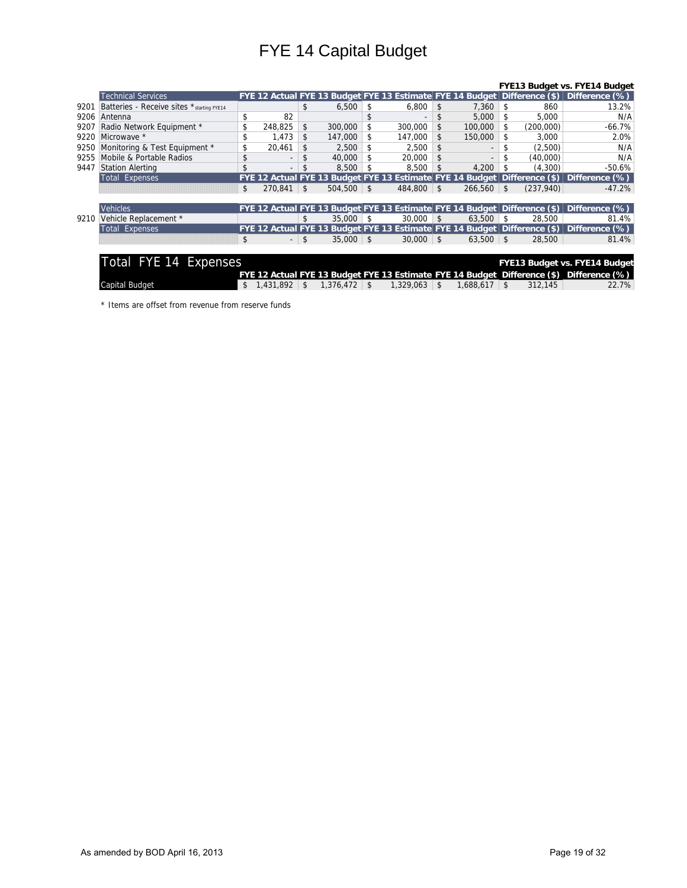# FYE 14 Capital Budget

| | Technical Services | FYE 12 Actual | FYE 13 Budget | FYE 13 Estimate | FYE 14 Budget | Difference ($) | Difference (%) |
|---|---|---|---|---|---|---|---|
| | | | | | | FYE13 Budget vs. FYE14 Budget | |
| 9201 | Batteries - Receive sites * starting FYE14 | | $ 6,500 | $ 6,800 | $ 7,360 | $ 860 | 13.2% |
| 9206 | Antenna | $ 82 | | $ - | $ 5,000 | $ 5,000 | N/A |
| 9207 | Radio Network Equipment * | $ 248,825 | $ 300,000 | $ 300,000 | $ 100,000 | $ (200,000) | -66.7% |
| 9220 | Microwave * | $ 1,473 | $ 147,000 | $ 147,000 | $ 150,000 | $ 3,000 | 2.0% |
| 9250 | Monitoring & Test Equipment * | $ 20,461 | $ 2,500 | $ 2,500 | $ - | $ (2,500) | N/A |
| 9255 | Mobile & Portable Radios | $ - | $ 40,000 | $ 20,000 | $ - | $ (40,000) | N/A |
| 9447 | Station Alerting | $ - | $ 8,500 | $ 8,500 | $ 4,200 | $ (4,300) | -50.6% |
| | **Total Expenses** | $ 270,841 | $ 504,500 | $ 484,800 | $ 266,560 | $ (237,940) | -47.2% |

| | Vehicles | FYE 12 Actual | FYE 13 Budget | FYE 13 Estimate | FYE 14 Budget | Difference ($) | Difference (%) |
|---|---|---|---|---|---|---|---|
| 9210 | Vehicle Replacement * | | $ 35,000 | $ 30,000 | $ 63,500 | $ 28,500 | 81.4% |
| | **Total Expenses** | $ - | $ 35,000 | $ 30,000 | $ 63,500 | $ 28,500 | 81.4% |

## Total FYE 14 Expenses

| | FYE 12 Actual | FYE 13 Budget | FYE 13 Estimate | FYE 14 Budget | Difference ($) | Difference (%) |
|---|---|---|---|---|---|---|
| | | | | | FYE13 Budget vs. FYE14 Budget | |
| Capital Budget | $ 1,431,892 | $ 1,376,472 | $ 1,329,063 | $ 1,688,617 | $ 312,145 | 22.7% |

\* Items are offset from revenue from reserve funds

As amended by BOD April 16, 2013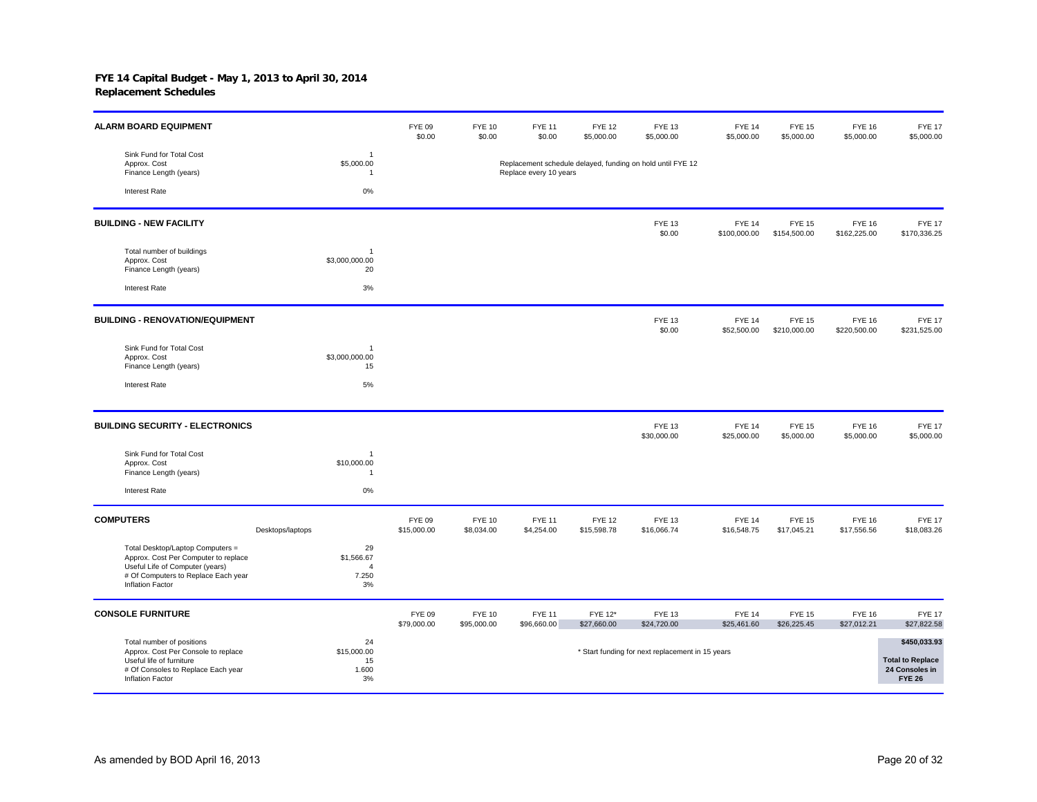**FYE 14 Capital Budget - May 1, 2013 to April 30, 2014**
**Replacement Schedules**

| ALARM BOARD EQUIPMENT | | FYE 09 | FYE 10 | FYE 11 | FYE 12 | FYE 13 | FYE 14 | FYE 15 | FYE 16 | FYE 17 |
|---|---|---|---|---|---|---|---|---|---|---|
| | | $0.00 | $0.00 | $0.00 | $5,000.00 | $5,000.00 | $5,000.00 | $5,000.00 | $5,000.00 | $5,000.00 |
| Sink Fund for Total Cost | 1 | | | | | | | | | |
| Approx. Cost | $5,000.00 | | | Replacement schedule delayed, funding on hold until FYE 12 | | | | | | |
| Finance Length (years) | 1 | | | Replace every 10 years | | | | | | |
| Interest Rate | 0% | | | | | | | | | |

| BUILDING - NEW FACILITY | | FYE 13 | FYE 14 | FYE 15 | FYE 16 | FYE 17 |
|---|---|---|---|---|---|---|
| | | $0.00 | $100,000.00 | $154,500.00 | $162,225.00 | $170,336.25 |
| Total number of buildings | 1 | | | | | |
| Approx. Cost | $3,000,000.00 | | | | | |
| Finance Length (years) | 20 | | | | | |
| Interest Rate | 3% | | | | | |

| BUILDING - RENOVATION/EQUIPMENT | | FYE 13 | FYE 14 | FYE 15 | FYE 16 | FYE 17 |
|---|---|---|---|---|---|---|
| | | $0.00 | $52,500.00 | $210,000.00 | $220,500.00 | $231,525.00 |
| Sink Fund for Total Cost | 1 | | | | | |
| Approx. Cost | $3,000,000.00 | | | | | |
| Finance Length (years) | 15 | | | | | |
| Interest Rate | 5% | | | | | |

| BUILDING SECURITY - ELECTRONICS | | FYE 13 | FYE 14 | FYE 15 | FYE 16 | FYE 17 |
|---|---|---|---|---|---|---|
| | | $30,000.00 | $25,000.00 | $5,000.00 | $5,000.00 | $5,000.00 |
| Sink Fund for Total Cost | 1 | | | | | |
| Approx. Cost | $10,000.00 | | | | | |
| Finance Length (years) | 1 | | | | | |
| Interest Rate | 0% | | | | | |

| COMPUTERS | Desktops/laptops | FYE 09 | FYE 10 | FYE 11 | FYE 12 | FYE 13 | FYE 14 | FYE 15 | FYE 16 | FYE 17 |
|---|---|---|---|---|---|---|---|---|---|---|
| | | $15,000.00 | $8,034.00 | $4,254.00 | $15,598.78 | $16,066.74 | $16,548.75 | $17,045.21 | $17,556.56 | $18,083.26 |
| Total Desktop/Laptop Computers = | 29 | | | | | | | | | |
| Approx. Cost Per Computer to replace | $1,566.67 | | | | | | | | | |
| Useful Life of Computer (years) | 4 | | | | | | | | | |
| # Of Computers to Replace Each year | 7.250 | | | | | | | | | |
| Inflation Factor | 3% | | | | | | | | | |

| CONSOLE FURNITURE | | FYE 09 | FYE 10 | FYE 11 | FYE 12* | FYE 13 | FYE 14 | FYE 15 | FYE 16 | FYE 17 |
|---|---|---|---|---|---|---|---|---|---|---|
| | | $79,000.00 | $95,000.00 | $96,660.00 | $27,660.00 | $24,720.00 | $25,461.60 | $26,225.45 | $27,012.21 | $27,822.58 |
| Total number of positions | 24 | | | | | | | | | $450,033.93 |
| Approx. Cost Per Console to replace | $15,000.00 | | | | * Start funding for next replacement in 15 years | | | | | **Total to Replace 24 Consoles in FYE 26** |
| Useful life of furniture | 15 | | | | | | | | | |
| # Of Consoles to Replace Each year | 1.600 | | | | | | | | | |
| Inflation Factor | 3% | | | | | | | | | |

As amended by BOD April 16, 2013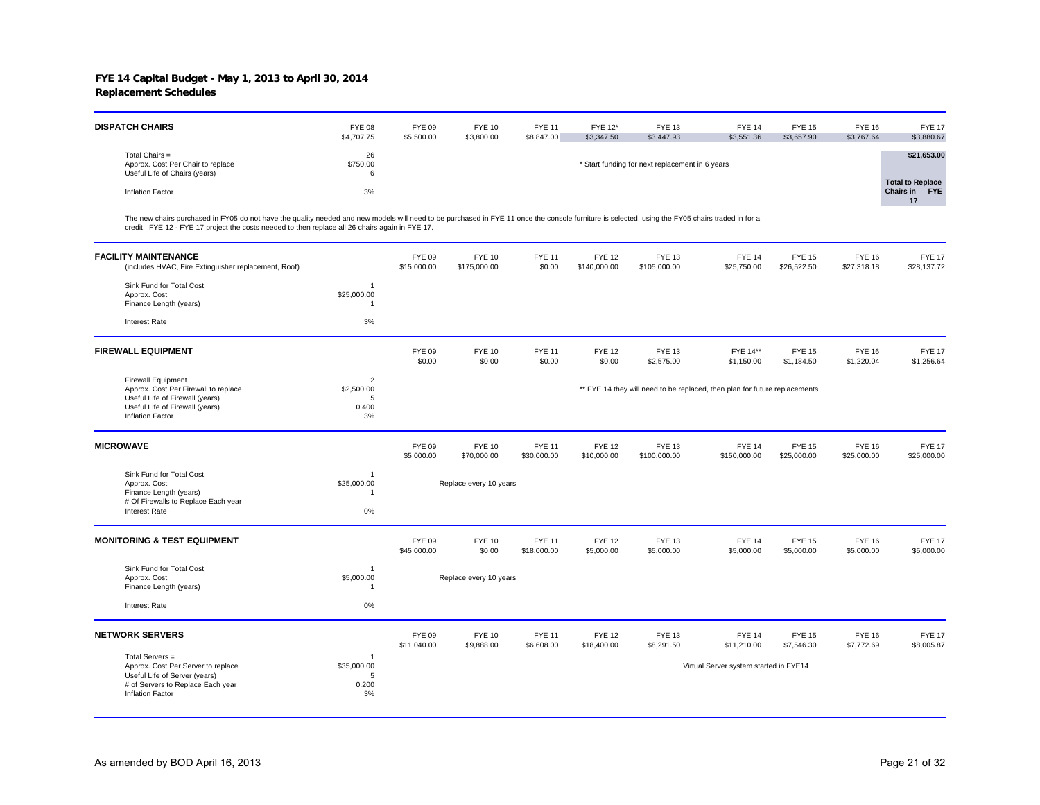**FYE 14 Capital Budget - May 1, 2013 to April 30, 2014**
**Replacement Schedules**

## DISPATCH CHAIRS

| | | FYE 08 | FYE 09 | FYE 10 | FYE 11 | FYE 12* | FYE 13 | FYE 14 | FYE 15 | FYE 16 | FYE 17 |
|---|---|---|---|---|---|---|---|---|---|---|---|
| | | $4,707.75 | $5,500.00 | $3,800.00 | $8,847.00 | $3,347.50 | $3,447.93 | $3,551.36 | $3,657.90 | $3,767.64 | $3,880.67 |
| Total Chairs = | 26 | | | | | | | | | | $21,653.00 |
| Approx. Cost Per Chair to replace | $750.00 | | | | | | | | | | |
| Useful Life of Chairs (years) | 6 | | | | | | | | | | |
| Inflation Factor | 3% | | | | | | | | | | Total to Replace Chairs in FYE 17 |

\* Start funding for next replacement in 6 years

The new chairs purchased in FY05 do not have the quality needed and new models will need to be purchased in FY 11 once the console furniture is selected, using the FY05 chairs traded in for a credit. FYE 12 - FYE 17 project the costs needed to then replace all 26 chairs again in FYE 17.

## FACILITY MAINTENANCE

(includes HVAC, Fire Extinguisher replacement, Roof)

| | | FYE 09 | FYE 10 | FYE 11 | FYE 12 | FYE 13 | FYE 14 | FYE 15 | FYE 16 | FYE 17 |
|---|---|---|---|---|---|---|---|---|---|---|
| | | $15,000.00 | $175,000.00 | $0.00 | $140,000.00 | $105,000.00 | $25,750.00 | $26,522.50 | $27,318.18 | $28,137.72 |
| Sink Fund for Total Cost | 1 | | | | | | | | | |
| Approx. Cost | $25,000.00 | | | | | | | | | |
| Finance Length (years) | 1 | | | | | | | | | |
| Interest Rate | 3% | | | | | | | | | |

## FIREWALL EQUIPMENT

| | | FYE 09 | FYE 10 | FYE 11 | FYE 12 | FYE 13 | FYE 14** | FYE 15 | FYE 16 | FYE 17 |
|---|---|---|---|---|---|---|---|---|---|---|
| | | $0.00 | $0.00 | $0.00 | $0.00 | $2,575.00 | $1,150.00 | $1,184.50 | $1,220.04 | $1,256.64 |
| Firewall Equipment | 2 | | | | | | | | | |
| Approx. Cost Per Firewall to replace | $2,500.00 | | | | | | | | | |
| Useful Life of Firewall (years) | 5 | | | | | | | | | |
| Useful Life of Firewall (years) | 0.400 | | | | | | | | | |
| Inflation Factor | 3% | | | | | | | | | |

\*\* FYE 14 they will need to be replaced, then plan for future replacements

## MICROWAVE

| | | FYE 09 | FYE 10 | FYE 11 | FYE 12 | FYE 13 | FYE 14 | FYE 15 | FYE 16 | FYE 17 |
|---|---|---|---|---|---|---|---|---|---|---|
| | | $5,000.00 | $70,000.00 | $30,000.00 | $10,000.00 | $100,000.00 | $150,000.00 | $25,000.00 | $25,000.00 | $25,000.00 |
| Sink Fund for Total Cost | 1 | | | | | | | | | |
| Approx. Cost | $25,000.00 | | Replace every 10 years | | | | | | | |
| Finance Length (years) | 1 | | | | | | | | | |
| # Of Firewalls to Replace Each year | | | | | | | | | | |
| Interest Rate | 0% | | | | | | | | | |

## MONITORING & TEST EQUIPMENT

| | | FYE 09 | FYE 10 | FYE 11 | FYE 12 | FYE 13 | FYE 14 | FYE 15 | FYE 16 | FYE 17 |
|---|---|---|---|---|---|---|---|---|---|---|
| | | $45,000.00 | $0.00 | $18,000.00 | $5,000.00 | $5,000.00 | $5,000.00 | $5,000.00 | $5,000.00 | $5,000.00 |
| Sink Fund for Total Cost | 1 | | | | | | | | | |
| Approx. Cost | $5,000.00 | | Replace every 10 years | | | | | | | |
| Finance Length (years) | 1 | | | | | | | | | |
| Interest Rate | 0% | | | | | | | | | |

## NETWORK SERVERS

| | | FYE 09 | FYE 10 | FYE 11 | FYE 12 | FYE 13 | FYE 14 | FYE 15 | FYE 16 | FYE 17 |
|---|---|---|---|---|---|---|---|---|---|---|
| | | $11,040.00 | $9,888.00 | $6,608.00 | $18,400.00 | $8,291.50 | $11,210.00 | $7,546.30 | $7,772.69 | $8,005.87 |
| Total Servers = | 1 | | | | | | | | | |
| Approx. Cost Per Server to replace | $35,000.00 | | | | | | | | | |
| Useful Life of Server (years) | 5 | | | | | | | | | |
| # of Servers to Replace Each year | 0.200 | | | | | | | | | |
| Inflation Factor | 3% | | | | | | | | | |

Virtual Server system started in FYE14

As amended by BOD April 16, 2013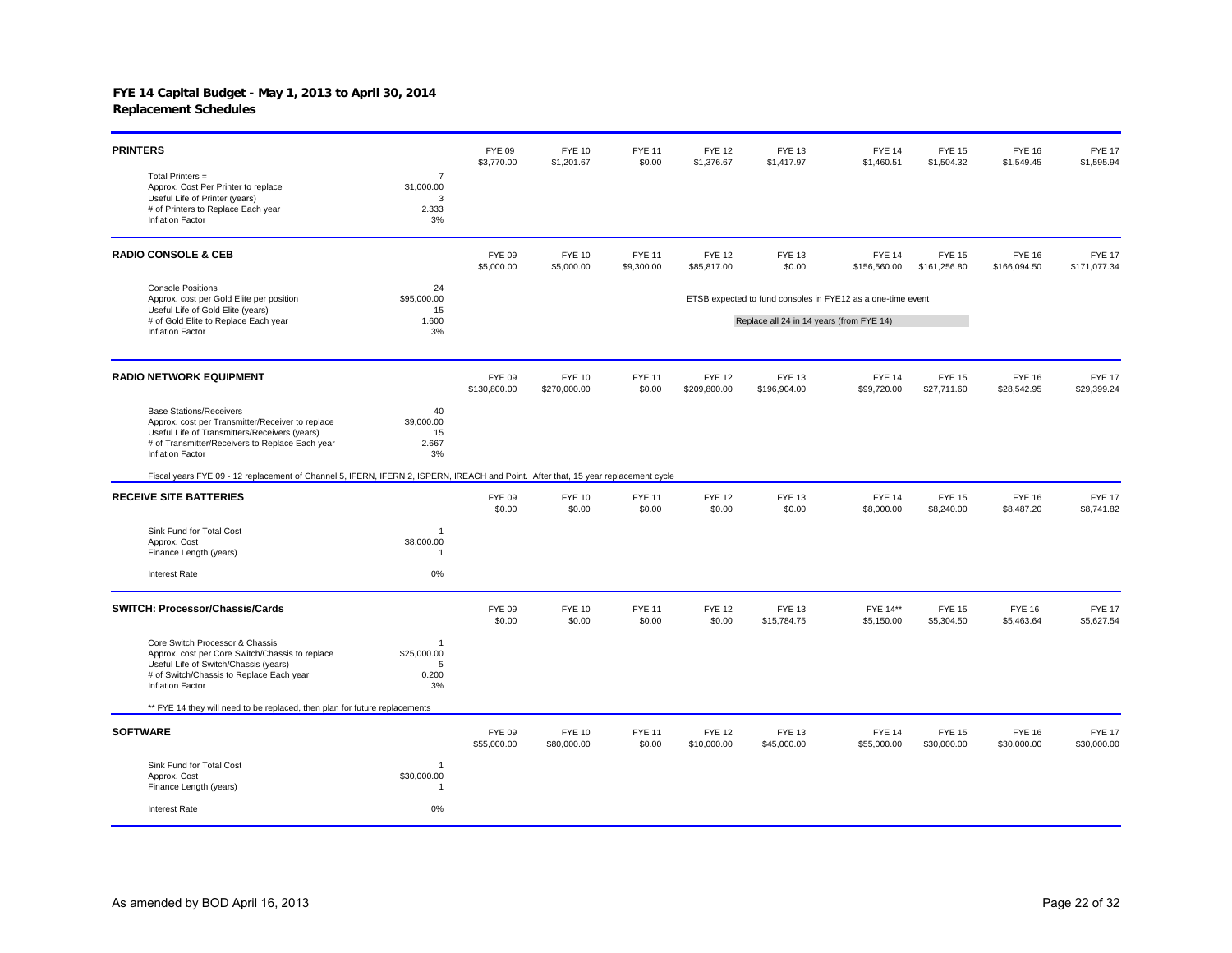## FYE 14 Capital Budget - May 1, 2013 to April 30, 2014
## Replacement Schedules

| PRINTERS | | FYE 09 | FYE 10 | FYE 11 | FYE 12 | FYE 13 | FYE 14 | FYE 15 | FYE 16 | FYE 17 |
|---|---|---|---|---|---|---|---|---|---|---|
| | | $3,770.00 | $1,201.67 | $0.00 | $1,376.67 | $1,417.97 | $1,460.51 | $1,504.32 | $1,549.45 | $1,595.94 |
| Total Printers = | 7 | | | | | | | | | |
| Approx. Cost Per Printer to replace | $1,000.00 | | | | | | | | | |
| Useful Life of Printer (years) | 3 | | | | | | | | | |
| # of Printers to Replace Each year | 2.333 | | | | | | | | | |
| Inflation Factor | 3% | | | | | | | | | |

| RADIO CONSOLE & CEB | | FYE 09 | FYE 10 | FYE 11 | FYE 12 | FYE 13 | FYE 14 | FYE 15 | FYE 16 | FYE 17 |
|---|---|---|---|---|---|---|---|---|---|---|
| | | $5,000.00 | $5,000.00 | $9,300.00 | $85,817.00 | $0.00 | $156,560.00 | $161,256.80 | $166,094.50 | $171,077.34 |
| Console Positions | 24 | | | | | | | | | |
| Approx. cost per Gold Elite per position | $95,000.00 | | | | ETSB expected to fund consoles in FYE12 as a one-time event | | | | | |
| Useful Life of Gold Elite (years) | 15 | | | | | | | | | |
| # of Gold Elite to Replace Each year | 1.600 | | | | | Replace all 24 in 14 years (from FYE 14) | | | | |
| Inflation Factor | 3% | | | | | | | | | |

| RADIO NETWORK EQUIPMENT | | FYE 09 | FYE 10 | FYE 11 | FYE 12 | FYE 13 | FYE 14 | FYE 15 | FYE 16 | FYE 17 |
|---|---|---|---|---|---|---|---|---|---|---|
| | | $130,800.00 | $270,000.00 | $0.00 | $209,800.00 | $196,904.00 | $99,720.00 | $27,711.60 | $28,542.95 | $29,399.24 |
| Base Stations/Receivers | 40 | | | | | | | | | |
| Approx. cost per Transmitter/Receiver to replace | $9,000.00 | | | | | | | | | |
| Useful Life of Transmitters/Receivers (years) | 15 | | | | | | | | | |
| # of Transmitter/Receivers to Replace Each year | 2.667 | | | | | | | | | |
| Inflation Factor | 3% | | | | | | | | | |

Fiscal years FYE 09 - 12 replacement of Channel 5, IFERN, IFERN 2, ISPERN, IREACH and Point. After that, 15 year replacement cycle

| RECEIVE SITE BATTERIES | | FYE 09 | FYE 10 | FYE 11 | FYE 12 | FYE 13 | FYE 14 | FYE 15 | FYE 16 | FYE 17 |
|---|---|---|---|---|---|---|---|---|---|---|
| | | $0.00 | $0.00 | $0.00 | $0.00 | $0.00 | $8,000.00 | $8,240.00 | $8,487.20 | $8,741.82 |
| Sink Fund for Total Cost | 1 | | | | | | | | | |
| Approx. Cost | $8,000.00 | | | | | | | | | |
| Finance Length (years) | 1 | | | | | | | | | |
| Interest Rate | 0% | | | | | | | | | |

| SWITCH: Processor/Chassis/Cards | | FYE 09 | FYE 10 | FYE 11 | FYE 12 | FYE 13 | FYE 14** | FYE 15 | FYE 16 | FYE 17 |
|---|---|---|---|---|---|---|---|---|---|---|
| | | $0.00 | $0.00 | $0.00 | $0.00 | $15,784.75 | $5,150.00 | $5,304.50 | $5,463.64 | $5,627.54 |
| Core Switch Processor & Chassis | 1 | | | | | | | | | |
| Approx. cost per Core Switch/Chassis to replace | $25,000.00 | | | | | | | | | |
| Useful Life of Switch/Chassis (years) | 5 | | | | | | | | | |
| # of Switch/Chassis to Replace Each year | 0.200 | | | | | | | | | |
| Inflation Factor | 3% | | | | | | | | | |

** FYE 14 they will need to be replaced, then plan for future replacements

| SOFTWARE | | FYE 09 | FYE 10 | FYE 11 | FYE 12 | FYE 13 | FYE 14 | FYE 15 | FYE 16 | FYE 17 |
|---|---|---|---|---|---|---|---|---|---|---|
| | | $55,000.00 | $80,000.00 | $0.00 | $10,000.00 | $45,000.00 | $55,000.00 | $30,000.00 | $30,000.00 | $30,000.00 |
| Sink Fund for Total Cost | 1 | | | | | | | | | |
| Approx. Cost | $30,000.00 | | | | | | | | | |
| Finance Length (years) | 1 | | | | | | | | | |
| Interest Rate | 0% | | | | | | | | | |

As amended by BOD April 16, 2013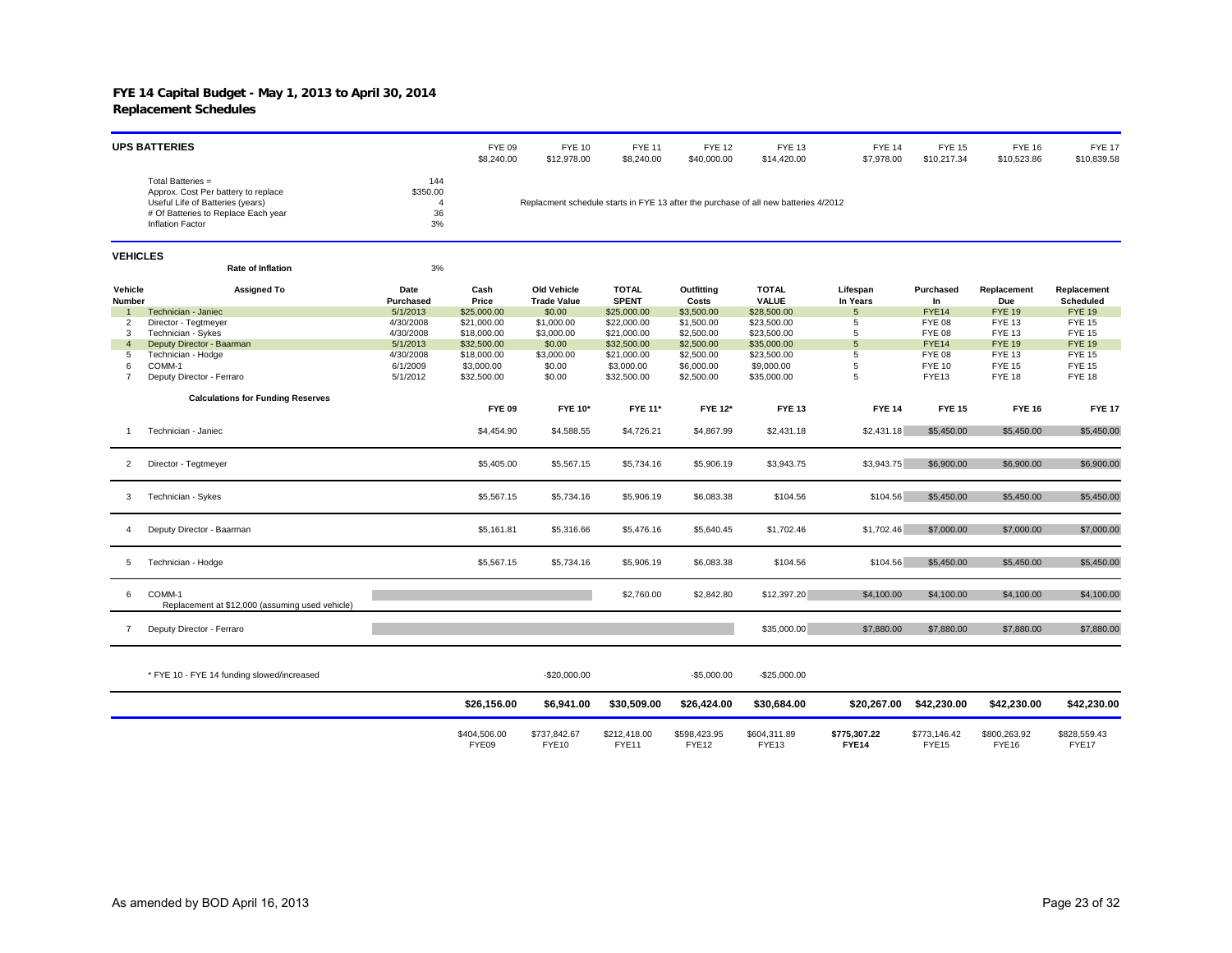# FYE 14 Capital Budget - May 1, 2013 to April 30, 2014
## Replacement Schedules

### UPS BATTERIES

| | FYE 09 | FYE 10 | FYE 11 | FYE 12 | FYE 13 | FYE 14 | FYE 15 | FYE 16 | FYE 17 |
|---|---|---|---|---|---|---|---|---|---|
| | $8,240.00 | $12,978.00 | $8,240.00 | $40,000.00 | $14,420.00 | $7,978.00 | $10,217.34 | $10,523.86 | $10,839.58 |

| | |
|---|---|
| Total Batteries = | 144 |
| Approx. Cost Per battery to replace | $350.00 |
| Useful Life of Batteries (years) | 4 |
| # Of Batteries to Replace Each year | 36 |
| Inflation Factor | 3% |

Replacment schedule starts in FYE 13 after the purchase of all new batteries 4/2012

### VEHICLES

Rate of Inflation 3%

| Vehicle Number | Assigned To | Date Purchased | Cash Price | Old Vehicle Trade Value | TOTAL SPENT | Outfitting Costs | TOTAL VALUE | Lifespan In Years | Purchased In | Replacement Due | Replacement Scheduled |
|---|---|---|---|---|---|---|---|---|---|---|---|
| 1 | Technician - Janiec | 5/1/2013 | $25,000.00 | $0.00 | $25,000.00 | $3,500.00 | $28,500.00 | 5 | FYE14 | FYE 19 | FYE 19 |
| 2 | Director - Tegtmeyer | 4/30/2008 | $21,000.00 | $1,000.00 | $22,000.00 | $1,500.00 | $23,500.00 | 5 | FYE 08 | FYE 13 | FYE 15 |
| 3 | Technician - Sykes | 4/30/2008 | $18,000.00 | $3,000.00 | $21,000.00 | $2,500.00 | $23,500.00 | 5 | FYE 08 | FYE 13 | FYE 15 |
| 4 | Deputy Director - Baarman | 5/1/2013 | $32,500.00 | $0.00 | $32,500.00 | $2,500.00 | $35,000.00 | 5 | FYE14 | FYE 19 | FYE 19 |
| 5 | Technician - Hodge | 4/30/2008 | $18,000.00 | $3,000.00 | $21,000.00 | $2,500.00 | $23,500.00 | 5 | FYE 08 | FYE 13 | FYE 15 |
| 6 | COMM-1 | 6/1/2009 | $3,000.00 | $0.00 | $3,000.00 | $6,000.00 | $9,000.00 | 5 | FYE 10 | FYE 15 | FYE 15 |
| 7 | Deputy Director - Ferraro | 5/1/2012 | $32,500.00 | $0.00 | $32,500.00 | $2,500.00 | $35,000.00 | 5 | FYE13 | FYE 18 | FYE 18 |

#### Calculations for Funding Reserves

| | | FYE 09 | FYE 10* | FYE 11* | FYE 12* | FYE 13 | FYE 14 | FYE 15 | FYE 16 | FYE 17 |
|---|---|---|---|---|---|---|---|---|---|---|
| 1 | Technician - Janiec | $4,454.90 | $4,588.55 | $4,726.21 | $4,867.99 | $2,431.18 | $2,431.18 | $5,450.00 | $5,450.00 | $5,450.00 |
| 2 | Director - Tegtmeyer | $5,405.00 | $5,567.15 | $5,734.16 | $5,906.19 | $3,943.75 | $3,943.75 | $6,900.00 | $6,900.00 | $6,900.00 |
| 3 | Technician - Sykes | $5,567.15 | $5,734.16 | $5,906.19 | $6,083.38 | $104.56 | $104.56 | $5,450.00 | $5,450.00 | $5,450.00 |
| 4 | Deputy Director - Baarman | $5,161.81 | $5,316.66 | $5,476.16 | $5,640.45 | $1,702.46 | $1,702.46 | $7,000.00 | $7,000.00 | $7,000.00 |
| 5 | Technician - Hodge | $5,567.15 | $5,734.16 | $5,906.19 | $6,083.38 | $104.56 | $104.56 | $5,450.00 | $5,450.00 | $5,450.00 |
| 6 | COMM-1<br>Replacement at $12,000 (assuming used vehicle) | | | $2,760.00 | $2,842.80 | $12,397.20 | $4,100.00 | $4,100.00 | $4,100.00 | $4,100.00 |
| 7 | Deputy Director - Ferraro | | | | | $35,000.00 | $7,880.00 | $7,880.00 | $7,880.00 | $7,880.00 |
| | * FYE 10 - FYE 14 funding slowed/increased | | -$20,000.00 | | -$5,000.00 | -$25,000.00 | | | | |
| | | **$26,156.00** | **$6,941.00** | **$30,509.00** | **$26,424.00** | **$30,684.00** | **$20,267.00** | **$42,230.00** | **$42,230.00** | **$42,230.00** |
| | | $404,506.00<br>FYE09 | $737,842.67<br>FYE10 | $212,418.00<br>FYE11 | $598,423.95<br>FYE12 | $604,311.89<br>FYE13 | **$775,307.22<br>FYE14** | $773,146.42<br>FYE15 | $800,263.92<br>FYE16 | $828,559.43<br>FYE17 |

As amended by BOD April 16, 2013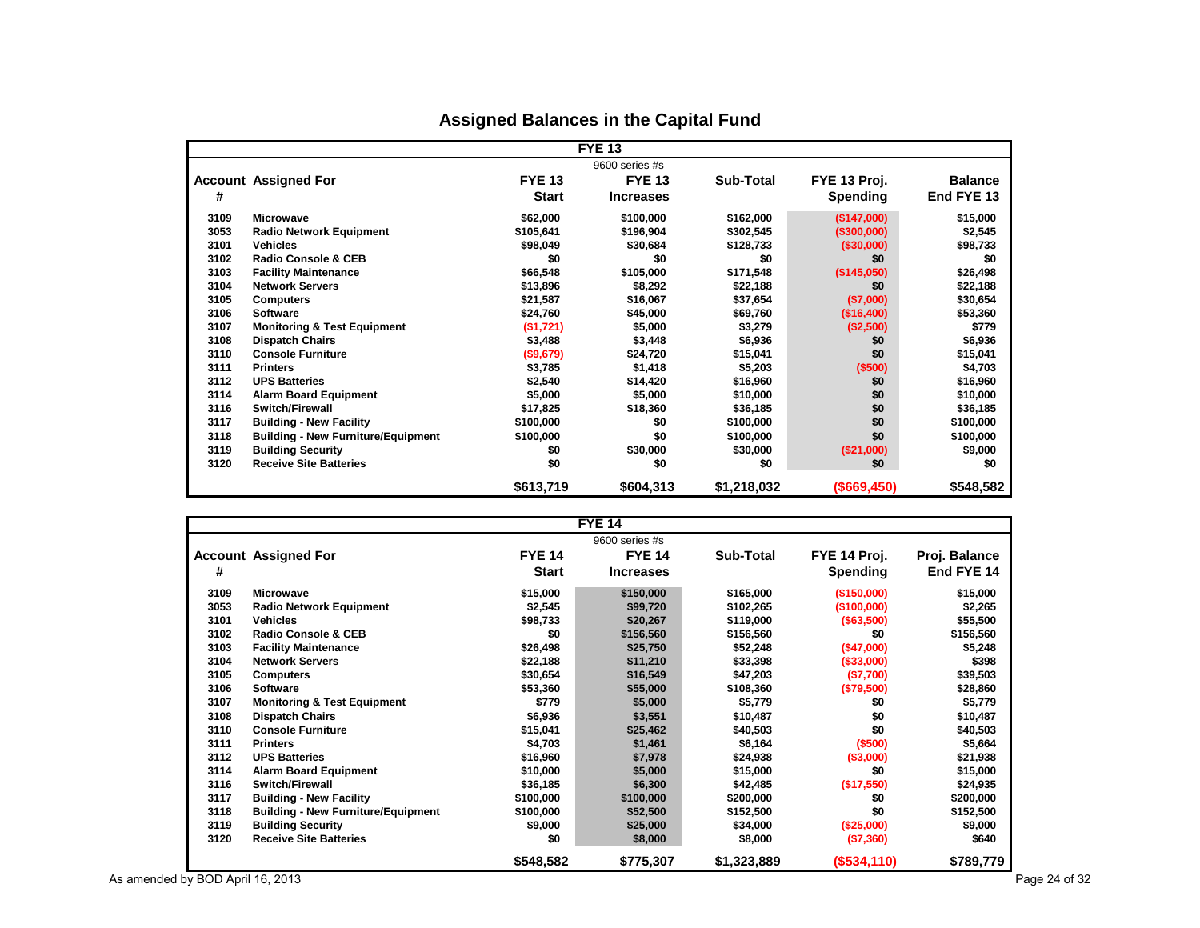# Assigned Balances in the Capital Fund

**FYE 13**

| Account # | Assigned For | FYE 13 Start | FYE 13 Increases (9600 series #s) | Sub-Total | FYE 13 Proj. Spending | Balance End FYE 13 |
|---|---|---|---|---|---|---|
| 3109 | Microwave | $62,000 | $100,000 | $162,000 | ($147,000) | $15,000 |
| 3053 | Radio Network Equipment | $105,641 | $196,904 | $302,545 | ($300,000) | $2,545 |
| 3101 | Vehicles | $98,049 | $30,684 | $128,733 | ($30,000) | $98,733 |
| 3102 | Radio Console & CEB | $0 | $0 | $0 | $0 | $0 |
| 3103 | Facility Maintenance | $66,548 | $105,000 | $171,548 | ($145,050) | $26,498 |
| 3104 | Network Servers | $13,896 | $8,292 | $22,188 | $0 | $22,188 |
| 3105 | Computers | $21,587 | $16,067 | $37,654 | ($7,000) | $30,654 |
| 3106 | Software | $24,760 | $45,000 | $69,760 | ($16,400) | $53,360 |
| 3107 | Monitoring & Test Equipment | ($1,721) | $5,000 | $3,279 | ($2,500) | $779 |
| 3108 | Dispatch Chairs | $3,488 | $3,448 | $6,936 | $0 | $6,936 |
| 3110 | Console Furniture | ($9,679) | $24,720 | $15,041 | $0 | $15,041 |
| 3111 | Printers | $3,785 | $1,418 | $5,203 | ($500) | $4,703 |
| 3112 | UPS Batteries | $2,540 | $14,420 | $16,960 | $0 | $16,960 |
| 3114 | Alarm Board Equipment | $5,000 | $5,000 | $10,000 | $0 | $10,000 |
| 3116 | Switch/Firewall | $17,825 | $18,360 | $36,185 | $0 | $36,185 |
| 3117 | Building - New Facility | $100,000 | $0 | $100,000 | $0 | $100,000 |
| 3118 | Building - New Furniture/Equipment | $100,000 | $0 | $100,000 | $0 | $100,000 |
| 3119 | Building Security | $0 | $30,000 | $30,000 | ($21,000) | $9,000 |
| 3120 | Receive Site Batteries | $0 | $0 | $0 | $0 | $0 |
| | | **$613,719** | **$604,313** | **$1,218,032** | **($669,450)** | **$548,582** |

**FYE 14**

| Account # | Assigned For | FYE 14 Start | FYE 14 Increases (9600 series #s) | Sub-Total | FYE 14 Proj. Spending | Proj. Balance End FYE 14 |
|---|---|---|---|---|---|---|
| 3109 | Microwave | $15,000 | $150,000 | $165,000 | ($150,000) | $15,000 |
| 3053 | Radio Network Equipment | $2,545 | $99,720 | $102,265 | ($100,000) | $2,265 |
| 3101 | Vehicles | $98,733 | $20,267 | $119,000 | ($63,500) | $55,500 |
| 3102 | Radio Console & CEB | $0 | $156,560 | $156,560 | $0 | $156,560 |
| 3103 | Facility Maintenance | $26,498 | $25,750 | $52,248 | ($47,000) | $5,248 |
| 3104 | Network Servers | $22,188 | $11,210 | $33,398 | ($33,000) | $398 |
| 3105 | Computers | $30,654 | $16,549 | $47,203 | ($7,700) | $39,503 |
| 3106 | Software | $53,360 | $55,000 | $108,360 | ($79,500) | $28,860 |
| 3107 | Monitoring & Test Equipment | $779 | $5,000 | $5,779 | $0 | $5,779 |
| 3108 | Dispatch Chairs | $6,936 | $3,551 | $10,487 | $0 | $10,487 |
| 3110 | Console Furniture | $15,041 | $25,462 | $40,503 | $0 | $40,503 |
| 3111 | Printers | $4,703 | $1,461 | $6,164 | ($500) | $5,664 |
| 3112 | UPS Batteries | $16,960 | $7,978 | $24,938 | ($3,000) | $21,938 |
| 3114 | Alarm Board Equipment | $10,000 | $5,000 | $15,000 | $0 | $15,000 |
| 3116 | Switch/Firewall | $36,185 | $6,300 | $42,485 | ($17,550) | $24,935 |
| 3117 | Building - New Facility | $100,000 | $100,000 | $200,000 | $0 | $200,000 |
| 3118 | Building - New Furniture/Equipment | $100,000 | $52,500 | $152,500 | $0 | $152,500 |
| 3119 | Building Security | $9,000 | $25,000 | $34,000 | ($25,000) | $9,000 |
| 3120 | Receive Site Batteries | $0 | $8,000 | $8,000 | ($7,360) | $640 |
| | | **$548,582** | **$775,307** | **$1,323,889** | **($534,110)** | **$789,779** |

As amended by BOD April 16, 2013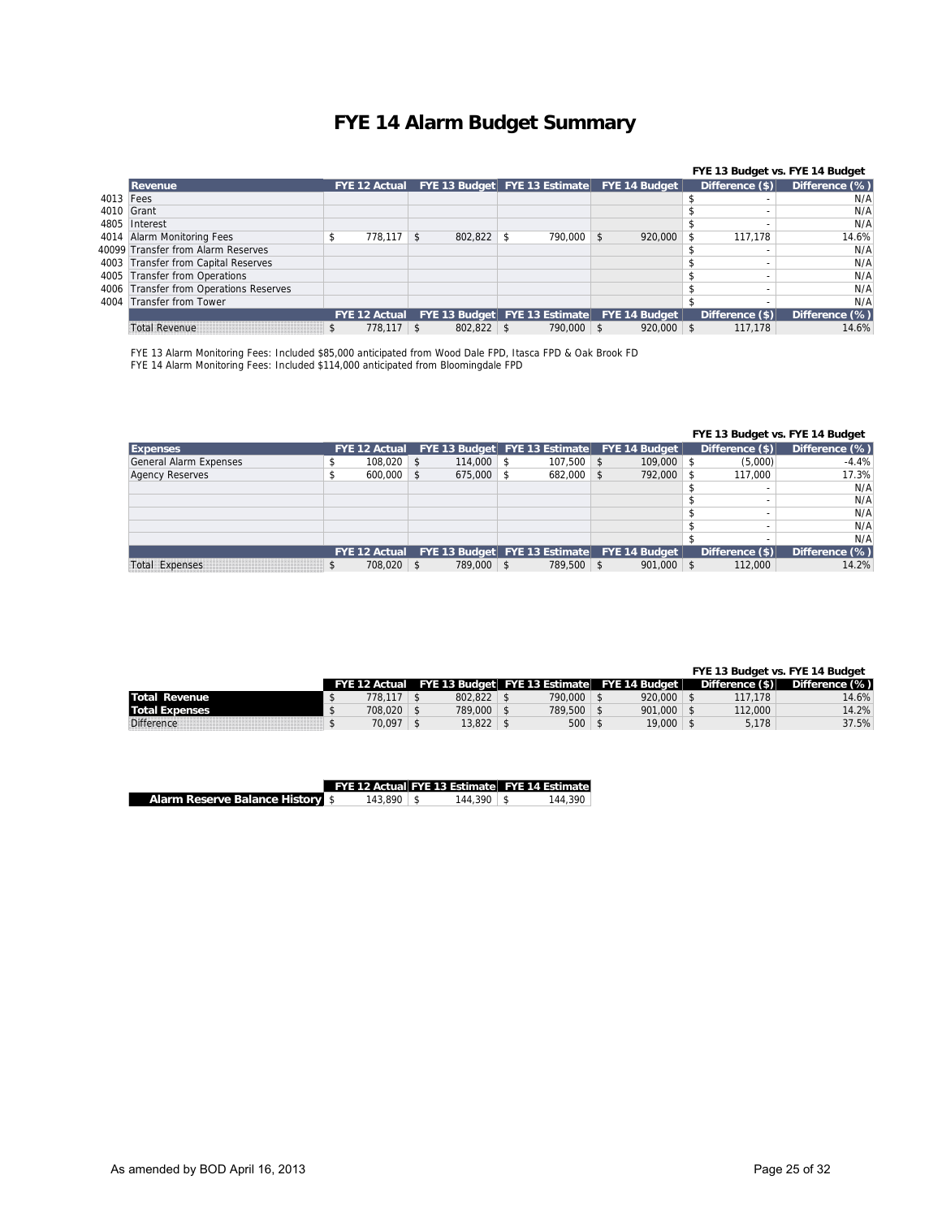# FYE 14 Alarm Budget Summary

| | Revenue | FYE 12 Actual | FYE 13 Budget | FYE 13 Estimate | FYE 14 Budget | FYE 13 Budget vs. FYE 14 Budget Difference ($) | Difference (%) |
|---|---|---|---|---|---|---|---|
| 4013 | Fees | | | | | $ - | N/A |
| 4010 | Grant | | | | | $ - | N/A |
| 4805 | Interest | | | | | $ - | N/A |
| 4014 | Alarm Monitoring Fees | $ 778,117 | $ 802,822 | $ 790,000 | $ 920,000 | $ 117,178 | 14.6% |
| 40099 | Transfer from Alarm Reserves | | | | | $ - | N/A |
| 4003 | Transfer from Capital Reserves | | | | | $ - | N/A |
| 4005 | Transfer from Operations | | | | | $ - | N/A |
| 4006 | Transfer from Operations Reserves | | | | | $ - | N/A |
| 4004 | Transfer from Tower | | | | | $ - | N/A |
| | | FYE 12 Actual | FYE 13 Budget | FYE 13 Estimate | FYE 14 Budget | Difference ($) | Difference (%) |
| | Total Revenue | $ 778,117 | $ 802,822 | $ 790,000 | $ 920,000 | $ 117,178 | 14.6% |

FYE 13 Alarm Monitoring Fees: Included $85,000 anticipated from Wood Dale FPD, Itasca FPD & Oak Brook FD
FYE 14 Alarm Monitoring Fees: Included $114,000 anticipated from Bloomingdale FPD

| Expenses | FYE 12 Actual | FYE 13 Budget | FYE 13 Estimate | FYE 14 Budget | FYE 13 Budget vs. FYE 14 Budget Difference ($) | Difference (%) |
|---|---|---|---|---|---|---|
| General Alarm Expenses | $ 108,020 | $ 114,000 | $ 107,500 | $ 109,000 | $ (5,000) | -4.4% |
| Agency Reserves | $ 600,000 | $ 675,000 | $ 682,000 | $ 792,000 | $ 117,000 | 17.3% |
| | | | | | $ - | N/A |
| | | | | | $ - | N/A |
| | | | | | $ - | N/A |
| | | | | | $ - | N/A |
| | | | | | $ - | N/A |
| | FYE 12 Actual | FYE 13 Budget | FYE 13 Estimate | FYE 14 Budget | Difference ($) | Difference (%) |
| Total Expenses | $ 708,020 | $ 789,000 | $ 789,500 | $ 901,000 | $ 112,000 | 14.2% |

| | FYE 12 Actual | FYE 13 Budget | FYE 13 Estimate | FYE 14 Budget | FYE 13 Budget vs. FYE 14 Budget Difference ($) | Difference (%) |
|---|---|---|---|---|---|---|
| **Total Revenue** | $ 778,117 | $ 802,822 | $ 790,000 | $ 920,000 | $ 117,178 | 14.6% |
| **Total Expenses** | $ 708,020 | $ 789,000 | $ 789,500 | $ 901,000 | $ 112,000 | 14.2% |
| Difference | $ 70,097 | $ 13,822 | $ 500 | $ 19,000 | $ 5,178 | 37.5% |

| | FYE 12 Actual | FYE 13 Estimate | FYE 14 Estimate |
|---|---|---|---|
| **Alarm Reserve Balance History** | $ 143,890 | $ 144,390 | $ 144,390 |

As amended by BOD April 16, 2013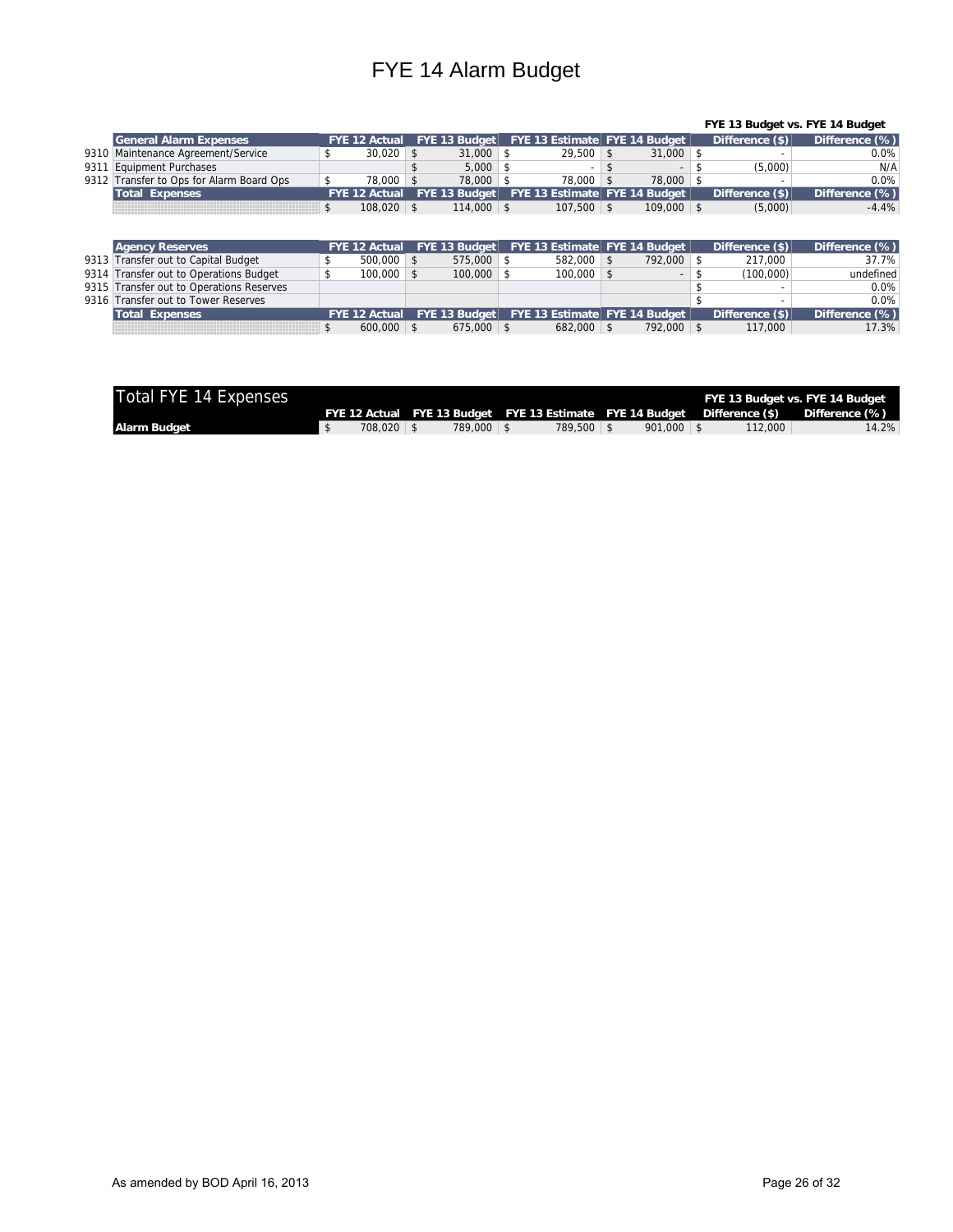# FYE 14 Alarm Budget

| | General Alarm Expenses | FYE 12 Actual | FYE 13 Budget | FYE 13 Estimate | FYE 14 Budget | FYE 13 Budget vs. FYE 14 Budget Difference ($) | FYE 13 Budget vs. FYE 14 Budget Difference (%) |
|---|---|---|---|---|---|---|---|
| 9310 | Maintenance Agreement/Service | $ 30,020 | $ 31,000 | $ 29,500 | $ 31,000 | $ - | 0.0% |
| 9311 | Equipment Purchases | | $ 5,000 | $ - | $ - | $ (5,000) | N/A |
| 9312 | Transfer to Ops for Alarm Board Ops | $ 78,000 | $ 78,000 | $ 78,000 | $ 78,000 | $ - | 0.0% |
| | **Total Expenses** | $ 108,020 | $ 114,000 | $ 107,500 | $ 109,000 | $ (5,000) | -4.4% |

| | Agency Reserves | FYE 12 Actual | FYE 13 Budget | FYE 13 Estimate | FYE 14 Budget | Difference ($) | Difference (%) |
|---|---|---|---|---|---|---|---|
| 9313 | Transfer out to Capital Budget | $ 500,000 | $ 575,000 | $ 582,000 | $ 792,000 | $ 217,000 | 37.7% |
| 9314 | Transfer out to Operations Budget | $ 100,000 | $ 100,000 | $ 100,000 | $ - | $ (100,000) | undefined |
| 9315 | Transfer out to Operations Reserves | | | | | $ - | 0.0% |
| 9316 | Transfer out to Tower Reserves | | | | | $ - | 0.0% |
| | **Total Expenses** | $ 600,000 | $ 675,000 | $ 682,000 | $ 792,000 | $ 117,000 | 17.3% |

| Total FYE 14 Expenses | FYE 12 Actual | FYE 13 Budget | FYE 13 Estimate | FYE 14 Budget | FYE 13 Budget vs. FYE 14 Budget Difference ($) | FYE 13 Budget vs. FYE 14 Budget Difference (%) |
|---|---|---|---|---|---|---|
| **Alarm Budget** | $ 708,020 | $ 789,000 | $ 789,500 | $ 901,000 | $ 112,000 | 14.2% |

As amended by BOD April 16, 2013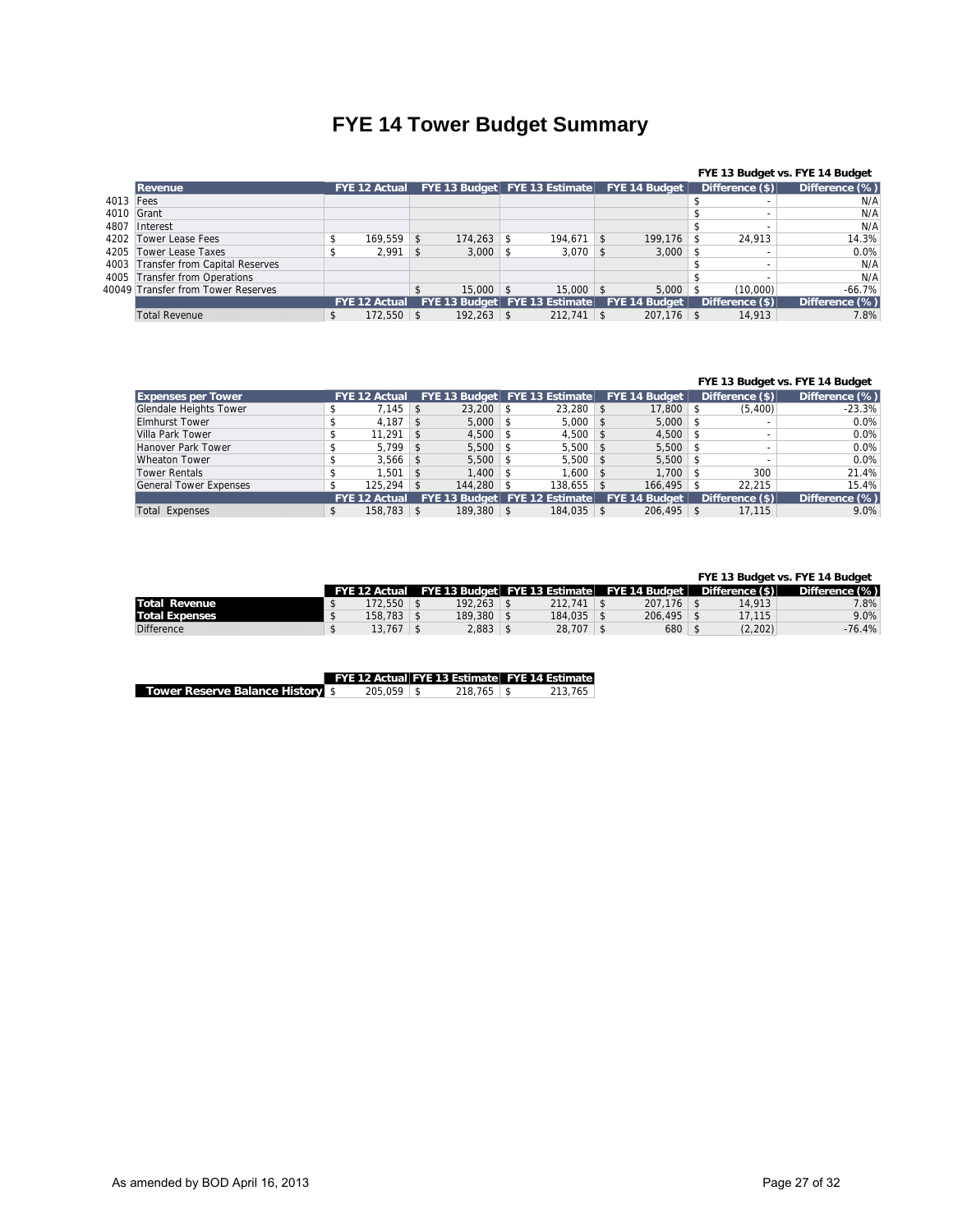# FYE 14 Tower Budget Summary

| | Revenue | FYE 12 Actual | FYE 13 Budget | FYE 13 Estimate | FYE 14 Budget | FYE 13 Budget vs. FYE 14 Budget Difference ($) | Difference (%) |
|---|---|---|---|---|---|---|---|
| 4013 | Fees | | | | | $ - | N/A |
| 4010 | Grant | | | | | $ - | N/A |
| 4807 | Interest | | | | | $ - | N/A |
| 4202 | Tower Lease Fees | $ 169,559 | $ 174,263 | $ 194,671 | $ 199,176 | $ 24,913 | 14.3% |
| 4205 | Tower Lease Taxes | $ 2,991 | $ 3,000 | $ 3,070 | $ 3,000 | $ - | 0.0% |
| 4003 | Transfer from Capital Reserves | | | | | $ - | N/A |
| 4005 | Transfer from Operations | | | | | $ - | N/A |
| 40049 | Transfer from Tower Reserves | | $ 15,000 | $ 15,000 | $ 5,000 | $ (10,000) | -66.7% |
| | | FYE 12 Actual | FYE 13 Budget | FYE 13 Estimate | FYE 14 Budget | Difference ($) | Difference (%) |
| | Total Revenue | $ 172,550 | $ 192,263 | $ 212,741 | $ 207,176 | $ 14,913 | 7.8% |

| Expenses per Tower | FYE 12 Actual | FYE 13 Budget | FYE 13 Estimate | FYE 14 Budget | FYE 13 Budget vs. FYE 14 Budget Difference ($) | Difference (%) |
|---|---|---|---|---|---|---|
| Glendale Heights Tower | $ 7,145 | $ 23,200 | $ 23,280 | $ 17,800 | $ (5,400) | -23.3% |
| Elmhurst Tower | $ 4,187 | $ 5,000 | $ 5,000 | $ 5,000 | $ - | 0.0% |
| Villa Park Tower | $ 11,291 | $ 4,500 | $ 4,500 | $ 4,500 | $ - | 0.0% |
| Hanover Park Tower | $ 5,799 | $ 5,500 | $ 5,500 | $ 5,500 | $ - | 0.0% |
| Wheaton Tower | $ 3,566 | $ 5,500 | $ 5,500 | $ 5,500 | $ - | 0.0% |
| Tower Rentals | $ 1,501 | $ 1,400 | $ 1,600 | $ 1,700 | $ 300 | 21.4% |
| General Tower Expenses | $ 125,294 | $ 144,280 | $ 138,655 | $ 166,495 | $ 22,215 | 15.4% |
| | FYE 12 Actual | FYE 13 Budget | FYE 12 Estimate | FYE 14 Budget | Difference ($) | Difference (%) |
| Total Expenses | $ 158,783 | $ 189,380 | $ 184,035 | $ 206,495 | $ 17,115 | 9.0% |

| | FYE 12 Actual | FYE 13 Budget | FYE 13 Estimate | FYE 14 Budget | FYE 13 Budget vs. FYE 14 Budget Difference ($) | Difference (%) |
|---|---|---|---|---|---|---|
| **Total Revenue** | $ 172,550 | $ 192,263 | $ 212,741 | $ 207,176 | $ 14,913 | 7.8% |
| **Total Expenses** | $ 158,783 | $ 189,380 | $ 184,035 | $ 206,495 | $ 17,115 | 9.0% |
| Difference | $ 13,767 | $ 2,883 | $ 28,707 | $ 680 | $ (2,202) | -76.4% |

| | FYE 12 Actual | FYE 13 Estimate | FYE 14 Estimate |
|---|---|---|---|
| **Tower Reserve Balance History** | $ 205,059 | $ 218,765 | $ 213,765 |

As amended by BOD April 16, 2013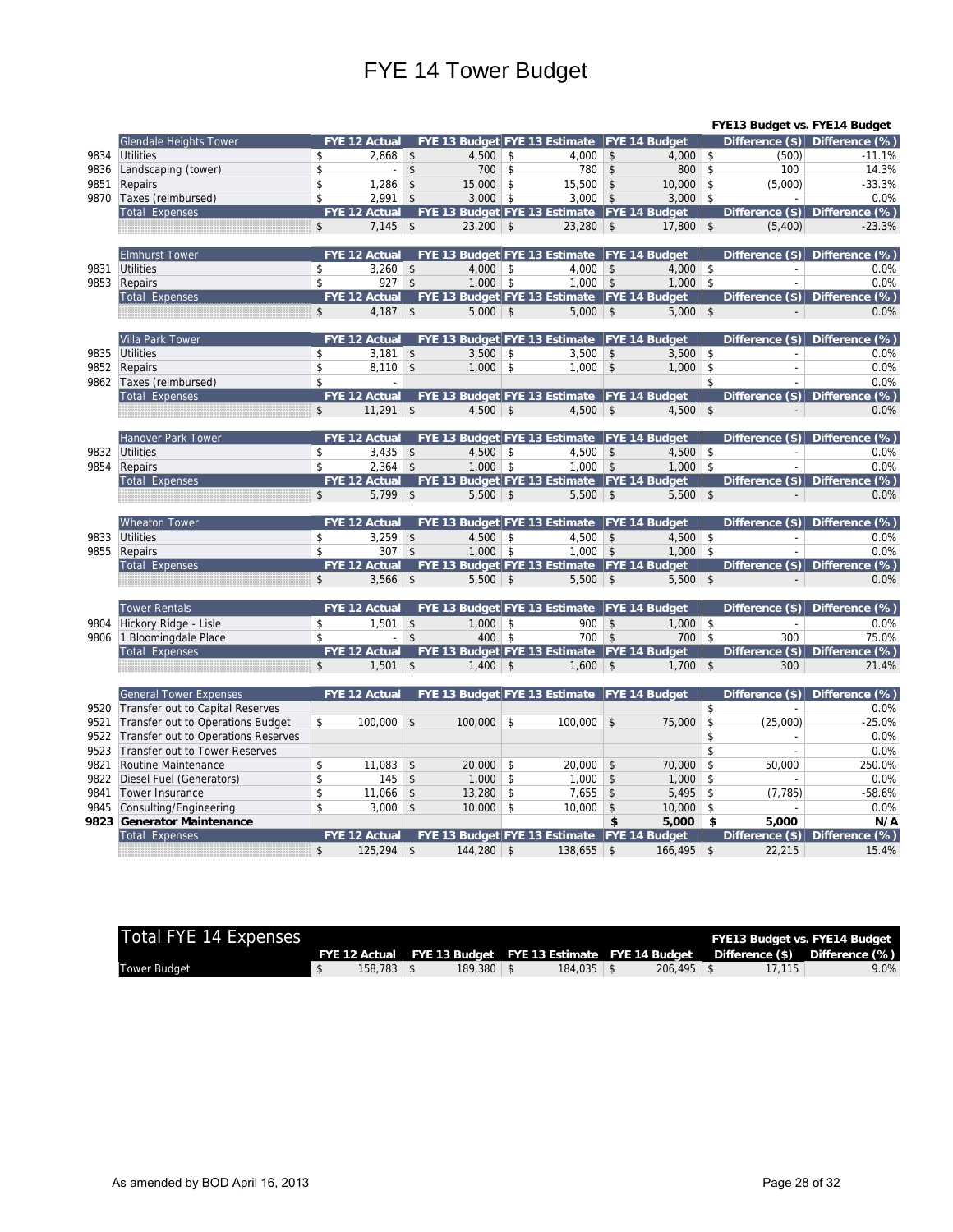# FYE 14 Tower Budget

**FYE13 Budget vs. FYE14 Budget**

| | Glendale Heights Tower | FYE 12 Actual | FYE 13 Budget | FYE 13 Estimate | FYE 14 Budget | Difference ($) | Difference (%) |
|---|---|---|---|---|---|---|---|
| 9834 | Utilities | $ 2,868 | $ 4,500 | $ 4,000 | $ 4,000 | $ (500) | -11.1% |
| 9836 | Landscaping (tower) | $ - | $ 700 | $ 780 | $ 800 | $ 100 | 14.3% |
| 9851 | Repairs | $ 1,286 | $ 15,000 | $ 15,500 | $ 10,000 | $ (5,000) | -33.3% |
| 9870 | Taxes (reimbursed) | $ 2,991 | $ 3,000 | $ 3,000 | $ 3,000 | $ - | 0.0% |
| | Total Expenses | $ 7,145 | $ 23,200 | $ 23,280 | $ 17,800 | $ (5,400) | -23.3% |

| | Elmhurst Tower | FYE 12 Actual | FYE 13 Budget | FYE 13 Estimate | FYE 14 Budget | Difference ($) | Difference (%) |
|---|---|---|---|---|---|---|---|
| 9831 | Utilities | $ 3,260 | $ 4,000 | $ 4,000 | $ 4,000 | $ - | 0.0% |
| 9853 | Repairs | $ 927 | $ 1,000 | $ 1,000 | $ 1,000 | $ - | 0.0% |
| | Total Expenses | $ 4,187 | $ 5,000 | $ 5,000 | $ 5,000 | $ - | 0.0% |

| | Villa Park Tower | FYE 12 Actual | FYE 13 Budget | FYE 13 Estimate | FYE 14 Budget | Difference ($) | Difference (%) |
|---|---|---|---|---|---|---|---|
| 9835 | Utilities | $ 3,181 | $ 3,500 | $ 3,500 | $ 3,500 | $ - | 0.0% |
| 9852 | Repairs | $ 8,110 | $ 1,000 | $ 1,000 | $ 1,000 | $ - | 0.0% |
| 9862 | Taxes (reimbursed) | $ - | | | | $ - | 0.0% |
| | Total Expenses | $ 11,291 | $ 4,500 | $ 4,500 | $ 4,500 | $ - | 0.0% |

| | Hanover Park Tower | FYE 12 Actual | FYE 13 Budget | FYE 13 Estimate | FYE 14 Budget | Difference ($) | Difference (%) |
|---|---|---|---|---|---|---|---|
| 9832 | Utilities | $ 3,435 | $ 4,500 | $ 4,500 | $ 4,500 | $ - | 0.0% |
| 9854 | Repairs | $ 2,364 | $ 1,000 | $ 1,000 | $ 1,000 | $ - | 0.0% |
| | Total Expenses | $ 5,799 | $ 5,500 | $ 5,500 | $ 5,500 | $ - | 0.0% |

| | Wheaton Tower | FYE 12 Actual | FYE 13 Budget | FYE 13 Estimate | FYE 14 Budget | Difference ($) | Difference (%) |
|---|---|---|---|---|---|---|---|
| 9833 | Utilities | $ 3,259 | $ 4,500 | $ 4,500 | $ 4,500 | $ - | 0.0% |
| 9855 | Repairs | $ 307 | $ 1,000 | $ 1,000 | $ 1,000 | $ - | 0.0% |
| | Total Expenses | $ 3,566 | $ 5,500 | $ 5,500 | $ 5,500 | $ - | 0.0% |

| | Tower Rentals | FYE 12 Actual | FYE 13 Budget | FYE 13 Estimate | FYE 14 Budget | Difference ($) | Difference (%) |
|---|---|---|---|---|---|---|---|
| 9804 | Hickory Ridge - Lisle | $ 1,501 | $ 1,000 | $ 900 | $ 1,000 | $ - | 0.0% |
| 9806 | 1 Bloomingdale Place | $ - | $ 400 | $ 700 | $ 700 | $ 300 | 75.0% |
| | Total Expenses | $ 1,501 | $ 1,400 | $ 1,600 | $ 1,700 | $ 300 | 21.4% |

| | General Tower Expenses | FYE 12 Actual | FYE 13 Budget | FYE 13 Estimate | FYE 14 Budget | Difference ($) | Difference (%) |
|---|---|---|---|---|---|---|---|
| 9520 | Transfer out to Capital Reserves | | | | | $ - | 0.0% |
| 9521 | Transfer out to Operations Budget | $ 100,000 | $ 100,000 | $ 100,000 | $ 75,000 | $ (25,000) | -25.0% |
| 9522 | Transfer out to Operations Reserves | | | | | $ - | 0.0% |
| 9523 | Transfer out to Tower Reserves | | | | | $ - | 0.0% |
| 9821 | Routine Maintenance | $ 11,083 | $ 20,000 | $ 20,000 | $ 70,000 | $ 50,000 | 250.0% |
| 9822 | Diesel Fuel (Generators) | $ 145 | $ 1,000 | $ 1,000 | $ 1,000 | $ - | 0.0% |
| 9841 | Tower Insurance | $ 11,066 | $ 13,280 | $ 7,655 | $ 5,495 | $ (7,785) | -58.6% |
| 9845 | Consulting/Engineering | $ 3,000 | $ 10,000 | $ 10,000 | $ 10,000 | $ - | 0.0% |
| **9823** | **Generator Maintenance** | | | | **$ 5,000** | **$ 5,000** | **N/A** |
| | Total Expenses | $ 125,294 | $ 144,280 | $ 138,655 | $ 166,495 | $ 22,215 | 15.4% |

## Total FYE 14 Expenses

**FYE13 Budget vs. FYE14 Budget**

| | FYE 12 Actual | FYE 13 Budget | FYE 13 Estimate | FYE 14 Budget | Difference ($) | Difference (%) |
|---|---|---|---|---|---|---|
| Tower Budget | $ 158,783 | $ 189,380 | $ 184,035 | $ 206,495 | $ 17,115 | 9.0% |

As amended by BOD April 16, 2013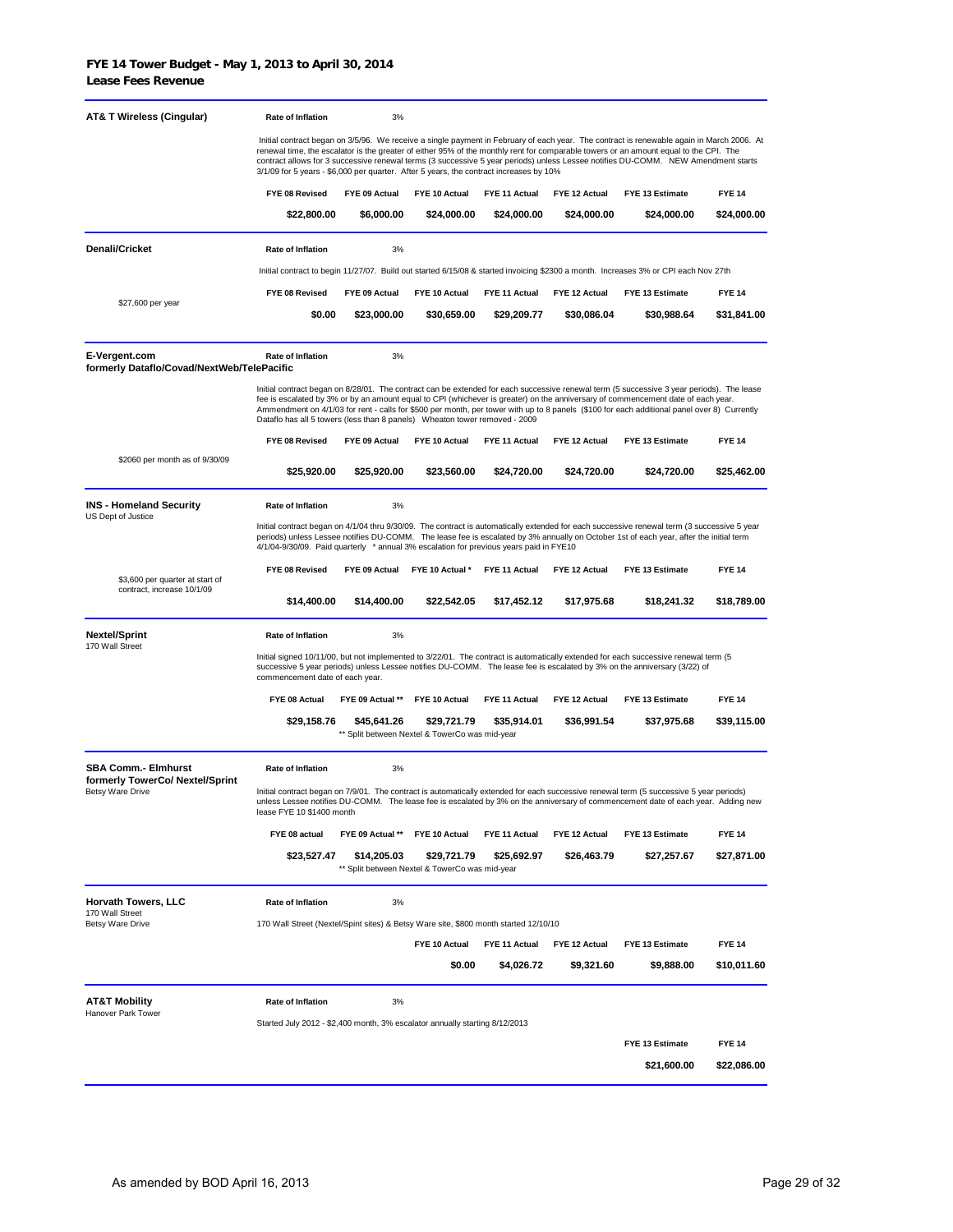# FYE 14 Tower Budget - May 1, 2013 to April 30, 2014

## Lease Fees Revenue

---

### AT& T Wireless (Cingular)

**Rate of Inflation** 3%

Initial contract began on 3/5/96. We receive a single payment in February of each year. The contract is renewable again in March 2006. At renewal time, the escalator is the greater of either 95% of the monthly rent for comparable towers or an amount equal to the CPI. The contract allows for 3 successive renewal terms (3 successive 5 year periods) unless Lessee notifies DU-COMM. NEW Amendment starts 3/1/09 for 5 years - $6,000 per quarter. After 5 years, the contract increases by 10%

| FYE 08 Revised | FYE 09 Actual | FYE 10 Actual | FYE 11 Actual | FYE 12 Actual | FYE 13 Estimate | FYE 14 |
|---|---|---|---|---|---|---|
| $22,800.00 | $6,000.00 | $24,000.00 | $24,000.00 | $24,000.00 | $24,000.00 | $24,000.00 |

---

### Denali/Cricket

$27,600 per year

**Rate of Inflation** 3%

Initial contract to begin 11/27/07. Build out started 6/15/08 & started invoicing $2300 a month. Increases 3% or CPI each Nov 27th

| FYE 08 Revised | FYE 09 Actual | FYE 10 Actual | FYE 11 Actual | FYE 12 Actual | FYE 13 Estimate | FYE 14 |
|---|---|---|---|---|---|---|
| $0.00 | $23,000.00 | $30,659.00 | $29,209.77 | $30,086.04 | $30,988.64 | $31,841.00 |

---

### E-Vergent.com
**formerly Dataflo/Covad/NextWeb/TelePacific**

$2060 per month as of 9/30/09

**Rate of Inflation** 3%

Initial contract began on 8/28/01. The contract can be extended for each successive renewal term (5 successive 3 year periods). The lease fee is escalated by 3% or by an amount equal to CPI (whichever is greater) on the anniversary of commencement date of each year. Ammendment on 4/1/03 for rent - calls for $500 per month, per tower with up to 8 panels ($100 for each additional panel over 8) Currently Dataflo has all 5 towers (less than 8 panels) Wheaton tower removed - 2009

| FYE 08 Revised | FYE 09 Actual | FYE 10 Actual | FYE 11 Actual | FYE 12 Actual | FYE 13 Estimate | FYE 14 |
|---|---|---|---|---|---|---|
| $25,920.00 | $25,920.00 | $23,560.00 | $24,720.00 | $24,720.00 | $24,720.00 | $25,462.00 |

---

### INS - Homeland Security
US Dept of Justice

$3,600 per quarter at start of contract, increase 10/1/09

**Rate of Inflation** 3%

Initial contract began on 4/1/04 thru 9/30/09. The contract is automatically extended for each successive renewal term (3 successive 5 year periods) unless Lessee notifies DU-COMM. The lease fee is escalated by 3% annually on October 1st of each year, after the initial term 4/1/04-9/30/09. Paid quarterly * annual 3% escalation for previous years paid in FYE10

| FYE 08 Revised | FYE 09 Actual | FYE 10 Actual * | FYE 11 Actual | FYE 12 Actual | FYE 13 Estimate | FYE 14 |
|---|---|---|---|---|---|---|
| $14,400.00 | $14,400.00 | $22,542.05 | $17,452.12 | $17,975.68 | $18,241.32 | $18,789.00 |

---

### Nextel/Sprint
170 Wall Street

**Rate of Inflation** 3%

Initial signed 10/11/00, but not implemented to 3/22/01. The contract is automatically extended for each successive renewal term (5 successive 5 year periods) unless Lessee notifies DU-COMM. The lease fee is escalated by 3% on the anniversary (3/22) of commencement date of each year.

| FYE 08 Actual | FYE 09 Actual ** | FYE 10 Actual | FYE 11 Actual | FYE 12 Actual | FYE 13 Estimate | FYE 14 |
|---|---|---|---|---|---|---|
| $29,158.76 | $45,641.26 | $29,721.79 | $35,914.01 | $36,991.54 | $37,975.68 | $39,115.00 |

** Split between Nextel & TowerCo was mid-year

---

### SBA Comm.- Elmhurst
**formerly TowerCo/ Nextel/Sprint**
Betsy Ware Drive

**Rate of Inflation** 3%

Initial contract began on 7/9/01. The contract is automatically extended for each successive renewal term (5 successive 5 year periods) unless Lessee notifies DU-COMM. The lease fee is escalated by 3% on the anniversary of commencement date of each year. Adding new lease FYE 10 $1400 month

| FYE 08 actual | FYE 09 Actual ** | FYE 10 Actual | FYE 11 Actual | FYE 12 Actual | FYE 13 Estimate | FYE 14 |
|---|---|---|---|---|---|---|
| $23,527.47 | $14,205.03 | $29,721.79 | $25,692.97 | $26,463.79 | $27,257.67 | $27,871.00 |

** Split between Nextel & TowerCo was mid-year

---

### Horvath Towers, LLC
170 Wall Street
Betsy Ware Drive

**Rate of Inflation** 3%

170 Wall Street (Nextel/Spint sites) & Betsy Ware site, $800 month started 12/10/10

| FYE 10 Actual | FYE 11 Actual | FYE 12 Actual | FYE 13 Estimate | FYE 14 |
|---|---|---|---|---|
| $0.00 | $4,026.72 | $9,321.60 | $9,888.00 | $10,011.60 |

---

### AT&T Mobility
Hanover Park Tower

**Rate of Inflation** 3%

Started July 2012 - $2,400 month, 3% escalator annually starting 8/12/2013

| FYE 13 Estimate | FYE 14 |
|---|---|
| $21,600.00 | $22,086.00 |

As amended by BOD April 16, 2013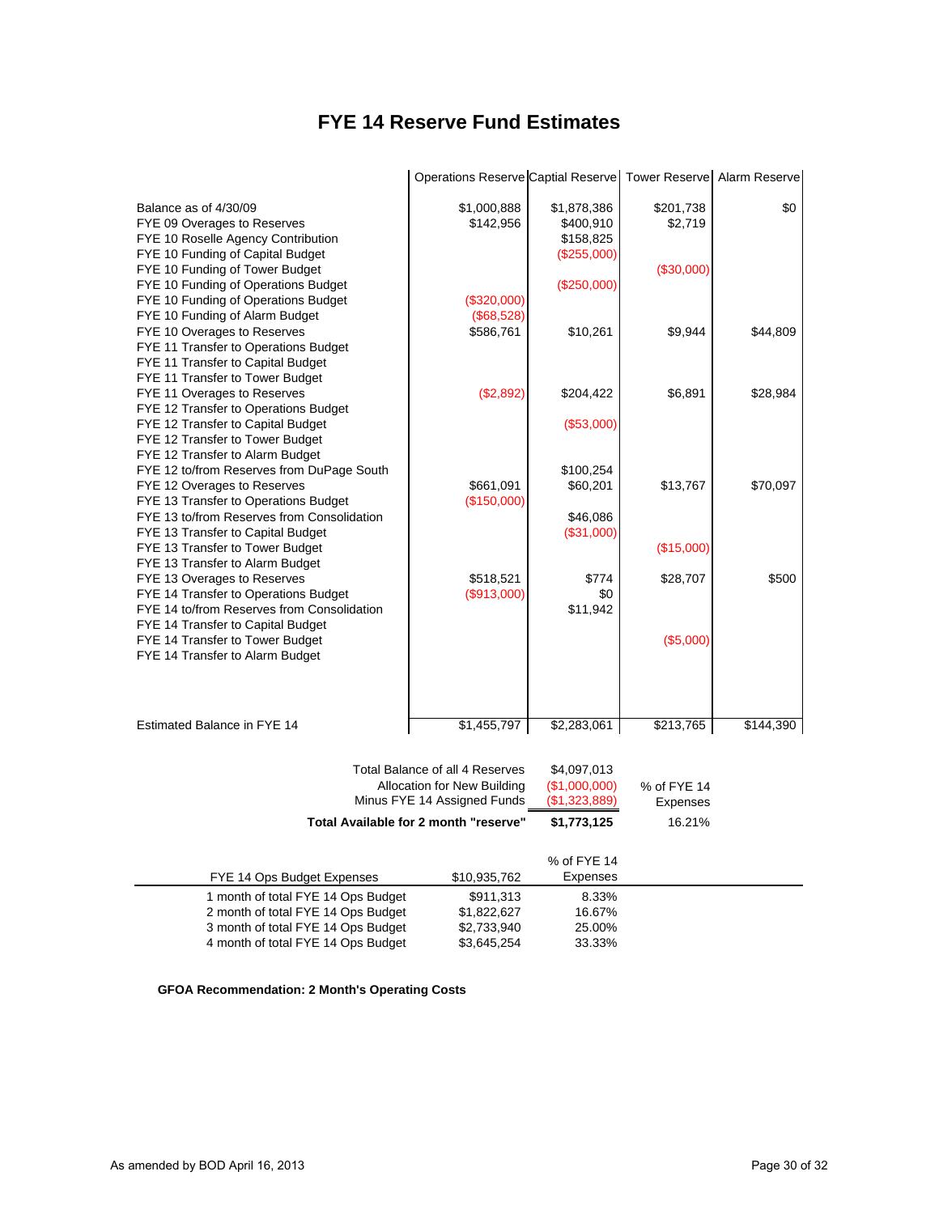# FYE 14 Reserve Fund Estimates

| | Operations Reserve | Captial Reserve | Tower Reserve | Alarm Reserve |
|---|---|---|---|---|
| Balance as of 4/30/09 | $1,000,888 | $1,878,386 | $201,738 | $0 |
| FYE 09 Overages to Reserves | $142,956 | $400,910 | $2,719 | |
| FYE 10 Roselle Agency Contribution | | $158,825 | | |
| FYE 10 Funding of Capital Budget | | ($255,000) | | |
| FYE 10 Funding of Tower Budget | | | ($30,000) | |
| FYE 10 Funding of Operations Budget | | ($250,000) | | |
| FYE 10 Funding of Operations Budget | ($320,000) | | | |
| FYE 10 Funding of Alarm Budget | ($68,528) | | | |
| FYE 10 Overages to Reserves | $586,761 | $10,261 | $9,944 | $44,809 |
| FYE 11 Transfer to Operations Budget | | | | |
| FYE 11 Transfer to Capital Budget | | | | |
| FYE 11 Transfer to Tower Budget | | | | |
| FYE 11 Overages to Reserves | ($2,892) | $204,422 | $6,891 | $28,984 |
| FYE 12 Transfer to Operations Budget | | | | |
| FYE 12 Transfer to Capital Budget | | ($53,000) | | |
| FYE 12 Transfer to Tower Budget | | | | |
| FYE 12 Transfer to Alarm Budget | | | | |
| FYE 12 to/from Reserves from DuPage South | | $100,254 | | |
| FYE 12 Overages to Reserves | $661,091 | $60,201 | $13,767 | $70,097 |
| FYE 13 Transfer to Operations Budget | ($150,000) | | | |
| FYE 13 to/from Reserves from Consolidation | | $46,086 | | |
| FYE 13 Transfer to Capital Budget | | ($31,000) | | |
| FYE 13 Transfer to Tower Budget | | | ($15,000) | |
| FYE 13 Transfer to Alarm Budget | | | | |
| FYE 13 Overages to Reserves | $518,521 | $774 | $28,707 | $500 |
| FYE 14 Transfer to Operations Budget | ($913,000) | $0 | | |
| FYE 14 to/from Reserves from Consolidation | | $11,942 | | |
| FYE 14 Transfer to Capital Budget | | | | |
| FYE 14 Transfer to Tower Budget | | | ($5,000) | |
| FYE 14 Transfer to Alarm Budget | | | | |
| Estimated Balance in FYE 14 | $1,455,797 | $2,283,061 | $213,765 | $144,390 |

| | | % of FYE 14 Expenses |
|---|---|---|
| Total Balance of all 4 Reserves | $4,097,013 | |
| Allocation for New Building | ($1,000,000) | |
| Minus FYE 14 Assigned Funds | ($1,323,889) | |
| **Total Available for 2 month "reserve"** | **$1,773,125** | 16.21% |

| FYE 14 Ops Budget Expenses | $10,935,762 | % of FYE 14 Expenses |
|---|---|---|
| 1 month of total FYE 14 Ops Budget | $911,313 | 8.33% |
| 2 month of total FYE 14 Ops Budget | $1,822,627 | 16.67% |
| 3 month of total FYE 14 Ops Budget | $2,733,940 | 25.00% |
| 4 month of total FYE 14 Ops Budget | $3,645,254 | 33.33% |

**GFOA Recommendation: 2 Month's Operating Costs**

As amended by BOD April 16, 2013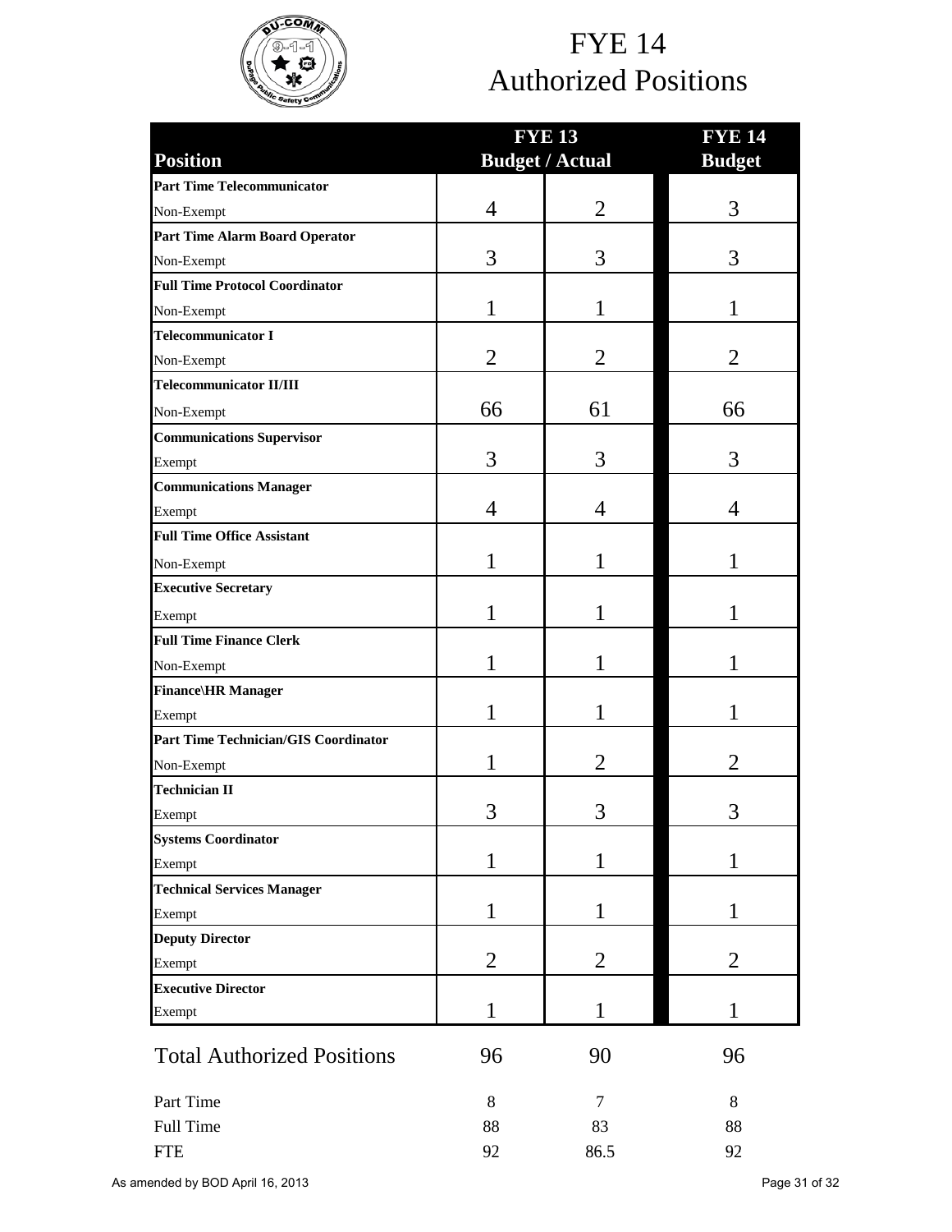# FYE 14
# Authorized Positions

| Position | FYE 13 Budget | FYE 13 Actual | FYE 14 Budget |
|---|---|---|---|
| **Part Time Telecommunicator**<br>Non-Exempt | 4 | 2 | 3 |
| **Part Time Alarm Board Operator**<br>Non-Exempt | 3 | 3 | 3 |
| **Full Time Protocol Coordinator**<br>Non-Exempt | 1 | 1 | 1 |
| **Telecommunicator I**<br>Non-Exempt | 2 | 2 | 2 |
| **Telecommunicator II/III**<br>Non-Exempt | 66 | 61 | 66 |
| **Communications Supervisor**<br>Exempt | 3 | 3 | 3 |
| **Communications Manager**<br>Exempt | 4 | 4 | 4 |
| **Full Time Office Assistant**<br>Non-Exempt | 1 | 1 | 1 |
| **Executive Secretary**<br>Exempt | 1 | 1 | 1 |
| **Full Time Finance Clerk**<br>Non-Exempt | 1 | 1 | 1 |
| **Finance\HR Manager**<br>Exempt | 1 | 1 | 1 |
| **Part Time Technician/GIS Coordinator**<br>Non-Exempt | 1 | 2 | 2 |
| **Technician II**<br>Exempt | 3 | 3 | 3 |
| **Systems Coordinator**<br>Exempt | 1 | 1 | 1 |
| **Technical Services Manager**<br>Exempt | 1 | 1 | 1 |
| **Deputy Director**<br>Exempt | 2 | 2 | 2 |
| **Executive Director**<br>Exempt | 1 | 1 | 1 |
| Total Authorized Positions | 96 | 90 | 96 |
| Part Time | 8 | 7 | 8 |
| Full Time | 88 | 83 | 88 |
| FTE | 92 | 86.5 | 92 |

As amended by BOD April 16, 2013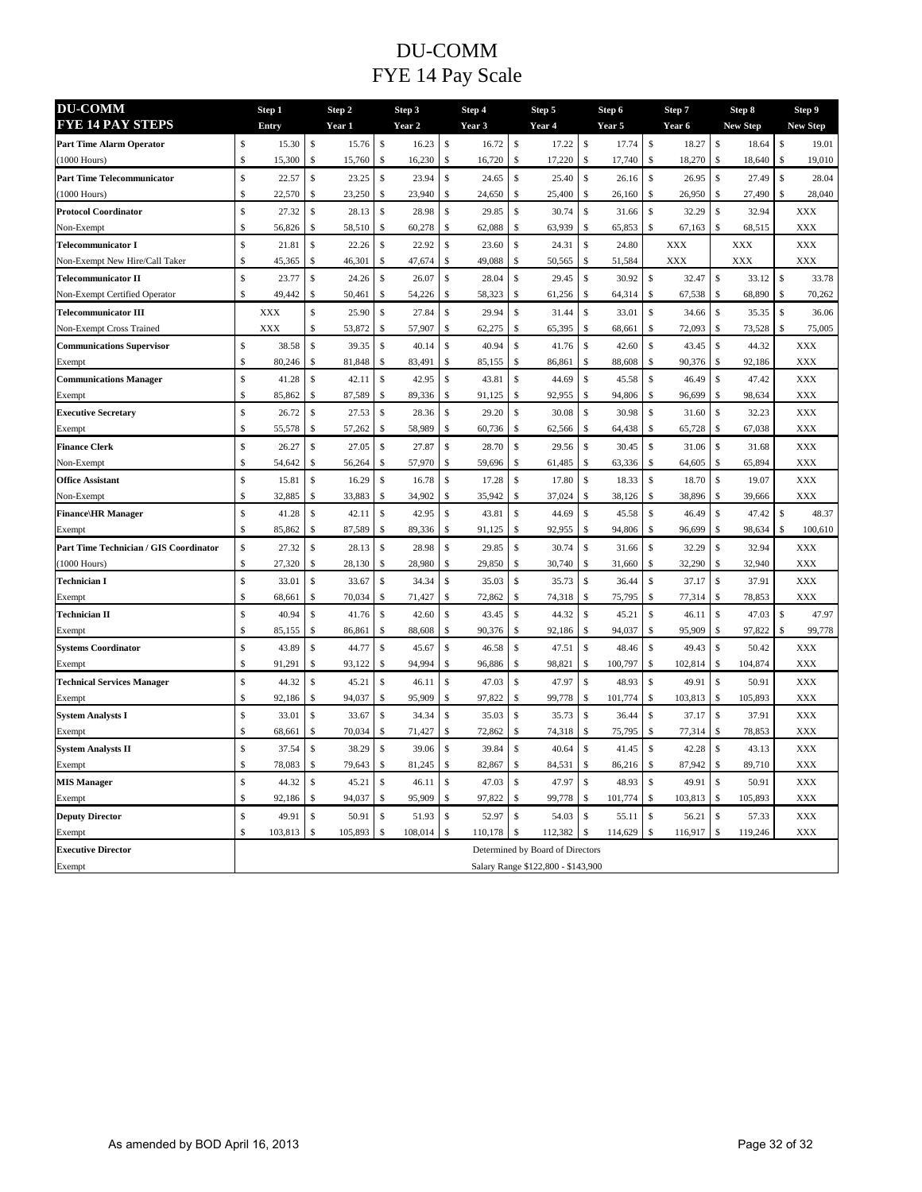# DU-COMM
# FYE 14 Pay Scale

| DU-COMM FYE 14 PAY STEPS | Step 1 Entry | Step 2 Year 1 | Step 3 Year 2 | Step 4 Year 3 | Step 5 Year 4 | Step 6 Year 5 | Step 7 Year 6 | Step 8 New Step | Step 9 New Step |
|---|---|---|---|---|---|---|---|---|---|
| **Part Time Alarm Operator** | $ 15.30 | $ 15.76 | $ 16.23 | $ 16.72 | $ 17.22 | $ 17.74 | $ 18.27 | $ 18.64 | $ 19.01 |
| (1000 Hours) | $ 15,300 | $ 15,760 | $ 16,230 | $ 16,720 | $ 17,220 | $ 17,740 | $ 18,270 | $ 18,640 | $ 19,010 |
| **Part Time Telecommunicator** | $ 22.57 | $ 23.25 | $ 23.94 | $ 24.65 | $ 25.40 | $ 26.16 | $ 26.95 | $ 27.49 | $ 28.04 |
| (1000 Hours) | $ 22,570 | $ 23,250 | $ 23,940 | $ 24,650 | $ 25,400 | $ 26,160 | $ 26,950 | $ 27,490 | $ 28,040 |
| **Protocol Coordinator** | $ 27.32 | $ 28.13 | $ 28.98 | $ 29.85 | $ 30.74 | $ 31.66 | $ 32.29 | $ 32.94 | XXX |
| Non-Exempt | $ 56,826 | $ 58,510 | $ 60,278 | $ 62,088 | $ 63,939 | $ 65,853 | $ 67,163 | $ 68,515 | XXX |
| **Telecommunicator I** | $ 21.81 | $ 22.26 | $ 22.92 | $ 23.60 | $ 24.31 | $ 24.80 | XXX | XXX | XXX |
| Non-Exempt New Hire/Call Taker | $ 45,365 | $ 46,301 | $ 47,674 | $ 49,088 | $ 50,565 | $ 51,584 | XXX | XXX | XXX |
| **Telecommunicator II** | $ 23.77 | $ 24.26 | $ 26.07 | $ 28.04 | $ 29.45 | $ 30.92 | $ 32.47 | $ 33.12 | $ 33.78 |
| Non-Exempt Certified Operator | $ 49,442 | $ 50,461 | $ 54,226 | $ 58,323 | $ 61,256 | $ 64,314 | $ 67,538 | $ 68,890 | $ 70,262 |
| **Telecommunicator III** | XXX | $ 25.90 | $ 27.84 | $ 29.94 | $ 31.44 | $ 33.01 | $ 34.66 | $ 35.35 | $ 36.06 |
| Non-Exempt Cross Trained | XXX | $ 53,872 | $ 57,907 | $ 62,275 | $ 65,395 | $ 68,661 | $ 72,093 | $ 73,528 | $ 75,005 |
| **Communications Supervisor** | $ 38.58 | $ 39.35 | $ 40.14 | $ 40.94 | $ 41.76 | $ 42.60 | $ 43.45 | $ 44.32 | XXX |
| Exempt | $ 80,246 | $ 81,848 | $ 83,491 | $ 85,155 | $ 86,861 | $ 88,608 | $ 90,376 | $ 92,186 | XXX |
| **Communications Manager** | $ 41.28 | $ 42.11 | $ 42.95 | $ 43.81 | $ 44.69 | $ 45.58 | $ 46.49 | $ 47.42 | XXX |
| Exempt | $ 85,862 | $ 87,589 | $ 89,336 | $ 91,125 | $ 92,955 | $ 94,806 | $ 96,699 | $ 98,634 | XXX |
| **Executive Secretary** | $ 26.72 | $ 27.53 | $ 28.36 | $ 29.20 | $ 30.08 | $ 30.98 | $ 31.60 | $ 32.23 | XXX |
| Exempt | $ 55,578 | $ 57,262 | $ 58,989 | $ 60,736 | $ 62,566 | $ 64,438 | $ 65,728 | $ 67,038 | XXX |
| **Finance Clerk** | $ 26.27 | $ 27.05 | $ 27.87 | $ 28.70 | $ 29.56 | $ 30.45 | $ 31.06 | $ 31.68 | XXX |
| Non-Exempt | $ 54,642 | $ 56,264 | $ 57,970 | $ 59,696 | $ 61,485 | $ 63,336 | $ 64,605 | $ 65,894 | XXX |
| **Office Assistant** | $ 15.81 | $ 16.29 | $ 16.78 | $ 17.28 | $ 17.80 | $ 18.33 | $ 18.70 | $ 19.07 | XXX |
| Non-Exempt | $ 32,885 | $ 33,883 | $ 34,902 | $ 35,942 | $ 37,024 | $ 38,126 | $ 38,896 | $ 39,666 | XXX |
| **Finance\HR Manager** | $ 41.28 | $ 42.11 | $ 42.95 | $ 43.81 | $ 44.69 | $ 45.58 | $ 46.49 | $ 47.42 | $ 48.37 |
| Exempt | $ 85,862 | $ 87,589 | $ 89,336 | $ 91,125 | $ 92,955 | $ 94,806 | $ 96,699 | $ 98,634 | $ 100,610 |
| **Part Time Technician / GIS Coordinator** | $ 27.32 | $ 28.13 | $ 28.98 | $ 29.85 | $ 30.74 | $ 31.66 | $ 32.29 | $ 32.94 | XXX |
| (1000 Hours) | $ 27,320 | $ 28,130 | $ 28,980 | $ 29,850 | $ 30,740 | $ 31,660 | $ 32,290 | $ 32,940 | XXX |
| **Technician I** | $ 33.01 | $ 33.67 | $ 34.34 | $ 35.03 | $ 35.73 | $ 36.44 | $ 37.17 | $ 37.91 | XXX |
| Exempt | $ 68,661 | $ 70,034 | $ 71,427 | $ 72,862 | $ 74,318 | $ 75,795 | $ 77,314 | $ 78,853 | XXX |
| **Technician II** | $ 40.94 | $ 41.76 | $ 42.60 | $ 43.45 | $ 44.32 | $ 45.21 | $ 46.11 | $ 47.03 | $ 47.97 |
| Exempt | $ 85,155 | $ 86,861 | $ 88,608 | $ 90,376 | $ 92,186 | $ 94,037 | $ 95,909 | $ 97,822 | $ 99,778 |
| **Systems Coordinator** | $ 43.89 | $ 44.77 | $ 45.67 | $ 46.58 | $ 47.51 | $ 48.46 | $ 49.43 | $ 50.42 | XXX |
| Exempt | $ 91,291 | $ 93,122 | $ 94,994 | $ 96,886 | $ 98,821 | $ 100,797 | $ 102,814 | $ 104,874 | XXX |
| **Technical Services Manager** | $ 44.32 | $ 45.21 | $ 46.11 | $ 47.03 | $ 47.97 | $ 48.93 | $ 49.91 | $ 50.91 | XXX |
| Exempt | $ 92,186 | $ 94,037 | $ 95,909 | $ 97,822 | $ 99,778 | $ 101,774 | $ 103,813 | $ 105,893 | XXX |
| **System Analysts I** | $ 33.01 | $ 33.67 | $ 34.34 | $ 35.03 | $ 35.73 | $ 36.44 | $ 37.17 | $ 37.91 | XXX |
| Exempt | $ 68,661 | $ 70,034 | $ 71,427 | $ 72,862 | $ 74,318 | $ 75,795 | $ 77,314 | $ 78,853 | XXX |
| **System Analysts II** | $ 37.54 | $ 38.29 | $ 39.06 | $ 39.84 | $ 40.64 | $ 41.45 | $ 42.28 | $ 43.13 | XXX |
| Exempt | $ 78,083 | $ 79,643 | $ 81,245 | $ 82,867 | $ 84,531 | $ 86,216 | $ 87,942 | $ 89,710 | XXX |
| **MIS Manager** | $ 44.32 | $ 45.21 | $ 46.11 | $ 47.03 | $ 47.97 | $ 48.93 | $ 49.91 | $ 50.91 | XXX |
| Exempt | $ 92,186 | $ 94,037 | $ 95,909 | $ 97,822 | $ 99,778 | $ 101,774 | $ 103,813 | $ 105,893 | XXX |
| **Deputy Director** | $ 49.91 | $ 50.91 | $ 51.93 | $ 52.97 | $ 54.03 | $ 55.11 | $ 56.21 | $ 57.33 | XXX |
| Exempt | $ 103,813 | $ 105,893 | $ 108,014 | $ 110,178 | $ 112,382 | $ 114,629 | $ 116,917 | $ 119,246 | XXX |
| **Executive Director** | Determined by Board of Directors | | | | | | | | |
| Exempt | Salary Range $122,800 - $143,900 | | | | | | | | |

As amended by BOD April 16, 2013